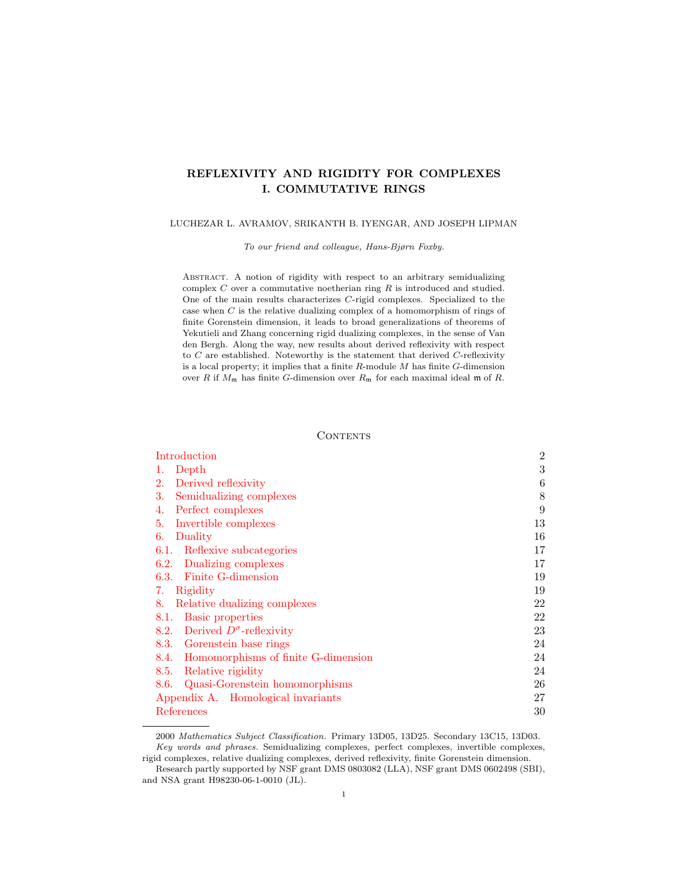# REFLEXIVITY AND RIGIDITY FOR COMPLEXES
# I. COMMUTATIVE RINGS

LUCHEZAR L. AVRAMOV, SRIKANTH B. IYENGAR, AND JOSEPH LIPMAN

*To our friend and colleague, Hans-Bjørn Foxby.*

Abstract. A notion of rigidity with respect to an arbitrary semidualizing complex $C$ over a commutative noetherian ring $R$ is introduced and studied. One of the main results characterizes $C$-rigid complexes. Specialized to the case when $C$ is the relative dualizing complex of a homomorphism of rings of finite Gorenstein dimension, it leads to broad generalizations of theorems of Yekutieli and Zhang concerning rigid dualizing complexes, in the sense of Van den Bergh. Along the way, new results about derived reflexivity with respect to $C$ are established. Noteworthy is the statement that derived $C$-reflexivity is a local property; it implies that a finite $R$-module $M$ has finite $G$-dimension over $R$ if $M_{\mathfrak{m}}$ has finite $G$-dimension over $R_{\mathfrak{m}}$ for each maximal ideal $\mathfrak{m}$ of $R$.

## Contents

| | |
|---|---|
| Introduction | 2 |
| 1. Depth | 3 |
| 2. Derived reflexivity | 6 |
| 3. Semidualizing complexes | 8 |
| 4. Perfect complexes | 9 |
| 5. Invertible complexes | 13 |
| 6. Duality | 16 |
| 6.1. Reflexive subcategories | 17 |
| 6.2. Dualizing complexes | 17 |
| 6.3. Finite G-dimension | 19 |
| 7. Rigidity | 19 |
| 8. Relative dualizing complexes | 22 |
| 8.1. Basic properties | 22 |
| 8.2. Derived $D^{\sigma}$-reflexivity | 23 |
| 8.3. Gorenstein base rings | 24 |
| 8.4. Homomorphisms of finite G-dimension | 24 |
| 8.5. Relative rigidity | 24 |
| 8.6. Quasi-Gorenstein homomorphisms | 26 |
| Appendix A. Homological invariants | 27 |
| References | 30 |

2000 *Mathematics Subject Classification.* Primary 13D05, 13D25. Secondary 13C15, 13D03.

*Key words and phrases.* Semidualizing complexes, perfect complexes, invertible complexes, rigid complexes, relative dualizing complexes, derived reflexivity, finite Gorenstein dimension.

Research partly supported by NSF grant DMS 0803082 (LLA), NSF grant DMS 0602498 (SBI), and NSA grant H98230-06-1-0010 (JL).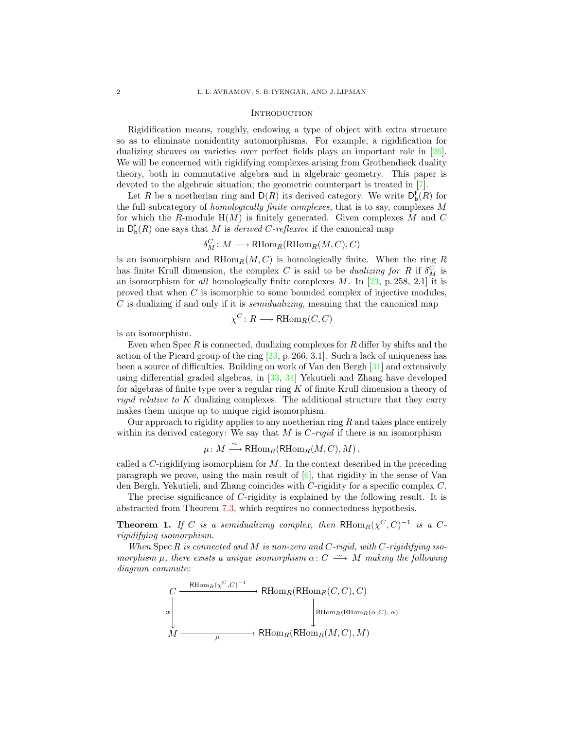## Introduction

Rigidification means, roughly, endowing a type of object with extra structure so as to eliminate nonidentity automorphisms. For example, a rigidification for dualizing sheaves on varieties over perfect fields plays an important role in [26]. We will be concerned with rigidifying complexes arising from Grothendieck duality theory, both in commutative algebra and in algebraic geometry. This paper is devoted to the algebraic situation; the geometric counterpart is treated in [7].

Let $R$ be a noetherian ring and $\mathsf{D}(R)$ its derived category. We write $\mathsf{D}^{\mathsf{f}}_{\mathsf{b}}(R)$ for the full subcategory of *homologically finite complexes*, that is to say, complexes $M$ for which the $R$-module $\mathrm{H}(M)$ is finitely generated. Given complexes $M$ and $C$ in $\mathsf{D}^{\mathsf{f}}_{\mathsf{b}}(R)$ one says that $M$ is *derived $C$-reflexive* if the canonical map

$$\delta^C_M \colon M \longrightarrow \mathsf{R}\mathrm{Hom}_R(\mathsf{R}\mathrm{Hom}_R(M,C),C)$$

is an isomorphism and $\mathsf{R}\mathrm{Hom}_R(M,C)$ is homologically finite. When the ring $R$ has finite Krull dimension, the complex $C$ is said to be *dualizing for* $R$ if $\delta^C_M$ is an isomorphism for *all* homologically finite complexes $M$. In [23, p. 258, 2.1] it is proved that when $C$ is isomorphic to some bounded complex of injective modules, $C$ is dualizing if and only if it is *semidualizing,* meaning that the canonical map

$$\chi^C \colon R \longrightarrow \mathsf{R}\mathrm{Hom}_R(C,C)$$

is an isomorphism.

Even when $\operatorname{Spec} R$ is connected, dualizing complexes for $R$ differ by shifts and the action of the Picard group of the ring [23, p. 266, 3.1]. Such a lack of uniqueness has been a source of difficulties. Building on work of Van den Bergh [31] and extensively using differential graded algebras, in [33, 34] Yekutieli and Zhang have developed for algebras of finite type over a regular ring $K$ of finite Krull dimension a theory of *rigid relative to* $K$ dualizing complexes. The additional structure that they carry makes them unique up to unique rigid isomorphism.

Our approach to rigidity applies to any noetherian ring $R$ and takes place entirely within its derived category: We say that $M$ is *$C$-rigid* if there is an isomorphism

$$\mu \colon M \xrightarrow{\simeq} \mathsf{R}\mathrm{Hom}_R(\mathsf{R}\mathrm{Hom}_R(M,C),M)\,,$$

called a $C$-rigidifying isomorphism for $M$. In the context described in the preceding paragraph we prove, using the main result of [6], that rigidity in the sense of Van den Bergh, Yekutieli, and Zhang coincides with $C$-rigidity for a specific complex $C$.

The precise significance of $C$-rigidity is explained by the following result. It is abstracted from Theorem 7.3, which requires no connectedness hypothesis.

**Theorem 1.** *If $C$ is a semidualizing complex, then $\mathsf{R}\mathrm{Hom}_R(\chi^C,C)^{-1}$ is a $C$-rigidifying isomorphism.*

*When $\operatorname{Spec} R$ is connected and $M$ is non-zero and $C$-rigid, with $C$-rigidifying isomorphism $\mu$, there exists a unique isomorphism $\alpha \colon C \xrightarrow{\simeq} M$ making the following diagram commute:*

$$\begin{array}{ccc}
C & \xrightarrow{\;\mathsf{R}\mathrm{Hom}_R(\chi^C,C)^{-1}\;} & \mathsf{R}\mathrm{Hom}_R(\mathsf{R}\mathrm{Hom}_R(C,C),C) \\
{\scriptstyle \alpha}\downarrow & & \downarrow{\scriptstyle \mathsf{R}\mathrm{Hom}_R(\mathsf{R}\mathrm{Hom}_R(\alpha,C),\,\alpha)} \\
M & \xrightarrow{\quad\mu\quad} & \mathsf{R}\mathrm{Hom}_R(\mathsf{R}\mathrm{Hom}_R(M,C),M)
\end{array}$$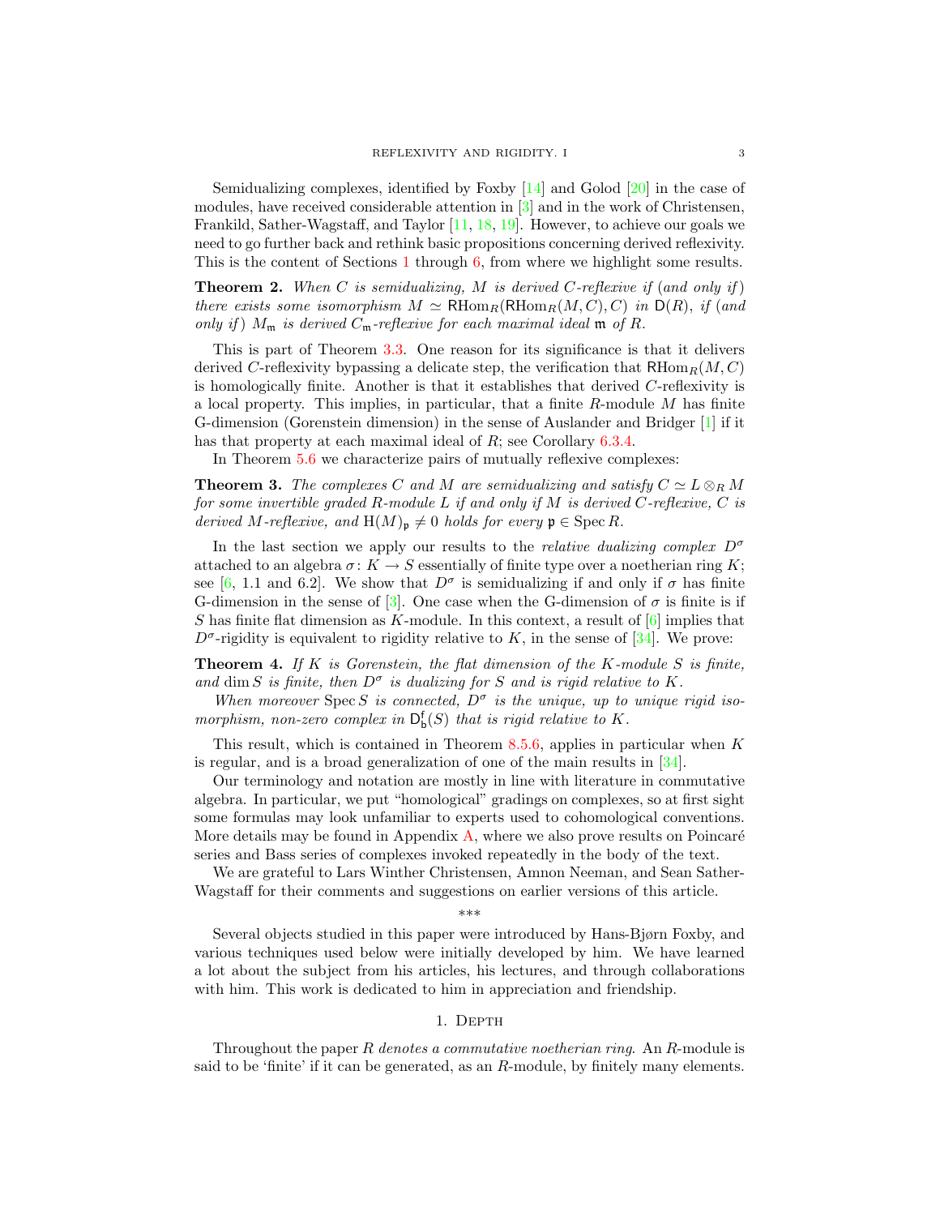Semidualizing complexes, identified by Foxby [14] and Golod [20] in the case of modules, have received considerable attention in [3] and in the work of Christensen, Frankild, Sather-Wagstaff, and Taylor [11, 18, 19]. However, to achieve our goals we need to go further back and rethink basic propositions concerning derived reflexivity. This is the content of Sections 1 through 6, from where we highlight some results.

**Theorem 2.** *When $C$ is semidualizing, $M$ is derived $C$-reflexive if (and only if) there exists some isomorphism $M \simeq \mathsf{RHom}_R(\mathsf{RHom}_R(M,C),C)$ in $\mathsf{D}(R)$, if (and only if) $M_{\mathfrak{m}}$ is derived $C_{\mathfrak{m}}$-reflexive for each maximal ideal $\mathfrak{m}$ of $R$.*

This is part of Theorem 3.3. One reason for its significance is that it delivers derived $C$-reflexivity bypassing a delicate step, the verification that $\mathsf{RHom}_R(M,C)$ is homologically finite. Another is that it establishes that derived $C$-reflexivity is a local property. This implies, in particular, that a finite $R$-module $M$ has finite G-dimension (Gorenstein dimension) in the sense of Auslander and Bridger [1] if it has that property at each maximal ideal of $R$; see Corollary 6.3.4.

In Theorem 5.6 we characterize pairs of mutually reflexive complexes:

**Theorem 3.** *The complexes $C$ and $M$ are semidualizing and satisfy $C \simeq L \otimes_R M$ for some invertible graded $R$-module $L$ if and only if $M$ is derived $C$-reflexive, $C$ is derived $M$-reflexive, and $\mathrm{H}(M)_{\mathfrak{p}} \neq 0$ holds for every $\mathfrak{p} \in \operatorname{Spec} R$.*

In the last section we apply our results to the *relative dualizing complex* $D^{\sigma}$ attached to an algebra $\sigma\colon K \to S$ essentially of finite type over a noetherian ring $K$; see [6, 1.1 and 6.2]. We show that $D^{\sigma}$ is semidualizing if and only if $\sigma$ has finite G-dimension in the sense of [3]. One case when the G-dimension of $\sigma$ is finite is if $S$ has finite flat dimension as $K$-module. In this context, a result of [6] implies that $D^{\sigma}$-rigidity is equivalent to rigidity relative to $K$, in the sense of [34]. We prove:

**Theorem 4.** *If $K$ is Gorenstein, the flat dimension of the $K$-module $S$ is finite, and $\dim S$ is finite, then $D^{\sigma}$ is dualizing for $S$ and is rigid relative to $K$.*

*When moreover $\operatorname{Spec} S$ is connected, $D^{\sigma}$ is the unique, up to unique rigid isomorphism, non-zero complex in $\mathsf{D}^{\mathsf{f}}_{\mathsf{b}}(S)$ that is rigid relative to $K$.*

This result, which is contained in Theorem 8.5.6, applies in particular when $K$ is regular, and is a broad generalization of one of the main results in [34].

Our terminology and notation are mostly in line with literature in commutative algebra. In particular, we put "homological" gradings on complexes, so at first sight some formulas may look unfamiliar to experts used to cohomological conventions. More details may be found in Appendix A, where we also prove results on Poincaré series and Bass series of complexes invoked repeatedly in the body of the text.

We are grateful to Lars Winther Christensen, Amnon Neeman, and Sean Sather-Wagstaff for their comments and suggestions on earlier versions of this article.

\*\*\*

Several objects studied in this paper were introduced by Hans-Bjørn Foxby, and various techniques used below were initially developed by him. We have learned a lot about the subject from his articles, his lectures, and through collaborations with him. This work is dedicated to him in appreciation and friendship.

## 1. Depth

Throughout the paper *$R$ denotes a commutative noetherian ring*. An $R$-module is said to be 'finite' if it can be generated, as an $R$-module, by finitely many elements.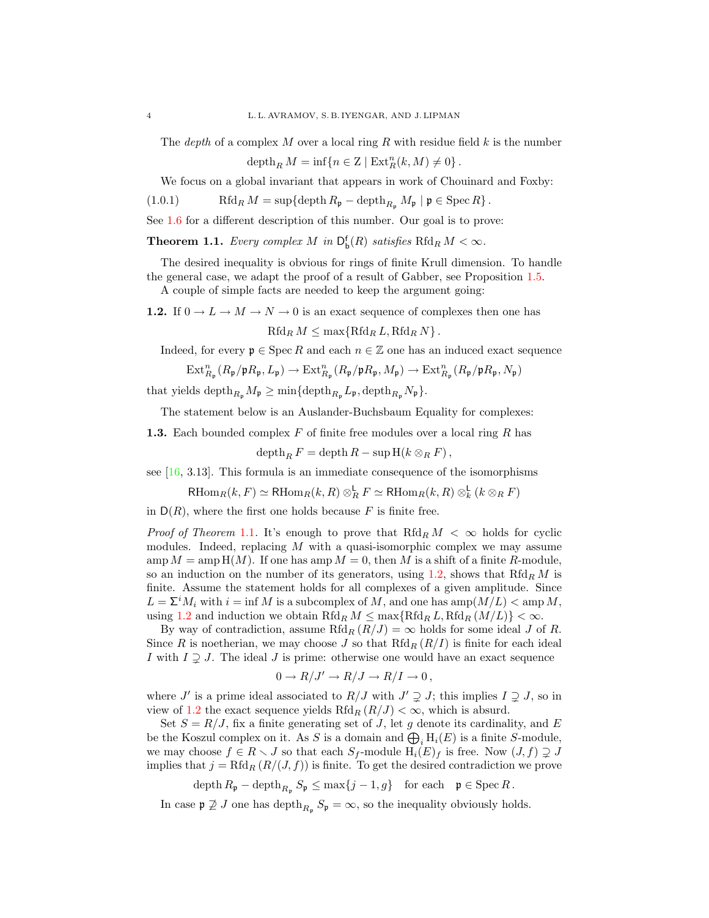The *depth* of a complex $M$ over a local ring $R$ with residue field $k$ is the number

$$\operatorname{depth}_R M = \inf\{n \in \mathbb{Z} \mid \operatorname{Ext}^n_R(k, M) \neq 0\}.$$

We focus on a global invariant that appears in work of Chouinard and Foxby:

$$\operatorname{Rfd}_R M = \sup\{\operatorname{depth} R_{\mathfrak{p}} - \operatorname{depth}_{R_{\mathfrak{p}}} M_{\mathfrak{p}} \mid \mathfrak{p} \in \operatorname{Spec} R\}. \tag{1.0.1}$$

See 1.6 for a different description of this number. Our goal is to prove:

**Theorem 1.1.** *Every complex $M$ in $\mathsf{D}^{\mathsf{f}}_{\mathsf{b}}(R)$ satisfies $\operatorname{Rfd}_R M < \infty$.*

The desired inequality is obvious for rings of finite Krull dimension. To handle the general case, we adapt the proof of a result of Gabber, see Proposition 1.5.

A couple of simple facts are needed to keep the argument going:

**1.2.** If $0 \to L \to M \to N \to 0$ is an exact sequence of complexes then one has

$$\operatorname{Rfd}_R M \leq \max\{\operatorname{Rfd}_R L, \operatorname{Rfd}_R N\}.$$

Indeed, for every $\mathfrak{p} \in \operatorname{Spec} R$ and each $n \in \mathbb{Z}$ one has an induced exact sequence

$$\operatorname{Ext}^n_{R_{\mathfrak{p}}}(R_{\mathfrak{p}}/\mathfrak{p}R_{\mathfrak{p}}, L_{\mathfrak{p}}) \to \operatorname{Ext}^n_{R_{\mathfrak{p}}}(R_{\mathfrak{p}}/\mathfrak{p}R_{\mathfrak{p}}, M_{\mathfrak{p}}) \to \operatorname{Ext}^n_{R_{\mathfrak{p}}}(R_{\mathfrak{p}}/\mathfrak{p}R_{\mathfrak{p}}, N_{\mathfrak{p}})$$

that yields $\operatorname{depth}_{R_{\mathfrak{p}}} M_{\mathfrak{p}} \geq \min\{\operatorname{depth}_{R_{\mathfrak{p}}} L_{\mathfrak{p}}, \operatorname{depth}_{R_{\mathfrak{p}}} N_{\mathfrak{p}}\}$.

The statement below is an Auslander-Buchsbaum Equality for complexes:

**1.3.** Each bounded complex $F$ of finite free modules over a local ring $R$ has

$$\operatorname{depth}_R F = \operatorname{depth} R - \sup \mathrm{H}(k \otimes_R F),$$

see [16, 3.13]. This formula is an immediate consequence of the isomorphisms

$$\mathsf{R}\mathrm{Hom}_R(k, F) \simeq \mathsf{R}\mathrm{Hom}_R(k, R) \otimes^{\mathsf{L}}_R F \simeq \mathsf{R}\mathrm{Hom}_R(k, R) \otimes^{\mathsf{L}}_k (k \otimes_R F)$$

in $\mathsf{D}(R)$, where the first one holds because $F$ is finite free.

*Proof of Theorem 1.1.* It's enough to prove that $\operatorname{Rfd}_R M < \infty$ holds for cyclic modules. Indeed, replacing $M$ with a quasi-isomorphic complex we may assume $\operatorname{amp} M = \operatorname{amp} \mathrm{H}(M)$. If one has $\operatorname{amp} M = 0$, then $M$ is a shift of a finite $R$-module, so an induction on the number of its generators, using 1.2, shows that $\operatorname{Rfd}_R M$ is finite. Assume the statement holds for all complexes of a given amplitude. Since $L = \Sigma^i M_i$ with $i = \inf M$ is a subcomplex of $M$, and one has $\operatorname{amp}(M/L) < \operatorname{amp} M$, using 1.2 and induction we obtain $\operatorname{Rfd}_R M \leq \max\{\operatorname{Rfd}_R L, \operatorname{Rfd}_R (M/L)\} < \infty$.

By way of contradiction, assume $\operatorname{Rfd}_R (R/J) = \infty$ holds for some ideal $J$ of $R$. Since $R$ is noetherian, we may choose $J$ so that $\operatorname{Rfd}_R (R/I)$ is finite for each ideal $I$ with $I \supsetneq J$. The ideal $J$ is prime: otherwise one would have an exact sequence

$$0 \to R/J' \to R/J \to R/I \to 0,$$

where $J'$ is a prime ideal associated to $R/J$ with $J' \supsetneq J$; this implies $I \supsetneq J$, so in view of 1.2 the exact sequence yields $\operatorname{Rfd}_R (R/J) < \infty$, which is absurd.

Set $S = R/J$, fix a finite generating set of $J$, let $g$ denote its cardinality, and $E$ be the Koszul complex on it. As $S$ is a domain and $\bigoplus_i \mathrm{H}_i(E)$ is a finite $S$-module, we may choose $f \in R \smallsetminus J$ so that each $S_f$-module $\mathrm{H}_i(E)_f$ is free. Now $(J, f) \supsetneq J$ implies that $j = \operatorname{Rfd}_R (R/(J, f))$ is finite. To get the desired contradiction we prove

$$\operatorname{depth} R_{\mathfrak{p}} - \operatorname{depth}_{R_{\mathfrak{p}}} S_{\mathfrak{p}} \leq \max\{j - 1, g\} \quad \text{for each} \quad \mathfrak{p} \in \operatorname{Spec} R.$$

In case $\mathfrak{p} \not\supseteq J$ one has $\operatorname{depth}_{R_{\mathfrak{p}}} S_{\mathfrak{p}} = \infty$, so the inequality obviously holds.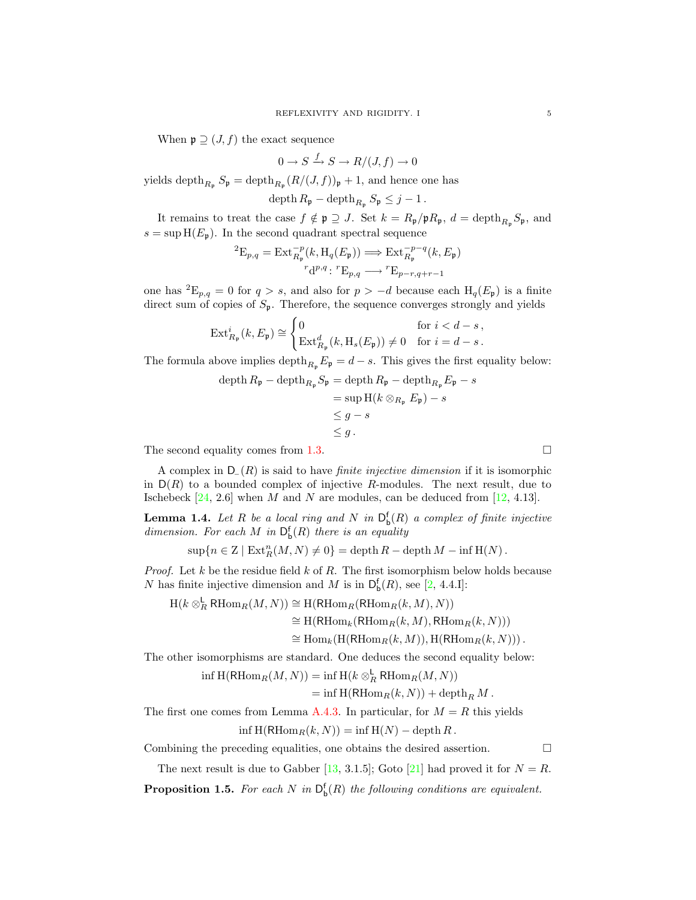When $\mathfrak{p} \supseteq (J, f)$ the exact sequence

$$0 \to S \xrightarrow{f} S \to R/(J,f) \to 0$$

yields $\operatorname{depth}_{R_\mathfrak{p}} S_\mathfrak{p} = \operatorname{depth}_{R_\mathfrak{p}} (R/(J,f))_\mathfrak{p} + 1$, and hence one has

$$\operatorname{depth} R_\mathfrak{p} - \operatorname{depth}_{R_\mathfrak{p}} S_\mathfrak{p} \leq j - 1\,.$$

It remains to treat the case $f \notin \mathfrak{p} \supseteq J$. Set $k = R_\mathfrak{p}/\mathfrak{p}R_\mathfrak{p}$, $d = \operatorname{depth}_{R_\mathfrak{p}} S_\mathfrak{p}$, and $s = \sup \mathrm{H}(E_\mathfrak{p})$. In the second quadrant spectral sequence

$$^2\mathrm{E}_{p,q} = \operatorname{Ext}^{-p}_{R_\mathfrak{p}}(k, \mathrm{H}_q(E_\mathfrak{p})) \Longrightarrow \operatorname{Ext}^{-p-q}_{R_\mathfrak{p}}(k, E_\mathfrak{p})$$
$$^r\mathrm{d}^{p,q} \colon {}^r\mathrm{E}_{p,q} \longrightarrow {}^r\mathrm{E}_{p-r,q+r-1}$$

one has $^2\mathrm{E}_{p,q} = 0$ for $q > s$, and also for $p > -d$ because each $\mathrm{H}_q(E_\mathfrak{p})$ is a finite direct sum of copies of $S_\mathfrak{p}$. Therefore, the sequence converges strongly and yields

$$\operatorname{Ext}^i_{R_\mathfrak{p}}(k, E_\mathfrak{p}) \cong \begin{cases} 0 & \text{for } i < d - s\,, \\ \operatorname{Ext}^d_{R_\mathfrak{p}}(k, \mathrm{H}_s(E_\mathfrak{p})) \neq 0 & \text{for } i = d - s\,. \end{cases}$$

The formula above implies $\operatorname{depth}_{R_\mathfrak{p}} E_\mathfrak{p} = d - s$. This gives the first equality below:

$$\begin{aligned} \operatorname{depth} R_\mathfrak{p} - \operatorname{depth}_{R_\mathfrak{p}} S_\mathfrak{p} &= \operatorname{depth} R_\mathfrak{p} - \operatorname{depth}_{R_\mathfrak{p}} E_\mathfrak{p} - s \\ &= \sup \mathrm{H}(k \otimes_{R_\mathfrak{p}} E_\mathfrak{p}) - s \\ &\leq g - s \\ &\leq g\,. \end{aligned}$$

The second equality comes from 1.3. $\square$

A complex in $\mathsf{D}_-(R)$ is said to have *finite injective dimension* if it is isomorphic in $\mathsf{D}(R)$ to a bounded complex of injective $R$-modules. The next result, due to Ischebeck [24, 2.6] when $M$ and $N$ are modules, can be deduced from [12, 4.13].

**Lemma 1.4.** *Let $R$ be a local ring and $N$ in $\mathsf{D}^\mathsf{f}_\mathsf{b}(R)$ a complex of finite injective dimension. For each $M$ in $\mathsf{D}^\mathsf{f}_\mathsf{b}(R)$ there is an equality*

$$\sup\{n \in \mathbb{Z} \mid \operatorname{Ext}^n_R(M, N) \neq 0\} = \operatorname{depth} R - \operatorname{depth} M - \inf \mathrm{H}(N)\,.$$

*Proof.* Let $k$ be the residue field $k$ of $R$. The first isomorphism below holds because $N$ has finite injective dimension and $M$ is in $\mathsf{D}^\mathsf{f}_\mathsf{b}(R)$, see [2, 4.4.I]:

$$\begin{aligned} \mathrm{H}(k \otimes^\mathsf{L}_R \mathsf{R}\mathrm{Hom}_R(M, N)) &\cong \mathrm{H}(\mathsf{R}\mathrm{Hom}_R(\mathsf{R}\mathrm{Hom}_R(k, M), N)) \\ &\cong \mathrm{H}(\mathsf{R}\mathrm{Hom}_k(\mathsf{R}\mathrm{Hom}_R(k, M), \mathsf{R}\mathrm{Hom}_R(k, N))) \\ &\cong \operatorname{Hom}_k(\mathrm{H}(\mathsf{R}\mathrm{Hom}_R(k, M)), \mathrm{H}(\mathsf{R}\mathrm{Hom}_R(k, N)))\,. \end{aligned}$$

The other isomorphisms are standard. One deduces the second equality below:

$$\begin{aligned} \inf \mathrm{H}(\mathsf{R}\mathrm{Hom}_R(M, N)) &= \inf \mathrm{H}(k \otimes^\mathsf{L}_R \mathsf{R}\mathrm{Hom}_R(M, N)) \\ &= \inf \mathrm{H}(\mathsf{R}\mathrm{Hom}_R(k, N)) + \operatorname{depth}_R M\,. \end{aligned}$$

The first one comes from Lemma A.4.3. In particular, for $M = R$ this yields

$$\inf \mathrm{H}(\mathsf{R}\mathrm{Hom}_R(k, N)) = \inf \mathrm{H}(N) - \operatorname{depth} R\,.$$

Combining the preceding equalities, one obtains the desired assertion. $\square$

The next result is due to Gabber [13, 3.1.5]; Goto [21] had proved it for $N = R$.

**Proposition 1.5.** *For each $N$ in $\mathsf{D}^\mathsf{f}_\mathsf{b}(R)$ the following conditions are equivalent.*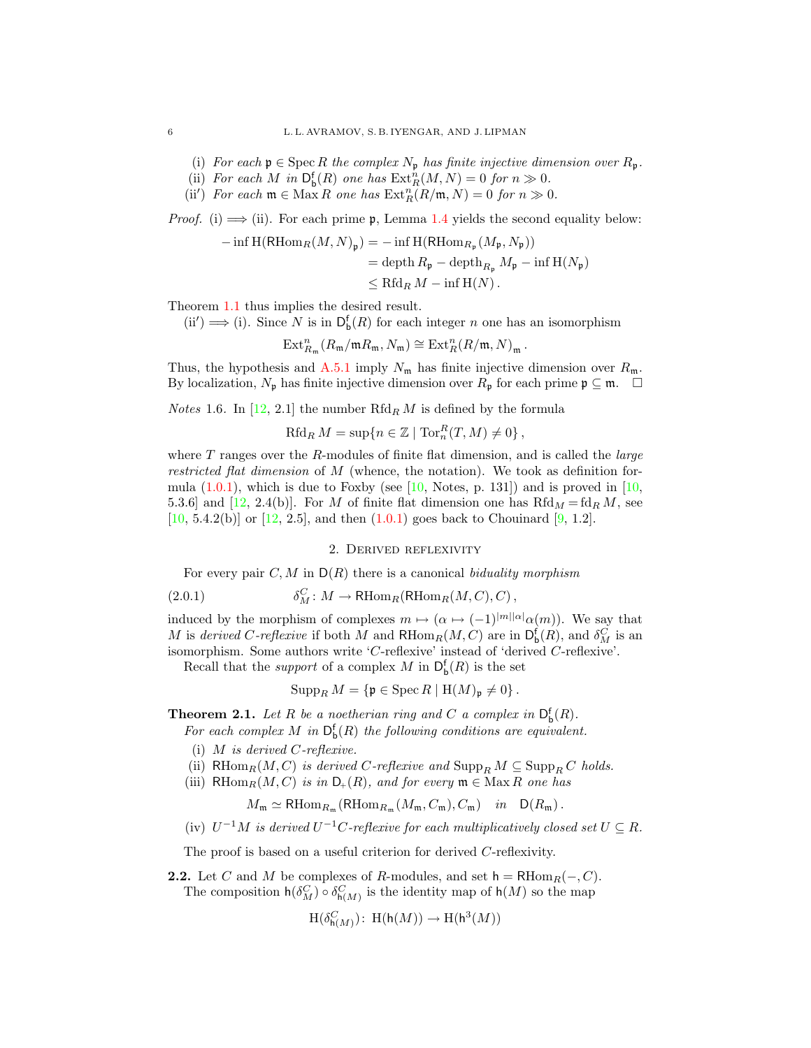(i) *For each $\mathfrak{p} \in \operatorname{Spec} R$ the complex $N_\mathfrak{p}$ has finite injective dimension over $R_\mathfrak{p}$.*

(ii) *For each $M$ in $\mathsf{D}^{\mathsf{f}}_{\mathsf{b}}(R)$ one has $\operatorname{Ext}^n_R(M,N) = 0$ for $n \gg 0$.*

(ii′) *For each $\mathfrak{m} \in \operatorname{Max} R$ one has $\operatorname{Ext}^n_R(R/\mathfrak{m},N) = 0$ for $n \gg 0$.*

*Proof.* (i) $\Longrightarrow$ (ii). For each prime $\mathfrak{p}$, Lemma 1.4 yields the second equality below:

$$
\begin{aligned}
-\inf \mathrm{H}(\mathsf{RHom}_R(M,N)_\mathfrak{p}) &= -\inf \mathrm{H}(\mathsf{RHom}_{R_\mathfrak{p}}(M_\mathfrak{p},N_\mathfrak{p})) \\
&= \operatorname{depth} R_\mathfrak{p} - \operatorname{depth}_{R_\mathfrak{p}} M_\mathfrak{p} - \inf \mathrm{H}(N_\mathfrak{p}) \\
&\leq \operatorname{Rfd}_R M - \inf \mathrm{H}(N)\,.
\end{aligned}
$$

Theorem 1.1 thus implies the desired result.

(ii′) $\Longrightarrow$ (i). Since $N$ is in $\mathsf{D}^{\mathsf{f}}_{\mathsf{b}}(R)$ for each integer $n$ one has an isomorphism

$$
\operatorname{Ext}^n_{R_\mathfrak{m}}(R_\mathfrak{m}/\mathfrak{m}R_\mathfrak{m}, N_\mathfrak{m}) \cong \operatorname{Ext}^n_R(R/\mathfrak{m},N)_\mathfrak{m}\,.
$$

Thus, the hypothesis and A.5.1 imply $N_\mathfrak{m}$ has finite injective dimension over $R_\mathfrak{m}$. By localization, $N_\mathfrak{p}$ has finite injective dimension over $R_\mathfrak{p}$ for each prime $\mathfrak{p} \subseteq \mathfrak{m}$. $\square$

*Notes* 1.6. In [12, 2.1] the number $\operatorname{Rfd}_R M$ is defined by the formula

$$
\operatorname{Rfd}_R M = \sup\{n \in \mathbb{Z} \mid \operatorname{Tor}^R_n(T,M) \neq 0\}\,,
$$

where $T$ ranges over the $R$-modules of finite flat dimension, and is called the *large restricted flat dimension* of $M$ (whence, the notation). We took as definition formula (1.0.1), which is due to Foxby (see [10, Notes, p. 131]) and is proved in [10, 5.3.6] and [12, 2.4(b)]. For $M$ of finite flat dimension one has $\operatorname{Rfd}_M = \operatorname{fd}_R M$, see [10, 5.4.2(b)] or [12, 2.5], and then (1.0.1) goes back to Chouinard [9, 1.2].

## 2. Derived reflexivity

For every pair $C, M$ in $\mathsf{D}(R)$ there is a canonical *biduality morphism*

$$
\delta^C_M \colon M \to \mathsf{RHom}_R(\mathsf{RHom}_R(M,C),C)\,, \tag{2.0.1}
$$

induced by the morphism of complexes $m \mapsto (\alpha \mapsto (-1)^{|m||\alpha|}\alpha(m))$. We say that $M$ is *derived $C$-reflexive* if both $M$ and $\mathsf{RHom}_R(M,C)$ are in $\mathsf{D}^{\mathsf{f}}_{\mathsf{b}}(R)$, and $\delta^C_M$ is an isomorphism. Some authors write '$C$-reflexive' instead of 'derived $C$-reflexive'.

Recall that the *support* of a complex $M$ in $\mathsf{D}^{\mathsf{f}}_{\mathsf{b}}(R)$ is the set

$$
\operatorname{Supp}_R M = \{\mathfrak{p} \in \operatorname{Spec} R \mid \mathrm{H}(M)_\mathfrak{p} \neq 0\}\,.
$$

**Theorem 2.1.** *Let $R$ be a noetherian ring and $C$ a complex in $\mathsf{D}^{\mathsf{f}}_{\mathsf{b}}(R)$.*

*For each complex $M$ in $\mathsf{D}^{\mathsf{f}}_{\mathsf{b}}(R)$ the following conditions are equivalent.*

(i) *$M$ is derived $C$-reflexive.*

(ii) *$\mathsf{RHom}_R(M,C)$ is derived $C$-reflexive and $\operatorname{Supp}_R M \subseteq \operatorname{Supp}_R C$ holds.*

(iii) *$\mathsf{RHom}_R(M,C)$ is in $\mathsf{D}_+(R)$, and for every $\mathfrak{m} \in \operatorname{Max} R$ one has*

$$
M_\mathfrak{m} \simeq \mathsf{RHom}_{R_\mathfrak{m}}(\mathsf{RHom}_{R_\mathfrak{m}}(M_\mathfrak{m},C_\mathfrak{m}),C_\mathfrak{m}) \quad in \quad \mathsf{D}(R_\mathfrak{m})\,.
$$

(iv) *$U^{-1}M$ is derived $U^{-1}C$-reflexive for each multiplicatively closed set $U \subseteq R$.*

The proof is based on a useful criterion for derived $C$-reflexivity.

**2.2.** Let $C$ and $M$ be complexes of $R$-modules, and set $\mathsf{h} = \mathsf{RHom}_R(-,C)$.

The composition $\mathsf{h}(\delta^C_M) \circ \delta^C_{\mathsf{h}(M)}$ is the identity map of $\mathsf{h}(M)$ so the map

$$
\mathrm{H}(\delta^C_{\mathsf{h}(M)})\colon\ \mathrm{H}(\mathsf{h}(M)) \to \mathrm{H}(\mathsf{h}^3(M))
$$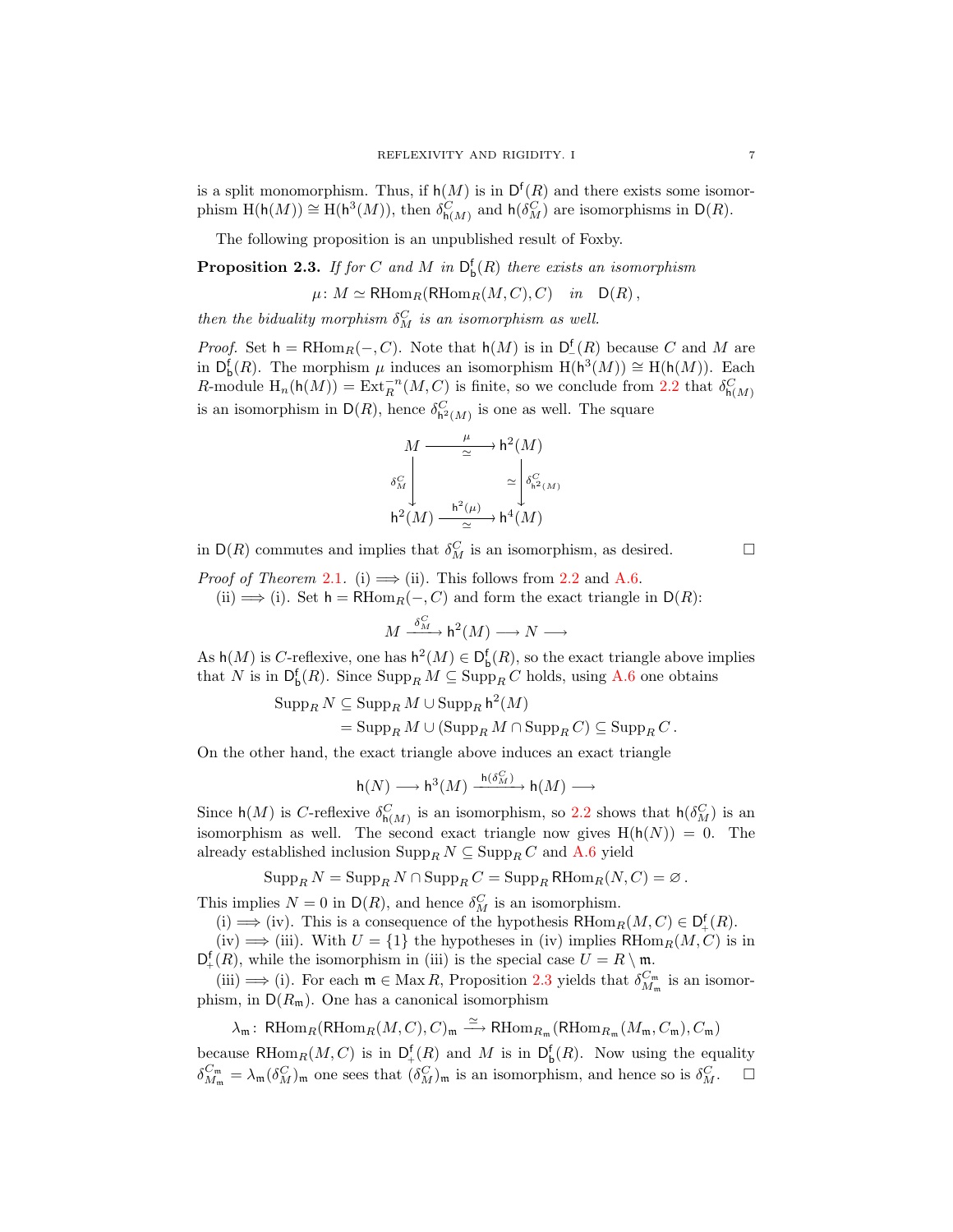is a split monomorphism. Thus, if $\mathsf{h}(M)$ is in $\mathsf{D}^{\mathsf{f}}(R)$ and there exists some isomorphism $\mathrm{H}(\mathsf{h}(M)) \cong \mathrm{H}(\mathsf{h}^3(M))$, then $\delta^C_{\mathsf{h}(M)}$ and $\mathsf{h}(\delta^C_M)$ are isomorphisms in $\mathsf{D}(R)$.

The following proposition is an unpublished result of Foxby.

**Proposition 2.3.** *If for $C$ and $M$ in $\mathsf{D}^{\mathsf{f}}_{\mathsf{b}}(R)$ there exists an isomorphism*

$$\mu\colon M \simeq \mathsf{RHom}_R(\mathsf{RHom}_R(M,C),C) \quad \text{in} \quad \mathsf{D}(R)\,,$$

*then the biduality morphism $\delta^C_M$ is an isomorphism as well.*

*Proof.* Set $\mathsf{h} = \mathsf{RHom}_R(-,C)$. Note that $\mathsf{h}(M)$ is in $\mathsf{D}^{\mathsf{f}}_{-}(R)$ because $C$ and $M$ are in $\mathsf{D}^{\mathsf{f}}_{\mathsf{b}}(R)$. The morphism $\mu$ induces an isomorphism $\mathrm{H}(\mathsf{h}^3(M)) \cong \mathrm{H}(\mathsf{h}(M))$. Each $R$-module $\mathrm{H}_n(\mathsf{h}(M)) = \mathrm{Ext}^{-n}_R(M,C)$ is finite, so we conclude from 2.2 that $\delta^C_{\mathsf{h}(M)}$ is an isomorphism in $\mathsf{D}(R)$, hence $\delta^C_{\mathsf{h}^2(M)}$ is one as well. The square

$$\begin{array}{ccc} M & \xrightarrow[\simeq]{\ \mu\ } & \mathsf{h}^2(M) \\ {\scriptstyle \delta^C_M}\downarrow & & \downarrow{\scriptstyle \simeq\ \delta^C_{\mathsf{h}^2(M)}} \\ \mathsf{h}^2(M) & \xrightarrow[\simeq]{\ \mathsf{h}^2(\mu)\ } & \mathsf{h}^4(M) \end{array}$$

in $\mathsf{D}(R)$ commutes and implies that $\delta^C_M$ is an isomorphism, as desired. $\square$

*Proof of Theorem 2.1.* (i) $\Longrightarrow$ (ii). This follows from 2.2 and A.6.

(ii) $\Longrightarrow$ (i). Set $\mathsf{h} = \mathsf{RHom}_R(-,C)$ and form the exact triangle in $\mathsf{D}(R)$:

$$M \xrightarrow{\delta^C_M} \mathsf{h}^2(M) \longrightarrow N \longrightarrow$$

As $\mathsf{h}(M)$ is $C$-reflexive, one has $\mathsf{h}^2(M) \in \mathsf{D}^{\mathsf{f}}_{\mathsf{b}}(R)$, so the exact triangle above implies that $N$ is in $\mathsf{D}^{\mathsf{f}}_{\mathsf{b}}(R)$. Since $\mathrm{Supp}_R\, M \subseteq \mathrm{Supp}_R\, C$ holds, using A.6 one obtains

$$\begin{aligned} \mathrm{Supp}_R\, N &\subseteq \mathrm{Supp}_R\, M \cup \mathrm{Supp}_R\, \mathsf{h}^2(M) \\ &= \mathrm{Supp}_R\, M \cup (\mathrm{Supp}_R\, M \cap \mathrm{Supp}_R\, C) \subseteq \mathrm{Supp}_R\, C\,. \end{aligned}$$

On the other hand, the exact triangle above induces an exact triangle

$$\mathsf{h}(N) \longrightarrow \mathsf{h}^3(M) \xrightarrow{\mathsf{h}(\delta^C_M)} \mathsf{h}(M) \longrightarrow$$

Since $\mathsf{h}(M)$ is $C$-reflexive $\delta^C_{\mathsf{h}(M)}$ is an isomorphism, so 2.2 shows that $\mathsf{h}(\delta^C_M)$ is an isomorphism as well. The second exact triangle now gives $\mathrm{H}(\mathsf{h}(N)) = 0$. The already established inclusion $\mathrm{Supp}_R\, N \subseteq \mathrm{Supp}_R\, C$ and A.6 yield

$$\mathrm{Supp}_R\, N = \mathrm{Supp}_R\, N \cap \mathrm{Supp}_R\, C = \mathrm{Supp}_R\, \mathsf{RHom}_R(N,C) = \varnothing\,.$$

This implies $N = 0$ in $\mathsf{D}(R)$, and hence $\delta^C_M$ is an isomorphism.

(i) $\Longrightarrow$ (iv). This is a consequence of the hypothesis $\mathsf{RHom}_R(M,C) \in \mathsf{D}^{\mathsf{f}}_{+}(R)$.

(iv) $\Longrightarrow$ (iii). With $U = \{1\}$ the hypotheses in (iv) implies $\mathsf{RHom}_R(M,C)$ is in $\mathsf{D}^{\mathsf{f}}_{+}(R)$, while the isomorphism in (iii) is the special case $U = R \setminus \mathfrak{m}$.

(iii) $\Longrightarrow$ (i). For each $\mathfrak{m} \in \mathrm{Max}\, R$, Proposition 2.3 yields that $\delta^{C_\mathfrak{m}}_{M_\mathfrak{m}}$ is an isomorphism, in $\mathsf{D}(R_\mathfrak{m})$. One has a canonical isomorphism

$$\lambda_\mathfrak{m}\colon\ \mathsf{RHom}_R(\mathsf{RHom}_R(M,C),C)_\mathfrak{m} \xrightarrow{\ \simeq\ } \mathsf{RHom}_{R_\mathfrak{m}}(\mathsf{RHom}_{R_\mathfrak{m}}(M_\mathfrak{m},C_\mathfrak{m}),C_\mathfrak{m})$$

because $\mathsf{RHom}_R(M,C)$ is in $\mathsf{D}^{\mathsf{f}}_{+}(R)$ and $M$ is in $\mathsf{D}^{\mathsf{f}}_{\mathsf{b}}(R)$. Now using the equality $\delta^{C_\mathfrak{m}}_{M_\mathfrak{m}} = \lambda_\mathfrak{m}(\delta^C_M)_\mathfrak{m}$ one sees that $(\delta^C_M)_\mathfrak{m}$ is an isomorphism, and hence so is $\delta^C_M$. $\square$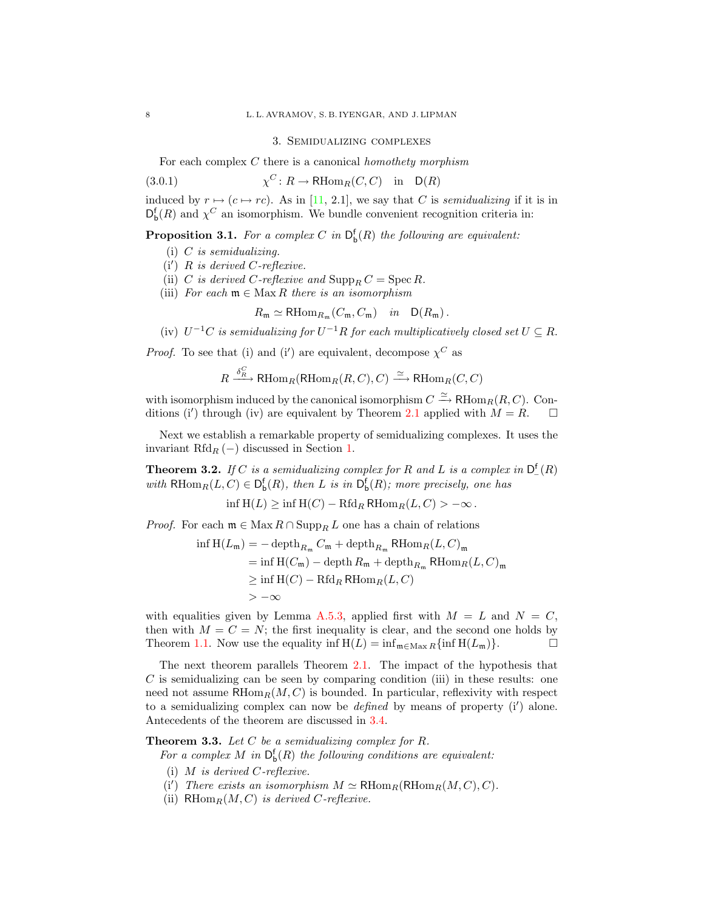## 3. Semidualizing complexes

For each complex $C$ there is a canonical *homothety morphism*

$$\chi^C\colon R \to \mathsf{RHom}_R(C,C) \quad \text{in} \quad \mathsf{D}(R) \tag{3.0.1}$$

induced by $r \mapsto (c \mapsto rc)$. As in [11, 2.1], we say that $C$ is *semidualizing* if it is in $\mathsf{D}^{\mathsf{f}}_{\mathsf{b}}(R)$ and $\chi^C$ an isomorphism. We bundle convenient recognition criteria in:

**Proposition 3.1.** *For a complex $C$ in $\mathsf{D}^{\mathsf{f}}_{\mathsf{b}}(R)$ the following are equivalent:*

- (i) *$C$ is semidualizing.*
- (i′) *$R$ is derived $C$-reflexive.*
- (ii) *$C$ is derived $C$-reflexive and $\operatorname{Supp}_R C = \operatorname{Spec} R$.*
- (iii) *For each $\mathfrak{m} \in \operatorname{Max} R$ there is an isomorphism*
$$R_{\mathfrak{m}} \simeq \mathsf{RHom}_{R_{\mathfrak{m}}}(C_{\mathfrak{m}}, C_{\mathfrak{m}}) \quad in \quad \mathsf{D}(R_{\mathfrak{m}})\,.$$
- (iv) *$U^{-1}C$ is semidualizing for $U^{-1}R$ for each multiplicatively closed set $U \subseteq R$.*

*Proof.* To see that (i) and (i′) are equivalent, decompose $\chi^C$ as

$$R \xrightarrow{\delta^C_R} \mathsf{RHom}_R(\mathsf{RHom}_R(R,C),C) \xrightarrow{\simeq} \mathsf{RHom}_R(C,C)$$

with isomorphism induced by the canonical isomorphism $C \xrightarrow{\simeq} \mathsf{RHom}_R(R,C)$. Conditions (i′) through (iv) are equivalent by Theorem 2.1 applied with $M = R$. □

Next we establish a remarkable property of semidualizing complexes. It uses the invariant $\operatorname{Rfd}_R(-)$ discussed in Section 1.

**Theorem 3.2.** *If $C$ is a semidualizing complex for $R$ and $L$ is a complex in $\mathsf{D}^{\mathsf{f}}_{-}(R)$ with $\mathsf{RHom}_R(L,C) \in \mathsf{D}^{\mathsf{f}}_{\mathsf{b}}(R)$, then $L$ is in $\mathsf{D}^{\mathsf{f}}_{\mathsf{b}}(R)$; more precisely, one has*

$$\inf \mathrm{H}(L) \geq \inf \mathrm{H}(C) - \operatorname{Rfd}_R \mathsf{RHom}_R(L,C) > -\infty\,.$$

*Proof.* For each $\mathfrak{m} \in \operatorname{Max} R \cap \operatorname{Supp}_R L$ one has a chain of relations

$$\begin{aligned}
\inf \mathrm{H}(L_{\mathfrak{m}}) &= -\operatorname{depth}_{R_{\mathfrak{m}}} C_{\mathfrak{m}} + \operatorname{depth}_{R_{\mathfrak{m}}} \mathsf{RHom}_R(L,C)_{\mathfrak{m}} \\
&= \inf \mathrm{H}(C_{\mathfrak{m}}) - \operatorname{depth} R_{\mathfrak{m}} + \operatorname{depth}_{R_{\mathfrak{m}}} \mathsf{RHom}_R(L,C)_{\mathfrak{m}} \\
&\geq \inf \mathrm{H}(C) - \operatorname{Rfd}_R \mathsf{RHom}_R(L,C) \\
&> -\infty
\end{aligned}$$

with equalities given by Lemma A.5.3, applied first with $M = L$ and $N = C$, then with $M = C = N$; the first inequality is clear, and the second one holds by Theorem 1.1. Now use the equality $\inf \mathrm{H}(L) = \inf_{\mathfrak{m} \in \operatorname{Max} R}\{\inf \mathrm{H}(L_{\mathfrak{m}})\}$. □

The next theorem parallels Theorem 2.1. The impact of the hypothesis that $C$ is semidualizing can be seen by comparing condition (iii) in these results: one need not assume $\mathsf{RHom}_R(M,C)$ is bounded. In particular, reflexivity with respect to a semidualizing complex can now be *defined* by means of property (i′) alone. Antecedents of the theorem are discussed in 3.4.

**Theorem 3.3.** *Let $C$ be a semidualizing complex for $R$.*

*For a complex $M$ in $\mathsf{D}^{\mathsf{f}}_{\mathsf{b}}(R)$ the following conditions are equivalent:*

- (i) *$M$ is derived $C$-reflexive.*
- (i′) *There exists an isomorphism $M \simeq \mathsf{RHom}_R(\mathsf{RHom}_R(M,C),C)$.*
- (ii) *$\mathsf{RHom}_R(M,C)$ is derived $C$-reflexive.*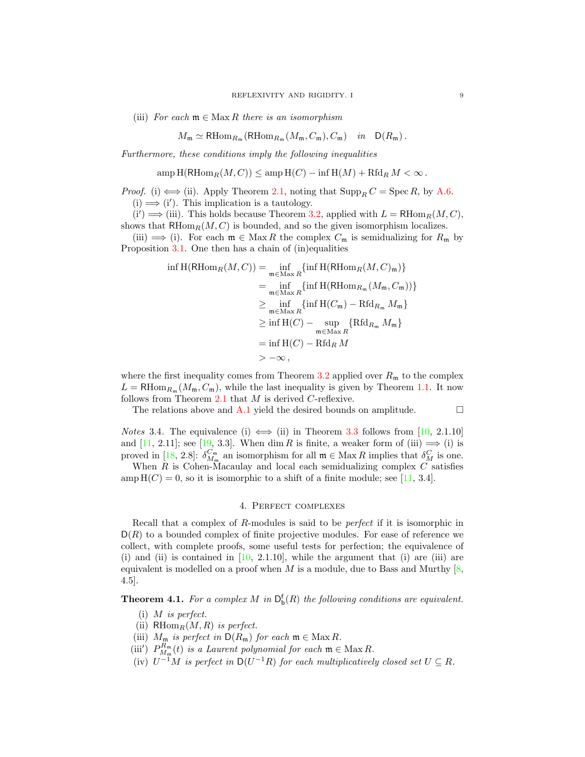(iii) *For each $\mathfrak{m} \in \operatorname{Max} R$ there is an isomorphism*

$$M_{\mathfrak{m}} \simeq \mathsf{RHom}_{R_{\mathfrak{m}}}(\mathsf{RHom}_{R_{\mathfrak{m}}}(M_{\mathfrak{m}}, C_{\mathfrak{m}}), C_{\mathfrak{m}}) \quad \text{in} \quad \mathsf{D}(R_{\mathfrak{m}})\,.$$

*Furthermore, these conditions imply the following inequalities*

$$\operatorname{amp} \mathrm{H}(\mathsf{RHom}_R(M, C)) \leq \operatorname{amp} \mathrm{H}(C) - \inf \mathrm{H}(M) + \operatorname{Rfd}_R M < \infty\,.$$

*Proof.* (i) $\iff$ (ii). Apply Theorem 2.1, noting that $\operatorname{Supp}_R C = \operatorname{Spec} R$, by A.6.

(i) $\implies$ (i$'$). This implication is a tautology.

(i$'$) $\implies$ (iii). This holds because Theorem 3.2, applied with $L = \mathsf{RHom}_R(M, C)$, shows that $\mathsf{RHom}_R(M, C)$ is bounded, and so the given isomorphism localizes.

(iii) $\implies$ (i). For each $\mathfrak{m} \in \operatorname{Max} R$ the complex $C_{\mathfrak{m}}$ is semidualizing for $R_{\mathfrak{m}}$ by Proposition 3.1. One then has a chain of (in)equalities

$$\begin{aligned}
\inf \mathrm{H}(\mathsf{RHom}_R(M, C)) &= \inf_{\mathfrak{m} \in \operatorname{Max} R} \{\inf \mathrm{H}(\mathsf{RHom}_R(M, C)_{\mathfrak{m}})\} \\
&= \inf_{\mathfrak{m} \in \operatorname{Max} R} \{\inf \mathrm{H}(\mathsf{RHom}_{R_{\mathfrak{m}}}(M_{\mathfrak{m}}, C_{\mathfrak{m}}))\} \\
&\geq \inf_{\mathfrak{m} \in \operatorname{Max} R} \{\inf \mathrm{H}(C_{\mathfrak{m}}) - \operatorname{Rfd}_{R_{\mathfrak{m}}} M_{\mathfrak{m}}\} \\
&\geq \inf \mathrm{H}(C) - \sup_{\mathfrak{m} \in \operatorname{Max} R} \{\operatorname{Rfd}_{R_{\mathfrak{m}}} M_{\mathfrak{m}}\} \\
&= \inf \mathrm{H}(C) - \operatorname{Rfd}_R M \\
&> -\infty\,,
\end{aligned}$$

where the first inequality comes from Theorem 3.2 applied over $R_{\mathfrak{m}}$ to the complex $L = \mathsf{RHom}_{R_{\mathfrak{m}}}(M_{\mathfrak{m}}, C_{\mathfrak{m}})$, while the last inequality is given by Theorem 1.1. It now follows from Theorem 2.1 that $M$ is derived $C$-reflexive.

The relations above and A.1 yield the desired bounds on amplitude. □

*Notes* 3.4. The equivalence (i) $\iff$ (ii) in Theorem 3.3 follows from [10, 2.1.10] and [11, 2.11]; see [19, 3.3]. When $\dim R$ is finite, a weaker form of (iii) $\implies$ (i) is proved in [18, 2.8]: $\delta^{C_{\mathfrak{m}}}_{M_{\mathfrak{m}}}$ an isomorphism for all $\mathfrak{m} \in \operatorname{Max} R$ implies that $\delta^{C}_{M}$ is one.

When $R$ is Cohen-Macaulay and local each semidualizing complex $C$ satisfies $\operatorname{amp} \mathrm{H}(C) = 0$, so it is isomorphic to a shift of a finite module; see [11, 3.4].

## 4. Perfect complexes

Recall that a complex of $R$-modules is said to be *perfect* if it is isomorphic in $\mathsf{D}(R)$ to a bounded complex of finite projective modules. For ease of reference we collect, with complete proofs, some useful tests for perfection; the equivalence of (i) and (ii) is contained in [10, 2.1.10], while the argument that (i) are (iii) are equivalent is modelled on a proof when $M$ is a module, due to Bass and Murthy [8, 4.5].

**Theorem 4.1.** *For a complex $M$ in $\mathsf{D}^{\mathsf{f}}_{\mathsf{b}}(R)$ the following conditions are equivalent.*

(i) *$M$ is perfect.*
(ii) *$\mathsf{RHom}_R(M, R)$ is perfect.*
(iii) *$M_{\mathfrak{m}}$ is perfect in $\mathsf{D}(R_{\mathfrak{m}})$ for each $\mathfrak{m} \in \operatorname{Max} R$.*
(iii$'$) *$P^{R_{\mathfrak{m}}}_{M_{\mathfrak{m}}}(t)$ is a Laurent polynomial for each $\mathfrak{m} \in \operatorname{Max} R$.*
(iv) *$U^{-1}M$ is perfect in $\mathsf{D}(U^{-1}R)$ for each multiplicatively closed set $U \subseteq R$.*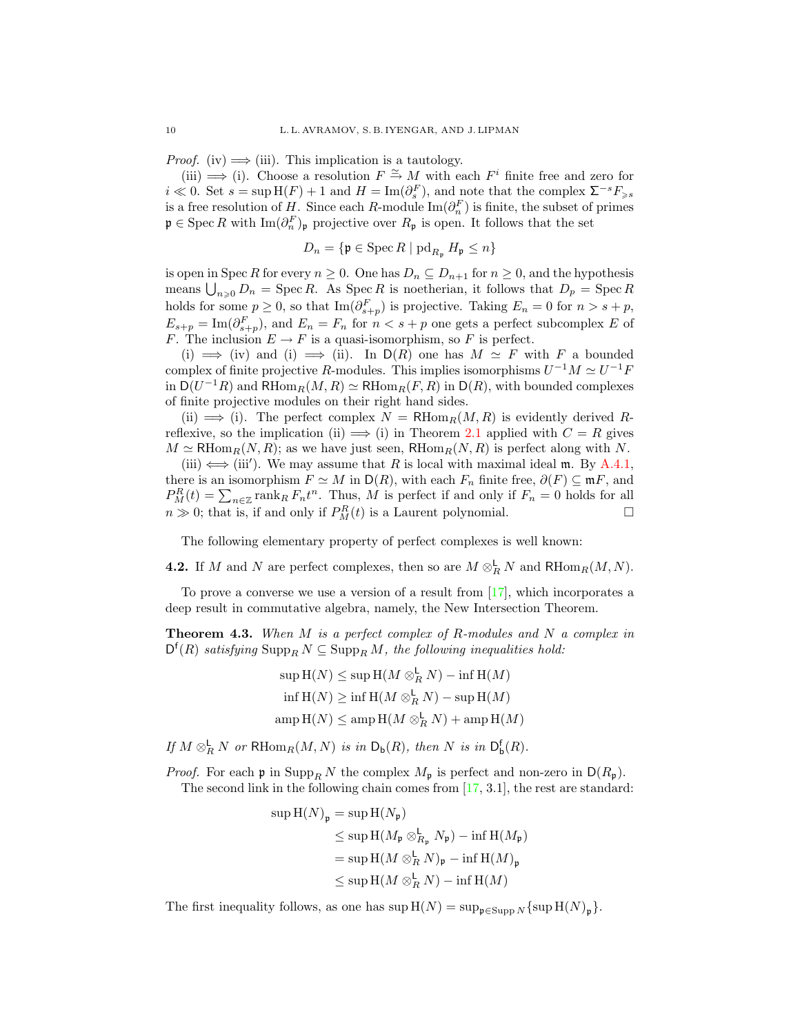*Proof.* (iv) $\implies$ (iii). This implication is a tautology.

(iii) $\implies$ (i). Choose a resolution $F \xrightarrow{\simeq} M$ with each $F^i$ finite free and zero for $i \ll 0$. Set $s = \sup \mathrm{H}(F) + 1$ and $H = \mathrm{Im}(\partial^F_s)$, and note that the complex $\Sigma^{-s} F_{\geqslant s}$ is a free resolution of $H$. Since each $R$-module $\mathrm{Im}(\partial^F_n)$ is finite, the subset of primes $\mathfrak{p} \in \operatorname{Spec} R$ with $\mathrm{Im}(\partial^F_n)_\mathfrak{p}$ projective over $R_\mathfrak{p}$ is open. It follows that the set

$$D_n = \{\mathfrak{p} \in \operatorname{Spec} R \mid \operatorname{pd}_{R_\mathfrak{p}} H_\mathfrak{p} \leq n\}$$

is open in $\operatorname{Spec} R$ for every $n \geq 0$. One has $D_n \subseteq D_{n+1}$ for $n \geq 0$, and the hypothesis means $\bigcup_{n \geqslant 0} D_n = \operatorname{Spec} R$. As $\operatorname{Spec} R$ is noetherian, it follows that $D_p = \operatorname{Spec} R$ holds for some $p \geq 0$, so that $\mathrm{Im}(\partial^F_{s+p})$ is projective. Taking $E_n = 0$ for $n > s + p$, $E_{s+p} = \mathrm{Im}(\partial^F_{s+p})$, and $E_n = F_n$ for $n < s + p$ one gets a perfect subcomplex $E$ of $F$. The inclusion $E \to F$ is a quasi-isomorphism, so $F$ is perfect.

(i) $\implies$ (iv) and (i) $\implies$ (ii). In $\mathsf{D}(R)$ one has $M \simeq F$ with $F$ a bounded complex of finite projective $R$-modules. This implies isomorphisms $U^{-1}M \simeq U^{-1}F$ in $\mathsf{D}(U^{-1}R)$ and $\mathsf{RHom}_R(M, R) \simeq \mathsf{RHom}_R(F, R)$ in $\mathsf{D}(R)$, with bounded complexes of finite projective modules on their right hand sides.

(ii) $\implies$ (i). The perfect complex $N = \mathsf{RHom}_R(M, R)$ is evidently derived $R$-reflexive, so the implication (ii) $\implies$ (i) in Theorem 2.1 applied with $C = R$ gives $M \simeq \mathsf{RHom}_R(N, R)$; as we have just seen, $\mathsf{RHom}_R(N, R)$ is perfect along with $N$.

(iii) $\iff$ (iii$'$). We may assume that $R$ is local with maximal ideal $\mathfrak{m}$. By A.4.1, there is an isomorphism $F \simeq M$ in $\mathsf{D}(R)$, with each $F_n$ finite free, $\partial(F) \subseteq \mathfrak{m}F$, and $P^R_M(t) = \sum_{n \in \mathbb{Z}} \operatorname{rank}_R F_n t^n$. Thus, $M$ is perfect if and only if $F_n = 0$ holds for all $n \gg 0$; that is, if and only if $P^R_M(t)$ is a Laurent polynomial. $\square$

The following elementary property of perfect complexes is well known:

**4.2.** If $M$ and $N$ are perfect complexes, then so are $M \otimes^{\mathsf{L}}_R N$ and $\mathsf{RHom}_R(M, N)$.

To prove a converse we use a version of a result from [17], which incorporates a deep result in commutative algebra, namely, the New Intersection Theorem.

**Theorem 4.3.** *When $M$ is a perfect complex of $R$-modules and $N$ a complex in $\mathsf{D}^{\mathsf{f}}(R)$ satisfying $\operatorname{Supp}_R N \subseteq \operatorname{Supp}_R M$, the following inequalities hold:*

$$\sup \mathrm{H}(N) \leq \sup \mathrm{H}(M \otimes^{\mathsf{L}}_R N) - \inf \mathrm{H}(M)$$
$$\inf \mathrm{H}(N) \geq \inf \mathrm{H}(M \otimes^{\mathsf{L}}_R N) - \sup \mathrm{H}(M)$$
$$\operatorname{amp} \mathrm{H}(N) \leq \operatorname{amp} \mathrm{H}(M \otimes^{\mathsf{L}}_R N) + \operatorname{amp} \mathrm{H}(M)$$

*If $M \otimes^{\mathsf{L}}_R N$ or $\mathsf{RHom}_R(M, N)$ is in $\mathsf{D}_{\mathsf{b}}(R)$, then $N$ is in $\mathsf{D}^{\mathsf{f}}_{\mathsf{b}}(R)$.*

*Proof.* For each $\mathfrak{p}$ in $\operatorname{Supp}_R N$ the complex $M_\mathfrak{p}$ is perfect and non-zero in $\mathsf{D}(R_\mathfrak{p})$.

The second link in the following chain comes from [17, 3.1], the rest are standard:

$$\begin{aligned}
\sup \mathrm{H}(N)_\mathfrak{p} &= \sup \mathrm{H}(N_\mathfrak{p}) \\
&\leq \sup \mathrm{H}(M_\mathfrak{p} \otimes^{\mathsf{L}}_{R_\mathfrak{p}} N_\mathfrak{p}) - \inf \mathrm{H}(M_\mathfrak{p}) \\
&= \sup \mathrm{H}(M \otimes^{\mathsf{L}}_R N)_\mathfrak{p} - \inf \mathrm{H}(M)_\mathfrak{p} \\
&\leq \sup \mathrm{H}(M \otimes^{\mathsf{L}}_R N) - \inf \mathrm{H}(M)
\end{aligned}$$

The first inequality follows, as one has $\sup \mathrm{H}(N) = \sup_{\mathfrak{p} \in \operatorname{Supp} N}\{\sup \mathrm{H}(N)_\mathfrak{p}\}$.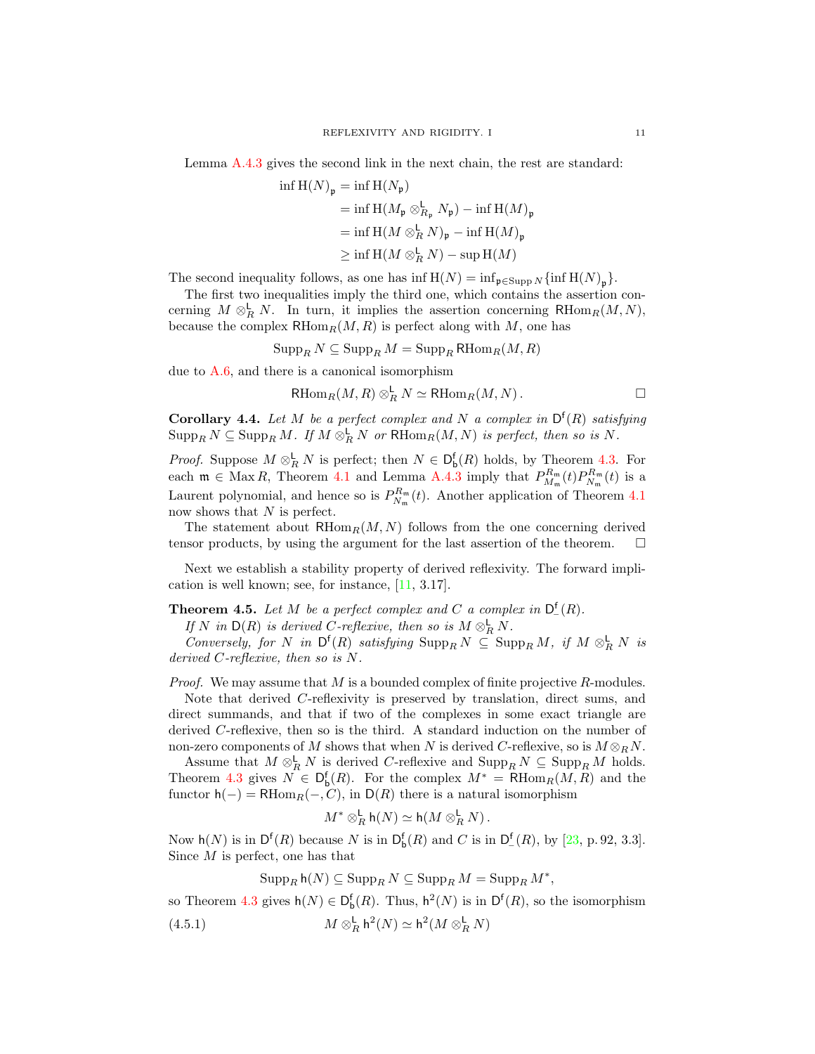Lemma A.4.3 gives the second link in the next chain, the rest are standard:

$$
\begin{aligned}
\inf \mathrm{H}(N)_{\mathfrak{p}} &= \inf \mathrm{H}(N_{\mathfrak{p}}) \\
&= \inf \mathrm{H}(M_{\mathfrak{p}} \otimes^{\mathsf{L}}_{R_{\mathfrak{p}}} N_{\mathfrak{p}}) - \inf \mathrm{H}(M)_{\mathfrak{p}} \\
&= \inf \mathrm{H}(M \otimes^{\mathsf{L}}_{R} N)_{\mathfrak{p}} - \inf \mathrm{H}(M)_{\mathfrak{p}} \\
&\geq \inf \mathrm{H}(M \otimes^{\mathsf{L}}_{R} N) - \sup \mathrm{H}(M)
\end{aligned}
$$

The second inequality follows, as one has $\inf \mathrm{H}(N) = \inf_{\mathfrak{p} \in \operatorname{Supp} N}\{\inf \mathrm{H}(N)_{\mathfrak{p}}\}$.

The first two inequalities imply the third one, which contains the assertion concerning $M \otimes^{\mathsf{L}}_{R} N$. In turn, it implies the assertion concerning $\mathsf{RHom}_R(M,N)$, because the complex $\mathsf{RHom}_R(M,R)$ is perfect along with $M$, one has

$$\operatorname{Supp}_R N \subseteq \operatorname{Supp}_R M = \operatorname{Supp}_R \mathsf{RHom}_R(M,R)$$

due to A.6, and there is a canonical isomorphism

$$\mathsf{RHom}_R(M,R) \otimes^{\mathsf{L}}_{R} N \simeq \mathsf{RHom}_R(M,N)\,. \qquad \square$$

**Corollary 4.4.** *Let $M$ be a perfect complex and $N$ a complex in $\mathsf{D}^{\mathsf{f}}(R)$ satisfying $\operatorname{Supp}_R N \subseteq \operatorname{Supp}_R M$. If $M \otimes^{\mathsf{L}}_{R} N$ or $\mathsf{RHom}_R(M,N)$ is perfect, then so is $N$.*

*Proof.* Suppose $M \otimes^{\mathsf{L}}_{R} N$ is perfect; then $N \in \mathsf{D}^{\mathsf{f}}_{\mathsf{b}}(R)$ holds, by Theorem 4.3. For each $\mathfrak{m} \in \operatorname{Max} R$, Theorem 4.1 and Lemma A.4.3 imply that $P^{R_{\mathfrak{m}}}_{M_{\mathfrak{m}}}(t)P^{R_{\mathfrak{m}}}_{N_{\mathfrak{m}}}(t)$ is a Laurent polynomial, and hence so is $P^{R_{\mathfrak{m}}}_{N_{\mathfrak{m}}}(t)$. Another application of Theorem 4.1 now shows that $N$ is perfect.

The statement about $\mathsf{RHom}_R(M,N)$ follows from the one concerning derived tensor products, by using the argument for the last assertion of the theorem. $\square$

Next we establish a stability property of derived reflexivity. The forward implication is well known; see, for instance, [11, 3.17].

**Theorem 4.5.** *Let $M$ be a perfect complex and $C$ a complex in $\mathsf{D}^{\mathsf{f}}_{-}(R)$.*

*If $N$ in $\mathsf{D}(R)$ is derived $C$-reflexive, then so is $M \otimes^{\mathsf{L}}_{R} N$.*

*Conversely, for $N$ in $\mathsf{D}^{\mathsf{f}}(R)$ satisfying $\operatorname{Supp}_R N \subseteq \operatorname{Supp}_R M$, if $M \otimes^{\mathsf{L}}_{R} N$ is derived $C$-reflexive, then so is $N$.*

*Proof.* We may assume that $M$ is a bounded complex of finite projective $R$-modules.

Note that derived $C$-reflexivity is preserved by translation, direct sums, and direct summands, and that if two of the complexes in some exact triangle are derived $C$-reflexive, then so is the third. A standard induction on the number of non-zero components of $M$ shows that when $N$ is derived $C$-reflexive, so is $M \otimes_R N$.

Assume that $M \otimes^{\mathsf{L}}_{R} N$ is derived $C$-reflexive and $\operatorname{Supp}_R N \subseteq \operatorname{Supp}_R M$ holds. Theorem 4.3 gives $N \in \mathsf{D}^{\mathsf{f}}_{\mathsf{b}}(R)$. For the complex $M^* = \mathsf{RHom}_R(M,R)$ and the functor $\mathsf{h}(-) = \mathsf{RHom}_R(-,C)$, in $\mathsf{D}(R)$ there is a natural isomorphism

$$M^* \otimes^{\mathsf{L}}_{R} \mathsf{h}(N) \simeq \mathsf{h}(M \otimes^{\mathsf{L}}_{R} N)\,.$$

Now $\mathsf{h}(N)$ is in $\mathsf{D}^{\mathsf{f}}(R)$ because $N$ is in $\mathsf{D}^{\mathsf{f}}_{\mathsf{b}}(R)$ and $C$ is in $\mathsf{D}^{\mathsf{f}}_{-}(R)$, by [23, p. 92, 3.3]. Since $M$ is perfect, one has that

$$\operatorname{Supp}_R \mathsf{h}(N) \subseteq \operatorname{Supp}_R N \subseteq \operatorname{Supp}_R M = \operatorname{Supp}_R M^*,$$

so Theorem 4.3 gives $\mathsf{h}(N) \in \mathsf{D}^{\mathsf{f}}_{\mathsf{b}}(R)$. Thus, $\mathsf{h}^2(N)$ is in $\mathsf{D}^{\mathsf{f}}(R)$, so the isomorphism

$$M \otimes^{\mathsf{L}}_{R} \mathsf{h}^2(N) \simeq \mathsf{h}^2(M \otimes^{\mathsf{L}}_{R} N) \tag{4.5.1}$$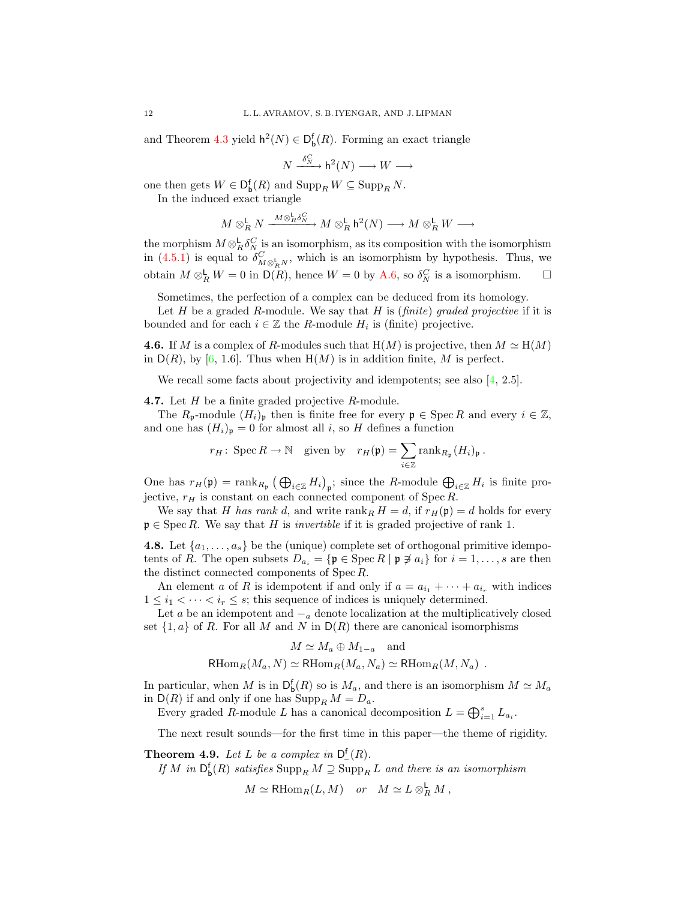and Theorem 4.3 yield $\mathsf{h}^2(N) \in \mathsf{D}^{\mathsf{f}}_{\mathsf{b}}(R)$. Forming an exact triangle

$$N \xrightarrow{\delta^C_N} \mathsf{h}^2(N) \longrightarrow W \longrightarrow$$

one then gets $W \in \mathsf{D}^{\mathsf{f}}_{\mathsf{b}}(R)$ and $\operatorname{Supp}_R W \subseteq \operatorname{Supp}_R N$.

In the induced exact triangle

$$M \otimes^{\mathsf{L}}_R N \xrightarrow{M \otimes^{\mathsf{L}}_R \delta^C_N} M \otimes^{\mathsf{L}}_R \mathsf{h}^2(N) \longrightarrow M \otimes^{\mathsf{L}}_R W \longrightarrow$$

the morphism $M \otimes^{\mathsf{L}}_R \delta^C_N$ is an isomorphism, as its composition with the isomorphism in (4.5.1) is equal to $\delta^C_{M \otimes^{\mathsf{L}}_R N}$, which is an isomorphism by hypothesis. Thus, we obtain $M \otimes^{\mathsf{L}}_R W = 0$ in $\mathsf{D}(R)$, hence $W = 0$ by A.6, so $\delta^C_N$ is a isomorphism. □

Sometimes, the perfection of a complex can be deduced from its homology.

Let $H$ be a graded $R$-module. We say that $H$ is *(finite) graded projective* if it is bounded and for each $i \in \mathbb{Z}$ the $R$-module $H_i$ is (finite) projective.

**4.6.** If $M$ is a complex of $R$-modules such that $\mathrm{H}(M)$ is projective, then $M \simeq \mathrm{H}(M)$ in $\mathsf{D}(R)$, by [6, 1.6]. Thus when $\mathrm{H}(M)$ is in addition finite, $M$ is perfect.

We recall some facts about projectivity and idempotents; see also [4, 2.5].

**4.7.** Let $H$ be a finite graded projective $R$-module.

The $R_{\mathfrak{p}}$-module $(H_i)_{\mathfrak{p}}$ then is finite free for every $\mathfrak{p} \in \operatorname{Spec} R$ and every $i \in \mathbb{Z}$, and one has $(H_i)_{\mathfrak{p}} = 0$ for almost all $i$, so $H$ defines a function

$$r_H \colon \operatorname{Spec} R \to \mathbb{N} \quad \text{given by} \quad r_H(\mathfrak{p}) = \sum_{i \in \mathbb{Z}} \operatorname{rank}_{R_{\mathfrak{p}}} (H_i)_{\mathfrak{p}} \,.$$

One has $r_H(\mathfrak{p}) = \operatorname{rank}_{R_{\mathfrak{p}}} \big(\bigoplus_{i \in \mathbb{Z}} H_i\big)_{\mathfrak{p}}$; since the $R$-module $\bigoplus_{i \in \mathbb{Z}} H_i$ is finite projective, $r_H$ is constant on each connected component of $\operatorname{Spec} R$.

We say that $H$ *has rank* $d$, and write $\operatorname{rank}_R H = d$, if $r_H(\mathfrak{p}) = d$ holds for every $\mathfrak{p} \in \operatorname{Spec} R$. We say that $H$ is *invertible* if it is graded projective of rank 1.

**4.8.** Let $\{a_1, \dots, a_s\}$ be the (unique) complete set of orthogonal primitive idempotents of $R$. The open subsets $D_{a_i} = \{\mathfrak{p} \in \operatorname{Spec} R \mid \mathfrak{p} \not\ni a_i\}$ for $i = 1, \dots, s$ are then the distinct connected components of $\operatorname{Spec} R$.

An element $a$ of $R$ is idempotent if and only if $a = a_{i_1} + \cdots + a_{i_r}$ with indices $1 \le i_1 < \cdots < i_r \le s$; this sequence of indices is uniquely determined.

Let $a$ be an idempotent and $-_a$ denote localization at the multiplicatively closed set $\{1, a\}$ of $R$. For all $M$ and $N$ in $\mathsf{D}(R)$ there are canonical isomorphisms

$$M \simeq M_a \oplus M_{1-a} \quad \text{and}$$
$$\mathsf{RHom}_R(M_a, N) \simeq \mathsf{RHom}_R(M_a, N_a) \simeq \mathsf{RHom}_R(M, N_a) \;.$$

In particular, when $M$ is in $\mathsf{D}^{\mathsf{f}}_{\mathsf{b}}(R)$ so is $M_a$, and there is an isomorphism $M \simeq M_a$ in $\mathsf{D}(R)$ if and only if one has $\operatorname{Supp}_R M = D_a$.

Every graded $R$-module $L$ has a canonical decomposition $L = \bigoplus_{i=1}^{s} L_{a_i}$.

The next result sounds—for the first time in this paper—the theme of rigidity.

**Theorem 4.9.** *Let $L$ be a complex in $\mathsf{D}^{\mathsf{f}}_{-}(R)$.*

*If $M$ in $\mathsf{D}^{\mathsf{f}}_{\mathsf{b}}(R)$ satisfies $\operatorname{Supp}_R M \supseteq \operatorname{Supp}_R L$ and there is an isomorphism*

$$M \simeq \mathsf{RHom}_R(L, M) \quad \text{or} \quad M \simeq L \otimes^{\mathsf{L}}_R M \,,$$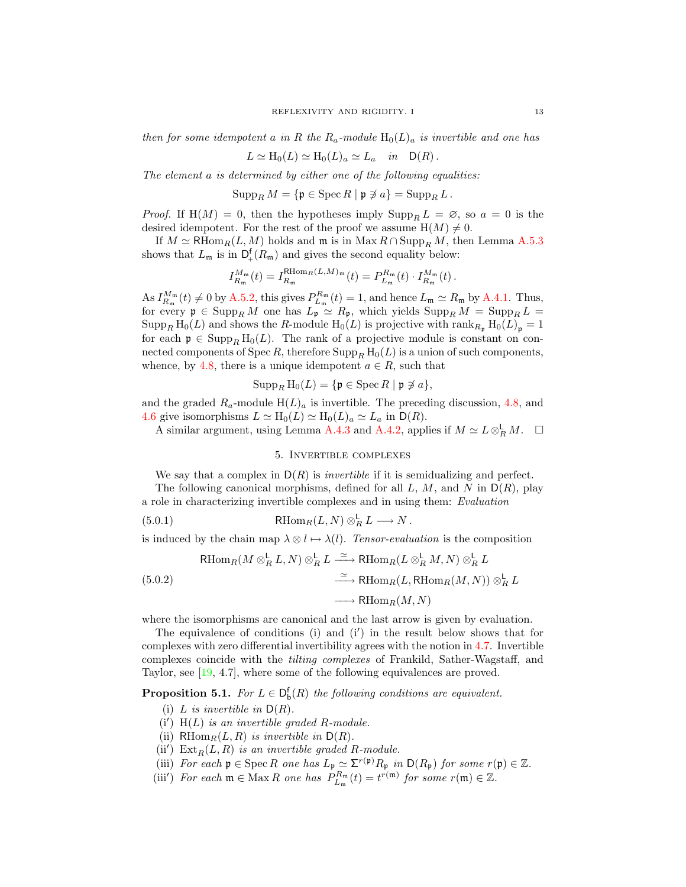*then for some idempotent $a$ in $R$ the $R_a$-module $\mathrm{H}_0(L)_a$ is invertible and one has*

$$L \simeq \mathrm{H}_0(L) \simeq \mathrm{H}_0(L)_a \simeq L_a \quad \textit{in} \quad \mathsf{D}(R)\,.$$

*The element $a$ is determined by either one of the following equalities:*

$$\mathrm{Supp}_R\, M = \{\mathfrak{p} \in \mathrm{Spec}\, R \mid \mathfrak{p} \not\ni a\} = \mathrm{Supp}_R\, L\,.$$

*Proof.* If $\mathrm{H}(M) = 0$, then the hypotheses imply $\mathrm{Supp}_R\, L = \varnothing$, so $a = 0$ is the desired idempotent. For the rest of the proof we assume $\mathrm{H}(M) \neq 0$.

If $M \simeq \mathsf{R}\mathrm{Hom}_R(L, M)$ holds and $\mathfrak{m}$ is in $\mathrm{Max}\, R \cap \mathrm{Supp}_R\, M$, then Lemma A.5.3 shows that $L_\mathfrak{m}$ is in $\mathsf{D}^\mathsf{f}_+(R_\mathfrak{m})$ and gives the second equality below:

$$I^{M_\mathfrak{m}}_{R_\mathfrak{m}}(t) = I^{\mathsf{R}\mathrm{Hom}_R(L,M)_\mathfrak{m}}_{R_\mathfrak{m}}(t) = P^{R_\mathfrak{m}}_{L_\mathfrak{m}}(t) \cdot I^{M_\mathfrak{m}}_{R_\mathfrak{m}}(t)\,.$$

As $I^{M_\mathfrak{m}}_{R_\mathfrak{m}}(t) \neq 0$ by A.5.2, this gives $P^{R_\mathfrak{m}}_{L_\mathfrak{m}}(t) = 1$, and hence $L_\mathfrak{m} \simeq R_\mathfrak{m}$ by A.4.1. Thus, for every $\mathfrak{p} \in \mathrm{Supp}_R\, M$ one has $L_\mathfrak{p} \simeq R_\mathfrak{p}$, which yields $\mathrm{Supp}_R\, M = \mathrm{Supp}_R\, L = \mathrm{Supp}_R\, \mathrm{H}_0(L)$ and shows the $R$-module $\mathrm{H}_0(L)$ is projective with $\mathrm{rank}_{R_\mathfrak{p}}\, \mathrm{H}_0(L)_\mathfrak{p} = 1$ for each $\mathfrak{p} \in \mathrm{Supp}_R\, \mathrm{H}_0(L)$. The rank of a projective module is constant on connected components of $\mathrm{Spec}\, R$, therefore $\mathrm{Supp}_R\, \mathrm{H}_0(L)$ is a union of such components, whence, by 4.8, there is a unique idempotent $a \in R$, such that

$$\mathrm{Supp}_R\, \mathrm{H}_0(L) = \{\mathfrak{p} \in \mathrm{Spec}\, R \mid \mathfrak{p} \not\ni a\},$$

and the graded $R_a$-module $\mathrm{H}(L)_a$ is invertible. The preceding discussion, 4.8, and 4.6 give isomorphisms $L \simeq \mathrm{H}_0(L) \simeq \mathrm{H}_0(L)_a \simeq L_a$ in $\mathsf{D}(R)$.

A similar argument, using Lemma A.4.3 and A.4.2, applies if $M \simeq L \otimes^{\mathsf{L}}_R M$. $\square$

## 5. Invertible complexes

We say that a complex in $\mathsf{D}(R)$ is *invertible* if it is semidualizing and perfect.

The following canonical morphisms, defined for all $L$, $M$, and $N$ in $\mathsf{D}(R)$, play a role in characterizing invertible complexes and in using them: *Evaluation*

$$\mathsf{R}\mathrm{Hom}_R(L, N) \otimes^{\mathsf{L}}_R L \longrightarrow N\,. \tag{5.0.1}$$

is induced by the chain map $\lambda \otimes l \mapsto \lambda(l)$. *Tensor-evaluation* is the composition

$$\begin{aligned} \mathsf{R}\mathrm{Hom}_R(M \otimes^{\mathsf{L}}_R L, N) \otimes^{\mathsf{L}}_R L &\xrightarrow{\ \simeq\ } \mathsf{R}\mathrm{Hom}_R(L \otimes^{\mathsf{L}}_R M, N) \otimes^{\mathsf{L}}_R L \\ &\xrightarrow{\ \simeq\ } \mathsf{R}\mathrm{Hom}_R(L, \mathsf{R}\mathrm{Hom}_R(M, N)) \otimes^{\mathsf{L}}_R L \\ &\longrightarrow \mathsf{R}\mathrm{Hom}_R(M, N) \end{aligned} \tag{5.0.2}$$

where the isomorphisms are canonical and the last arrow is given by evaluation.

The equivalence of conditions (i) and (i′) in the result below shows that for complexes with zero differential invertibility agrees with the notion in 4.7. Invertible complexes coincide with the *tilting complexes* of Frankild, Sather-Wagstaff, and Taylor, see [19, 4.7], where some of the following equivalences are proved.

**Proposition 5.1.** *For $L \in \mathsf{D}^\mathsf{f}_\mathsf{b}(R)$ the following conditions are equivalent.*

- (i) *$L$ is invertible in $\mathsf{D}(R)$.*
- (i′) *$\mathrm{H}(L)$ is an invertible graded $R$-module.*
- (ii) *$\mathsf{R}\mathrm{Hom}_R(L, R)$ is invertible in $\mathsf{D}(R)$.*
- (ii′) *$\mathrm{Ext}_R(L, R)$ is an invertible graded $R$-module.*
- (iii) *For each $\mathfrak{p} \in \mathrm{Spec}\, R$ one has $L_\mathfrak{p} \simeq \Sigma^{r(\mathfrak{p})} R_\mathfrak{p}$ in $\mathsf{D}(R_\mathfrak{p})$ for some $r(\mathfrak{p}) \in \mathbb{Z}$.*
- (iii′) *For each $\mathfrak{m} \in \mathrm{Max}\, R$ one has $P^{R_\mathfrak{m}}_{L_\mathfrak{m}}(t) = t^{r(\mathfrak{m})}$ for some $r(\mathfrak{m}) \in \mathbb{Z}$.*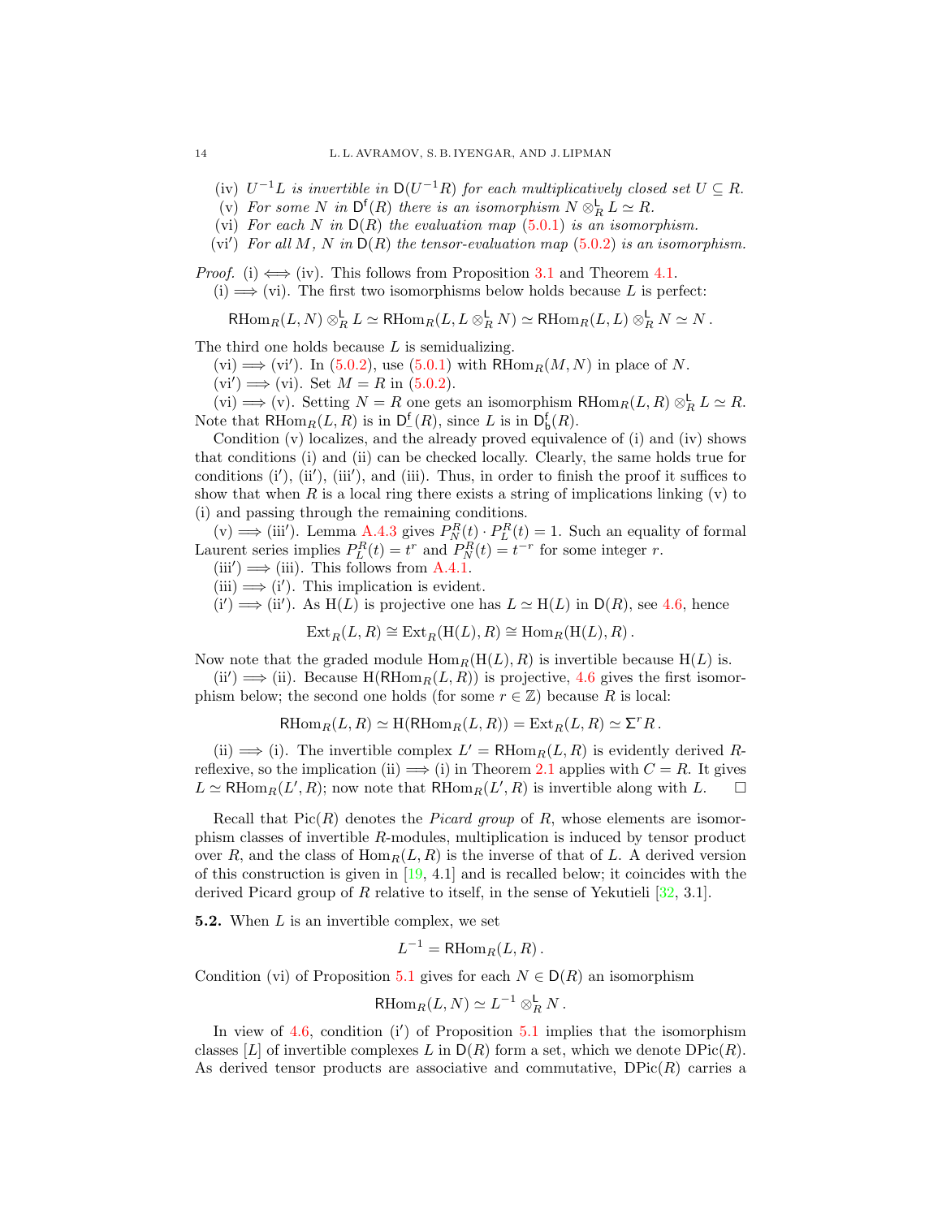(iv) $U^{-1}L$ *is invertible in* $\mathsf{D}(U^{-1}R)$ *for each multiplicatively closed set* $U \subseteq R$.

(v) *For some* $N$ *in* $\mathsf{D}^{\mathsf{f}}(R)$ *there is an isomorphism* $N \otimes^{\mathsf{L}}_R L \simeq R$.

(vi) *For each* $N$ *in* $\mathsf{D}(R)$ *the evaluation map* (5.0.1) *is an isomorphism.*

(vi′) *For all* $M$, $N$ *in* $\mathsf{D}(R)$ *the tensor-evaluation map* (5.0.2) *is an isomorphism.*

*Proof.* (i) $\iff$ (iv). This follows from Proposition 3.1 and Theorem 4.1.

(i) $\implies$ (vi). The first two isomorphisms below holds because $L$ is perfect:

$$\mathsf{RHom}_R(L,N) \otimes^{\mathsf{L}}_R L \simeq \mathsf{RHom}_R(L, L \otimes^{\mathsf{L}}_R N) \simeq \mathsf{RHom}_R(L,L) \otimes^{\mathsf{L}}_R N \simeq N\,.$$

The third one holds because $L$ is semidualizing.

(vi) $\implies$ (vi′). In (5.0.2), use (5.0.1) with $\mathsf{RHom}_R(M,N)$ in place of $N$.

(vi′) $\implies$ (vi). Set $M = R$ in (5.0.2).

(vi) $\implies$ (v). Setting $N = R$ one gets an isomorphism $\mathsf{RHom}_R(L,R) \otimes^{\mathsf{L}}_R L \simeq R$. Note that $\mathsf{RHom}_R(L,R)$ is in $\mathsf{D}^{\mathsf{f}}_{-}(R)$, since $L$ is in $\mathsf{D}^{\mathsf{f}}_{\mathsf{b}}(R)$.

Condition (v) localizes, and the already proved equivalence of (i) and (iv) shows that conditions (i) and (ii) can be checked locally. Clearly, the same holds true for conditions (i′), (ii′), (iii′), and (iii). Thus, in order to finish the proof it suffices to show that when $R$ is a local ring there exists a string of implications linking (v) to (i) and passing through the remaining conditions.

(v) $\implies$ (iii′). Lemma A.4.3 gives $P^R_N(t) \cdot P^R_L(t) = 1$. Such an equality of formal Laurent series implies $P^R_L(t) = t^r$ and $P^R_N(t) = t^{-r}$ for some integer $r$.

(iii′) $\implies$ (iii). This follows from A.4.1.

(iii) $\implies$ (i′). This implication is evident.

(i′) $\implies$ (ii′). As $\mathrm{H}(L)$ is projective one has $L \simeq \mathrm{H}(L)$ in $\mathsf{D}(R)$, see 4.6, hence

$$\mathrm{Ext}_R(L,R) \cong \mathrm{Ext}_R(\mathrm{H}(L),R) \cong \mathrm{Hom}_R(\mathrm{H}(L),R)\,.$$

Now note that the graded module $\mathrm{Hom}_R(\mathrm{H}(L),R)$ is invertible because $\mathrm{H}(L)$ is.

(ii′) $\implies$ (ii). Because $\mathrm{H}(\mathsf{RHom}_R(L,R))$ is projective, 4.6 gives the first isomorphism below; the second one holds (for some $r \in \mathbb{Z}$) because $R$ is local:

$$\mathsf{RHom}_R(L,R) \simeq \mathrm{H}(\mathsf{RHom}_R(L,R)) = \mathrm{Ext}_R(L,R) \simeq \Sigma^r R\,.$$

(ii) $\implies$ (i). The invertible complex $L' = \mathsf{RHom}_R(L,R)$ is evidently derived $R$-reflexive, so the implication (ii) $\implies$ (i) in Theorem 2.1 applies with $C = R$. It gives $L \simeq \mathsf{RHom}_R(L',R)$; now note that $\mathsf{RHom}_R(L',R)$ is invertible along with $L$. □

Recall that $\mathrm{Pic}(R)$ denotes the *Picard group* of $R$, whose elements are isomorphism classes of invertible $R$-modules, multiplication is induced by tensor product over $R$, and the class of $\mathrm{Hom}_R(L,R)$ is the inverse of that of $L$. A derived version of this construction is given in [19, 4.1] and is recalled below; it coincides with the derived Picard group of $R$ relative to itself, in the sense of Yekutieli [32, 3.1].

**5.2.** When $L$ is an invertible complex, we set

$$L^{-1} = \mathsf{RHom}_R(L,R)\,.$$

Condition (vi) of Proposition 5.1 gives for each $N \in \mathsf{D}(R)$ an isomorphism

$$\mathsf{RHom}_R(L,N) \simeq L^{-1} \otimes^{\mathsf{L}}_R N\,.$$

In view of 4.6, condition (i′) of Proposition 5.1 implies that the isomorphism classes $[L]$ of invertible complexes $L$ in $\mathsf{D}(R)$ form a set, which we denote $\mathrm{DPic}(R)$. As derived tensor products are associative and commutative, $\mathrm{DPic}(R)$ carries a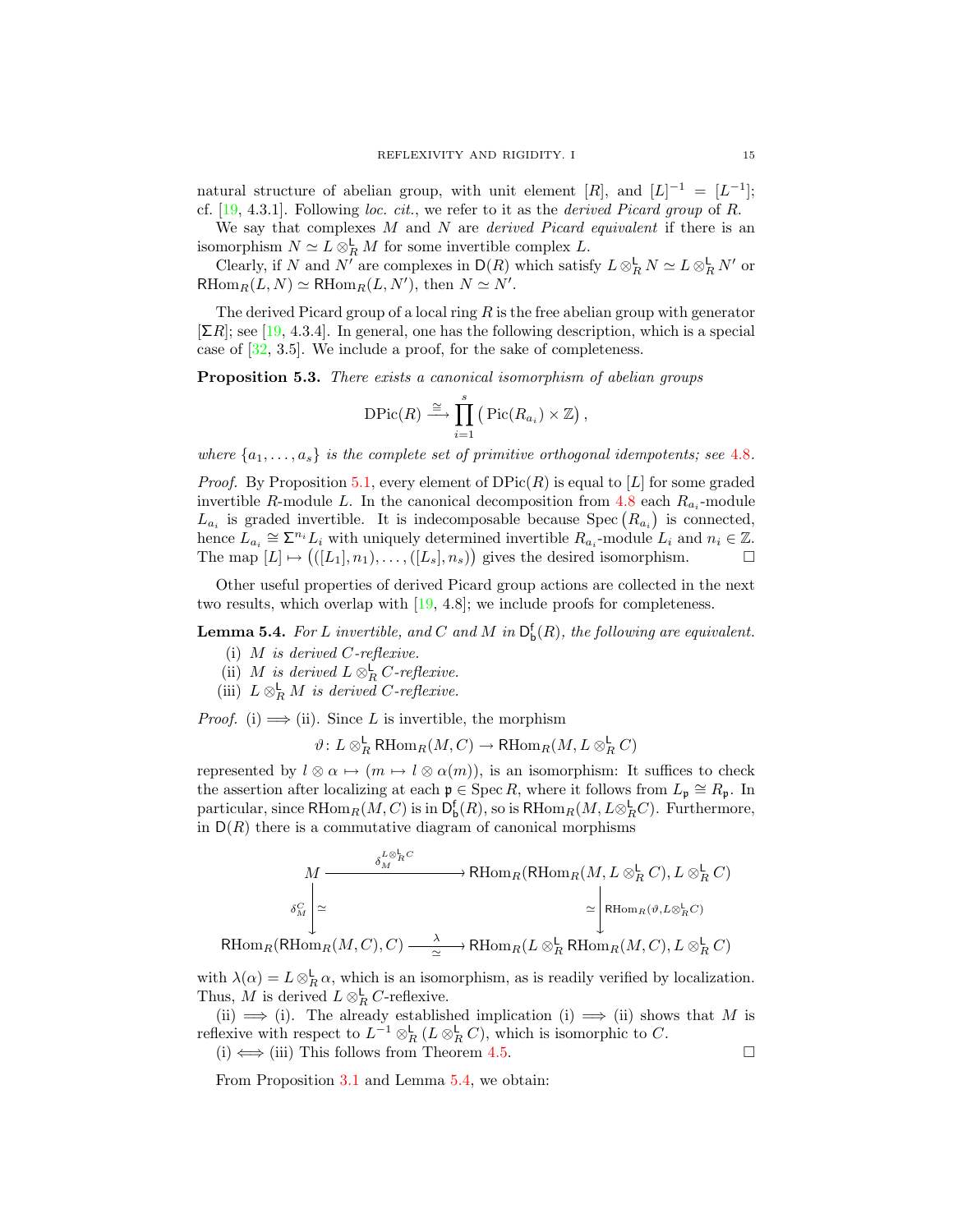natural structure of abelian group, with unit element $[R]$, and $[L]^{-1} = [L^{-1}]$; cf. [19, 4.3.1]. Following *loc. cit.*, we refer to it as the *derived Picard group* of $R$.

We say that complexes $M$ and $N$ are *derived Picard equivalent* if there is an isomorphism $N \simeq L \otimes^{\mathsf{L}}_R M$ for some invertible complex $L$.

Clearly, if $N$ and $N'$ are complexes in $\mathsf{D}(R)$ which satisfy $L \otimes^{\mathsf{L}}_R N \simeq L \otimes^{\mathsf{L}}_R N'$ or $\mathsf{RHom}_R(L, N) \simeq \mathsf{RHom}_R(L, N')$, then $N \simeq N'$.

The derived Picard group of a local ring $R$ is the free abelian group with generator $[\Sigma R]$; see [19, 4.3.4]. In general, one has the following description, which is a special case of [32, 3.5]. We include a proof, for the sake of completeness.

**Proposition 5.3.** *There exists a canonical isomorphism of abelian groups*

$$\mathrm{DPic}(R) \xrightarrow{\cong} \prod_{i=1}^{s} \big(\operatorname{Pic}(R_{a_i}) \times \mathbb{Z}\big),$$

*where $\{a_1, \dots, a_s\}$ is the complete set of primitive orthogonal idempotents; see 4.8.*

*Proof.* By Proposition 5.1, every element of $\mathrm{DPic}(R)$ is equal to $[L]$ for some graded invertible $R$-module $L$. In the canonical decomposition from 4.8 each $R_{a_i}$-module $L_{a_i}$ is graded invertible. It is indecomposable because $\operatorname{Spec}\big(R_{a_i}\big)$ is connected, hence $L_{a_i} \cong \Sigma^{n_i} L_i$ with uniquely determined invertible $R_{a_i}$-module $L_i$ and $n_i \in \mathbb{Z}$. The map $[L] \mapsto \big(([L_1], n_1), \dots, ([L_s], n_s)\big)$ gives the desired isomorphism. $\square$

Other useful properties of derived Picard group actions are collected in the next two results, which overlap with [19, 4.8]; we include proofs for completeness.

**Lemma 5.4.** *For $L$ invertible, and $C$ and $M$ in $\mathsf{D}^{\mathsf{f}}_{\mathsf{b}}(R)$, the following are equivalent.*

(i) *$M$ is derived $C$-reflexive.*

(ii) *$M$ is derived $L \otimes^{\mathsf{L}}_R C$-reflexive.*

(iii) *$L \otimes^{\mathsf{L}}_R M$ is derived $C$-reflexive.*

*Proof.* (i) $\implies$ (ii). Since $L$ is invertible, the morphism

$$\vartheta \colon L \otimes^{\mathsf{L}}_R \mathsf{RHom}_R(M, C) \to \mathsf{RHom}_R(M, L \otimes^{\mathsf{L}}_R C)$$

represented by $l \otimes \alpha \mapsto (m \mapsto l \otimes \alpha(m))$, is an isomorphism: It suffices to check the assertion after localizing at each $\mathfrak{p} \in \operatorname{Spec} R$, where it follows from $L_{\mathfrak{p}} \cong R_{\mathfrak{p}}$. In particular, since $\mathsf{RHom}_R(M, C)$ is in $\mathsf{D}^{\mathsf{f}}_{\mathsf{b}}(R)$, so is $\mathsf{RHom}_R(M, L \otimes^{\mathsf{L}}_R C)$. Furthermore, in $\mathsf{D}(R)$ there is a commutative diagram of canonical morphisms

$$\begin{array}{ccc}
M & \xrightarrow{\ \delta_M^{L \otimes^{\mathsf{L}}_R C}\ } & \mathsf{RHom}_R(\mathsf{RHom}_R(M, L \otimes^{\mathsf{L}}_R C), L \otimes^{\mathsf{L}}_R C) \\
{\scriptstyle \delta_M^C} \big\downarrow \simeq & & \simeq \big\downarrow {\scriptstyle \mathsf{RHom}_R(\vartheta, L \otimes^{\mathsf{L}}_R C)} \\
\mathsf{RHom}_R(\mathsf{RHom}_R(M, C), C) & \xrightarrow[\simeq]{\ \lambda\ } & \mathsf{RHom}_R(L \otimes^{\mathsf{L}}_R \mathsf{RHom}_R(M, C), L \otimes^{\mathsf{L}}_R C)
\end{array}$$

with $\lambda(\alpha) = L \otimes^{\mathsf{L}}_R \alpha$, which is an isomorphism, as is readily verified by localization. Thus, $M$ is derived $L \otimes^{\mathsf{L}}_R C$-reflexive.

(ii) $\implies$ (i). The already established implication (i) $\implies$ (ii) shows that $M$ is reflexive with respect to $L^{-1} \otimes^{\mathsf{L}}_R (L \otimes^{\mathsf{L}}_R C)$, which is isomorphic to $C$.

(i) $\iff$ (iii) This follows from Theorem 4.5. $\square$

From Proposition 3.1 and Lemma 5.4, we obtain: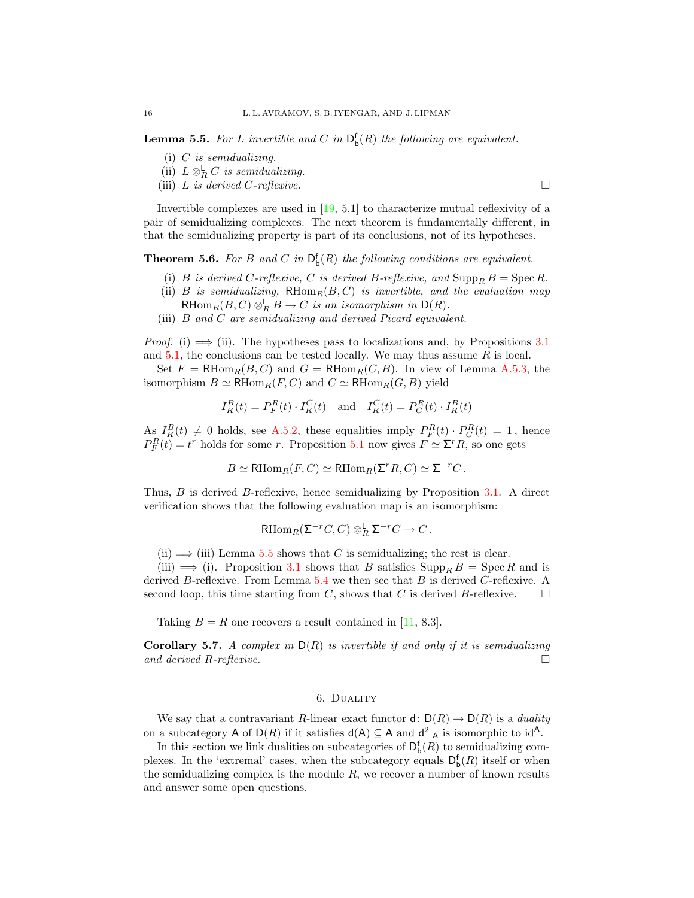**Lemma 5.5.** *For $L$ invertible and $C$ in $\mathsf{D}^{\mathsf{f}}_{\mathsf{b}}(R)$ the following are equivalent.*

1. (i) *$C$ is semidualizing.*
2. (ii) *$L \otimes^{\mathsf{L}}_R C$ is semidualizing.*
3. (iii) *$L$ is derived $C$-reflexive.* □

Invertible complexes are used in [19, 5.1] to characterize mutual reflexivity of a pair of semidualizing complexes. The next theorem is fundamentally different, in that the semidualizing property is part of its conclusions, not of its hypotheses.

**Theorem 5.6.** *For $B$ and $C$ in $\mathsf{D}^{\mathsf{f}}_{\mathsf{b}}(R)$ the following conditions are equivalent.*

1. (i) *$B$ is derived $C$-reflexive, $C$ is derived $B$-reflexive, and $\operatorname{Supp}_R B = \operatorname{Spec} R$.*
2. (ii) *$B$ is semidualizing, $\mathsf{R}\mathrm{Hom}_R(B,C)$ is invertible, and the evaluation map $\mathsf{R}\mathrm{Hom}_R(B,C) \otimes^{\mathsf{L}}_R B \to C$ is an isomorphism in $\mathsf{D}(R)$.*
3. (iii) *$B$ and $C$ are semidualizing and derived Picard equivalent.*

*Proof.* (i) $\implies$ (ii). The hypotheses pass to localizations and, by Propositions 3.1 and 5.1, the conclusions can be tested locally. We may thus assume $R$ is local.

Set $F = \mathsf{R}\mathrm{Hom}_R(B,C)$ and $G = \mathsf{R}\mathrm{Hom}_R(C,B)$. In view of Lemma A.5.3, the isomorphism $B \simeq \mathsf{R}\mathrm{Hom}_R(F,C)$ and $C \simeq \mathsf{R}\mathrm{Hom}_R(G,B)$ yield

$$I^B_R(t) = P^R_F(t) \cdot I^C_R(t) \quad \text{and} \quad I^C_R(t) = P^R_G(t) \cdot I^B_R(t)$$

As $I^B_R(t) \neq 0$ holds, see A.5.2, these equalities imply $P^R_F(t) \cdot P^R_G(t) = 1$, hence $P^R_F(t) = t^r$ holds for some $r$. Proposition 5.1 now gives $F \simeq \Sigma^r R$, so one gets

$$B \simeq \mathsf{R}\mathrm{Hom}_R(F,C) \simeq \mathsf{R}\mathrm{Hom}_R(\Sigma^r R, C) \simeq \Sigma^{-r} C\,.$$

Thus, $B$ is derived $B$-reflexive, hence semidualizing by Proposition 3.1. A direct verification shows that the following evaluation map is an isomorphism:

$$\mathsf{R}\mathrm{Hom}_R(\Sigma^{-r}C, C) \otimes^{\mathsf{L}}_R \Sigma^{-r} C \to C\,.$$

(ii) $\implies$ (iii) Lemma 5.5 shows that $C$ is semidualizing; the rest is clear.

(iii) $\implies$ (i). Proposition 3.1 shows that $B$ satisfies $\operatorname{Supp}_R B = \operatorname{Spec} R$ and is derived $B$-reflexive. From Lemma 5.4 we then see that $B$ is derived $C$-reflexive. A second loop, this time starting from $C$, shows that $C$ is derived $B$-reflexive. □

Taking $B = R$ one recovers a result contained in [11, 8.3].

**Corollary 5.7.** *A complex in $\mathsf{D}(R)$ is invertible if and only if it is semidualizing and derived $R$-reflexive.* □

## 6. Duality

We say that a contravariant $R$-linear exact functor $\mathsf{d}\colon \mathsf{D}(R) \to \mathsf{D}(R)$ is a *duality* on a subcategory $\mathsf{A}$ of $\mathsf{D}(R)$ if it satisfies $\mathsf{d}(\mathsf{A}) \subseteq \mathsf{A}$ and $\mathsf{d}^2|_{\mathsf{A}}$ is isomorphic to $\mathrm{id}^{\mathsf{A}}$.

In this section we link dualities on subcategories of $\mathsf{D}^{\mathsf{f}}_{\mathsf{b}}(R)$ to semidualizing complexes. In the 'extremal' cases, when the subcategory equals $\mathsf{D}^{\mathsf{f}}_{\mathsf{b}}(R)$ itself or when the semidualizing complex is the module $R$, we recover a number of known results and answer some open questions.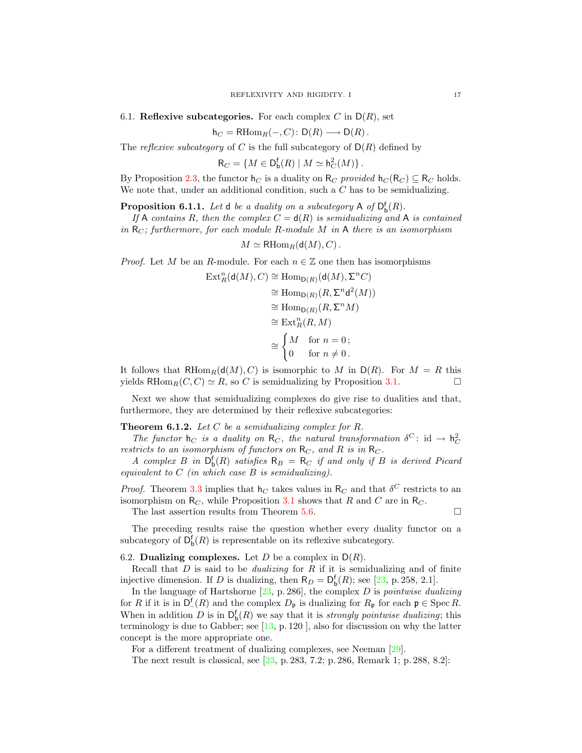## 6.1. Reflexive subcategories.

For each complex $C$ in $\mathsf{D}(R)$, set

$$\mathsf{h}_C = \mathsf{RHom}_R(-, C) \colon \mathsf{D}(R) \longrightarrow \mathsf{D}(R)\,.$$

The *reflexive subcategory* of $C$ is the full subcategory of $\mathsf{D}(R)$ defined by

$$\mathsf{R}_C = \{M \in \mathsf{D}^{\mathsf{f}}_{\mathsf{b}}(R) \mid M \simeq \mathsf{h}_C^2(M)\}\,.$$

By Proposition 2.3, the functor $\mathsf{h}_C$ is a duality on $\mathsf{R}_C$ *provided* $\mathsf{h}_C(\mathsf{R}_C) \subseteq \mathsf{R}_C$ holds. We note that, under an additional condition, such a $C$ has to be semidualizing.

**Proposition 6.1.1.** *Let* $\mathsf{d}$ *be a duality on a subcategory* $\mathsf{A}$ *of* $\mathsf{D}^{\mathsf{f}}_{\mathsf{b}}(R)$.

*If* $\mathsf{A}$ *contains* $R$, *then the complex* $C = \mathsf{d}(R)$ *is semidualizing and* $\mathsf{A}$ *is contained in* $\mathsf{R}_C$; *furthermore, for each module* $R$*-module* $M$ *in* $\mathsf{A}$ *there is an isomorphism*

$$M \simeq \mathsf{RHom}_R(\mathsf{d}(M), C)\,.$$

*Proof.* Let $M$ be an $R$-module. For each $n \in \mathbb{Z}$ one then has isomorphisms

$$\begin{aligned}
\operatorname{Ext}^n_R(\mathsf{d}(M), C) &\cong \operatorname{Hom}_{\mathsf{D}(R)}(\mathsf{d}(M), \Sigma^n C)\\
&\cong \operatorname{Hom}_{\mathsf{D}(R)}(R, \Sigma^n \mathsf{d}^2(M))\\
&\cong \operatorname{Hom}_{\mathsf{D}(R)}(R, \Sigma^n M)\\
&\cong \operatorname{Ext}^n_R(R, M)\\
&\cong \begin{cases} M & \text{for } n = 0\,;\\ 0 & \text{for } n \neq 0\,.\end{cases}
\end{aligned}$$

It follows that $\mathsf{RHom}_R(\mathsf{d}(M), C)$ is isomorphic to $M$ in $\mathsf{D}(R)$. For $M = R$ this yields $\mathsf{RHom}_R(C, C) \simeq R$, so $C$ is semidualizing by Proposition 3.1. □

Next we show that semidualizing complexes do give rise to dualities and that, furthermore, they are determined by their reflexive subcategories:

**Theorem 6.1.2.** *Let* $C$ *be a semidualizing complex for* $R$.

*The functor* $\mathsf{h}_C$ *is a duality on* $\mathsf{R}_C$, *the natural transformation* $\delta^C \colon \mathrm{id} \to \mathsf{h}_C^2$ *restricts to an isomorphism of functors on* $\mathsf{R}_C$, *and* $R$ *is in* $\mathsf{R}_C$.

*A complex* $B$ *in* $\mathsf{D}^{\mathsf{f}}_{\mathsf{b}}(R)$ *satisfies* $\mathsf{R}_B = \mathsf{R}_C$ *if and only if* $B$ *is derived Picard equivalent to* $C$ *(in which case* $B$ *is semidualizing).*

*Proof.* Theorem 3.3 implies that $\mathsf{h}_C$ takes values in $\mathsf{R}_C$ and that $\delta^C$ restricts to an isomorphism on $\mathsf{R}_C$, while Proposition 3.1 shows that $R$ and $C$ are in $\mathsf{R}_C$.

The last assertion results from Theorem 5.6. □

The preceding results raise the question whether every duality functor on a subcategory of $\mathsf{D}^{\mathsf{f}}_{\mathsf{b}}(R)$ is representable on its reflexive subcategory.

## 6.2. Dualizing complexes.

Let $D$ be a complex in $\mathsf{D}(R)$.

Recall that $D$ is said to be *dualizing* for $R$ if it is semidualizing and of finite injective dimension. If $D$ is dualizing, then $\mathsf{R}_D = \mathsf{D}^{\mathsf{f}}_{\mathsf{b}}(R)$; see [23, p. 258, 2.1].

In the language of Hartshorne [23, p. 286], the complex $D$ is *pointwise dualizing* for $R$ if it is in $\mathsf{D}^{\mathsf{f}}_{-}(R)$ and the complex $D_{\mathfrak{p}}$ is dualizing for $R_{\mathfrak{p}}$ for each $\mathfrak{p} \in \operatorname{Spec} R$. When in addition $D$ is in $\mathsf{D}^{\mathsf{f}}_{\mathsf{b}}(R)$ we say that it is *strongly pointwise dualizing*; this terminology is due to Gabber; see [13, p. 120 ], also for discussion on why the latter concept is the more appropriate one.

For a different treatment of dualizing complexes, see Neeman [29].

The next result is classical, see [23, p. 283, 7.2; p. 286, Remark 1; p. 288, 8.2]: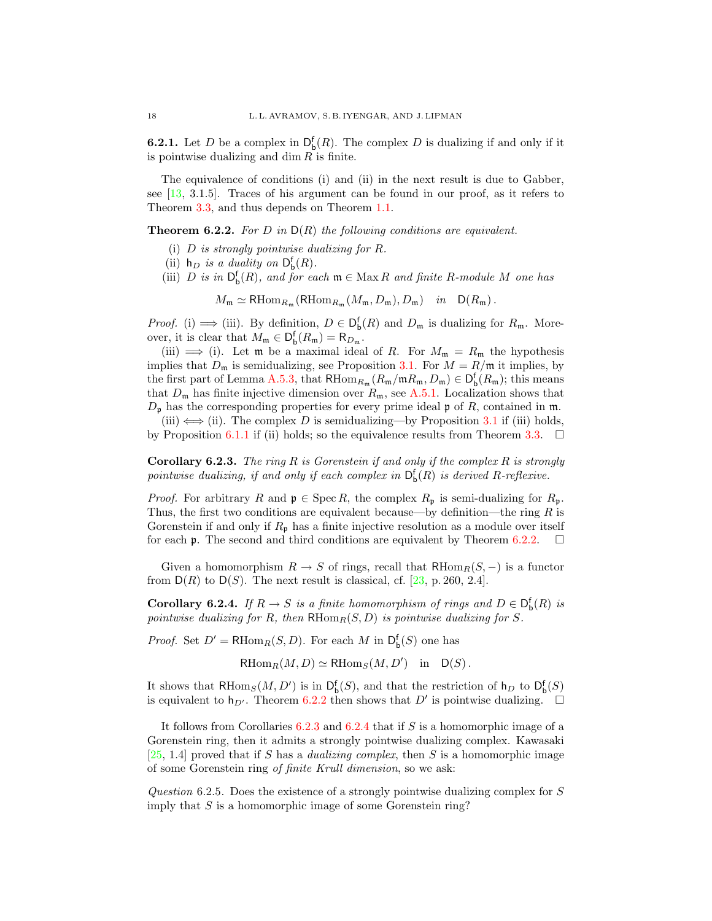**6.2.1.** Let $D$ be a complex in $\mathsf{D}^{\mathsf{f}}_{\mathsf{b}}(R)$. The complex $D$ is dualizing if and only if it is pointwise dualizing and $\dim R$ is finite.

The equivalence of conditions (i) and (ii) in the next result is due to Gabber, see [13, 3.1.5]. Traces of his argument can be found in our proof, as it refers to Theorem 3.3, and thus depends on Theorem 1.1.

**Theorem 6.2.2.** *For $D$ in $\mathsf{D}(R)$ the following conditions are equivalent.*

(i) *$D$ is strongly pointwise dualizing for $R$.*
(ii) *$\mathsf{h}_D$ is a duality on $\mathsf{D}^{\mathsf{f}}_{\mathsf{b}}(R)$.*
(iii) *$D$ is in $\mathsf{D}^{\mathsf{f}}_{\mathsf{b}}(R)$, and for each $\mathfrak{m} \in \operatorname{Max} R$ and finite $R$-module $M$ one has*

$$M_{\mathfrak{m}} \simeq \mathsf{R}\mathrm{Hom}_{R_{\mathfrak{m}}}(\mathsf{R}\mathrm{Hom}_{R_{\mathfrak{m}}}(M_{\mathfrak{m}}, D_{\mathfrak{m}}), D_{\mathfrak{m}}) \quad \textit{in} \quad \mathsf{D}(R_{\mathfrak{m}})\,.$$

*Proof.* (i) $\Longrightarrow$ (iii). By definition, $D \in \mathsf{D}^{\mathsf{f}}_{\mathsf{b}}(R)$ and $D_{\mathfrak{m}}$ is dualizing for $R_{\mathfrak{m}}$. Moreover, it is clear that $M_{\mathfrak{m}} \in \mathsf{D}^{\mathsf{f}}_{\mathsf{b}}(R_{\mathfrak{m}}) = \mathsf{R}_{D_{\mathfrak{m}}}$.

(iii) $\Longrightarrow$ (i). Let $\mathfrak{m}$ be a maximal ideal of $R$. For $M_{\mathfrak{m}} = R_{\mathfrak{m}}$ the hypothesis implies that $D_{\mathfrak{m}}$ is semidualizing, see Proposition 3.1. For $M = R/\mathfrak{m}$ it implies, by the first part of Lemma A.5.3, that $\mathsf{R}\mathrm{Hom}_{R_{\mathfrak{m}}}(R_{\mathfrak{m}}/\mathfrak{m}R_{\mathfrak{m}}, D_{\mathfrak{m}}) \in \mathsf{D}^{\mathsf{f}}_{\mathsf{b}}(R_{\mathfrak{m}})$; this means that $D_{\mathfrak{m}}$ has finite injective dimension over $R_{\mathfrak{m}}$, see A.5.1. Localization shows that $D_{\mathfrak{p}}$ has the corresponding properties for every prime ideal $\mathfrak{p}$ of $R$, contained in $\mathfrak{m}$.

(iii) $\Longleftrightarrow$ (ii). The complex $D$ is semidualizing—by Proposition 3.1 if (iii) holds, by Proposition 6.1.1 if (ii) holds; so the equivalence results from Theorem 3.3. $\square$

**Corollary 6.2.3.** *The ring $R$ is Gorenstein if and only if the complex $R$ is strongly pointwise dualizing, if and only if each complex in $\mathsf{D}^{\mathsf{f}}_{\mathsf{b}}(R)$ is derived $R$-reflexive.*

*Proof.* For arbitrary $R$ and $\mathfrak{p} \in \operatorname{Spec} R$, the complex $R_{\mathfrak{p}}$ is semi-dualizing for $R_{\mathfrak{p}}$. Thus, the first two conditions are equivalent because—by definition—the ring $R$ is Gorenstein if and only if $R_{\mathfrak{p}}$ has a finite injective resolution as a module over itself for each $\mathfrak{p}$. The second and third conditions are equivalent by Theorem 6.2.2. $\square$

Given a homomorphism $R \to S$ of rings, recall that $\mathsf{R}\mathrm{Hom}_R(S, -)$ is a functor from $\mathsf{D}(R)$ to $\mathsf{D}(S)$. The next result is classical, cf. [23, p. 260, 2.4].

**Corollary 6.2.4.** *If $R \to S$ is a finite homomorphism of rings and $D \in \mathsf{D}^{\mathsf{f}}_{\mathsf{b}}(R)$ is pointwise dualizing for $R$, then $\mathsf{R}\mathrm{Hom}_R(S, D)$ is pointwise dualizing for $S$.*

*Proof.* Set $D' = \mathsf{R}\mathrm{Hom}_R(S, D)$. For each $M$ in $\mathsf{D}^{\mathsf{f}}_{\mathsf{b}}(S)$ one has

$$\mathsf{R}\mathrm{Hom}_R(M, D) \simeq \mathsf{R}\mathrm{Hom}_S(M, D') \quad \text{in} \quad \mathsf{D}(S)\,.$$

It shows that $\mathsf{R}\mathrm{Hom}_S(M, D')$ is in $\mathsf{D}^{\mathsf{f}}_{\mathsf{b}}(S)$, and that the restriction of $\mathsf{h}_D$ to $\mathsf{D}^{\mathsf{f}}_{\mathsf{b}}(S)$ is equivalent to $\mathsf{h}_{D'}$. Theorem 6.2.2 then shows that $D'$ is pointwise dualizing. $\square$

It follows from Corollaries 6.2.3 and 6.2.4 that if $S$ is a homomorphic image of a Gorenstein ring, then it admits a strongly pointwise dualizing complex. Kawasaki [25, 1.4] proved that if $S$ has a *dualizing complex*, then $S$ is a homomorphic image of some Gorenstein ring *of finite Krull dimension*, so we ask:

*Question* 6.2.5. Does the existence of a strongly pointwise dualizing complex for $S$ imply that $S$ is a homomorphic image of some Gorenstein ring?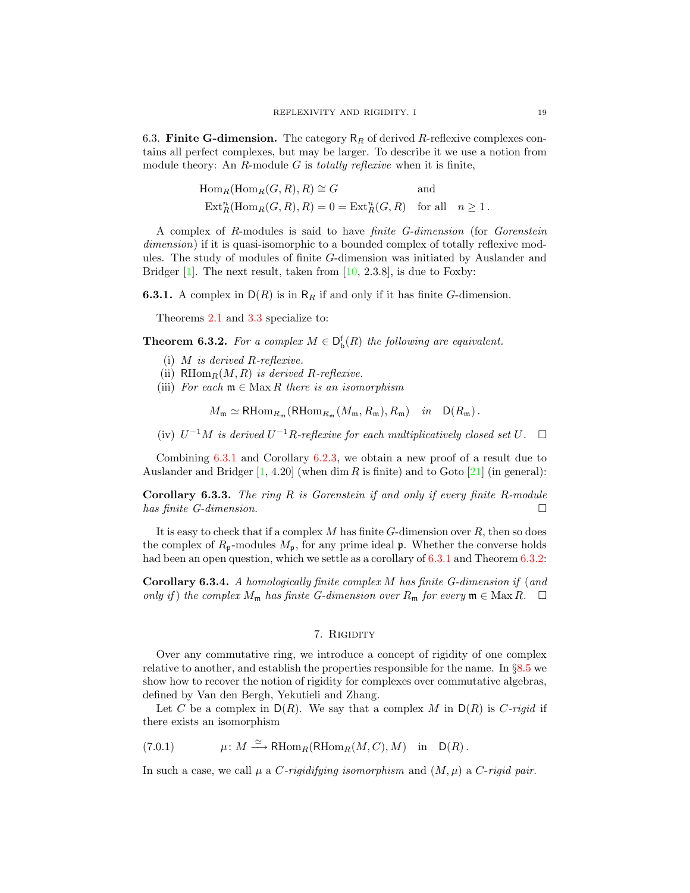6.3. **Finite G-dimension.** The category $\mathsf{R}_R$ of derived $R$-reflexive complexes contains all perfect complexes, but may be larger. To describe it we use a notion from module theory: An $R$-module $G$ is *totally reflexive* when it is finite,

$$\begin{aligned} &\operatorname{Hom}_R(\operatorname{Hom}_R(G,R),R)\cong G && \text{and}\\ &\operatorname{Ext}^n_R(\operatorname{Hom}_R(G,R),R)=0=\operatorname{Ext}^n_R(G,R) && \text{for all}\quad n\geq 1\,. \end{aligned}$$

A complex of $R$-modules is said to have *finite G-dimension* (for *Gorenstein dimension*) if it is quasi-isomorphic to a bounded complex of totally reflexive modules. The study of modules of finite $G$-dimension was initiated by Auslander and Bridger [1]. The next result, taken from [10, 2.3.8], is due to Foxby:

**6.3.1.** A complex in $\mathsf{D}(R)$ is in $\mathsf{R}_R$ if and only if it has finite $G$-dimension.

Theorems 2.1 and 3.3 specialize to:

**Theorem 6.3.2.** *For a complex $M \in \mathsf{D}^{\mathsf{f}}_{\mathsf{b}}(R)$ the following are equivalent.*

(i) *$M$ is derived $R$-reflexive.*
(ii) *$\mathsf{R}\mathrm{Hom}_R(M,R)$ is derived $R$-reflexive.*
(iii) *For each $\mathfrak{m}\in \operatorname{Max} R$ there is an isomorphism*

$$M_{\mathfrak{m}} \simeq \mathsf{R}\mathrm{Hom}_{R_{\mathfrak{m}}}(\mathsf{R}\mathrm{Hom}_{R_{\mathfrak{m}}}(M_{\mathfrak{m}},R_{\mathfrak{m}}),R_{\mathfrak{m}}) \quad \text{in} \quad \mathsf{D}(R_{\mathfrak{m}})\,.$$

(iv) *$U^{-1}M$ is derived $U^{-1}R$-reflexive for each multiplicatively closed set $U$.* $\square$

Combining 6.3.1 and Corollary 6.2.3, we obtain a new proof of a result due to Auslander and Bridger [1, 4.20] (when $\dim R$ is finite) and to Goto [21] (in general):

**Corollary 6.3.3.** *The ring $R$ is Gorenstein if and only if every finite $R$-module has finite $G$-dimension.* $\square$

It is easy to check that if a complex $M$ has finite $G$-dimension over $R$, then so does the complex of $R_{\mathfrak{p}}$-modules $M_{\mathfrak{p}}$, for any prime ideal $\mathfrak{p}$. Whether the converse holds had been an open question, which we settle as a corollary of 6.3.1 and Theorem 6.3.2:

**Corollary 6.3.4.** *A homologically finite complex $M$ has finite $G$-dimension if (and only if) the complex $M_{\mathfrak{m}}$ has finite $G$-dimension over $R_{\mathfrak{m}}$ for every $\mathfrak{m}\in\operatorname{Max} R$.* $\square$

## 7. Rigidity

Over any commutative ring, we introduce a concept of rigidity of one complex relative to another, and establish the properties responsible for the name. In §8.5 we show how to recover the notion of rigidity for complexes over commutative algebras, defined by Van den Bergh, Yekutieli and Zhang.

Let $C$ be a complex in $\mathsf{D}(R)$. We say that a complex $M$ in $\mathsf{D}(R)$ is *$C$-rigid* if there exists an isomorphism

$$\mu\colon M \xrightarrow{\ \simeq\ } \mathsf{R}\mathrm{Hom}_R(\mathsf{R}\mathrm{Hom}_R(M,C),M) \quad \text{in} \quad \mathsf{D}(R)\,. \tag{7.0.1}$$

In such a case, we call $\mu$ a *$C$-rigidifying isomorphism* and $(M,\mu)$ a *$C$-rigid pair*.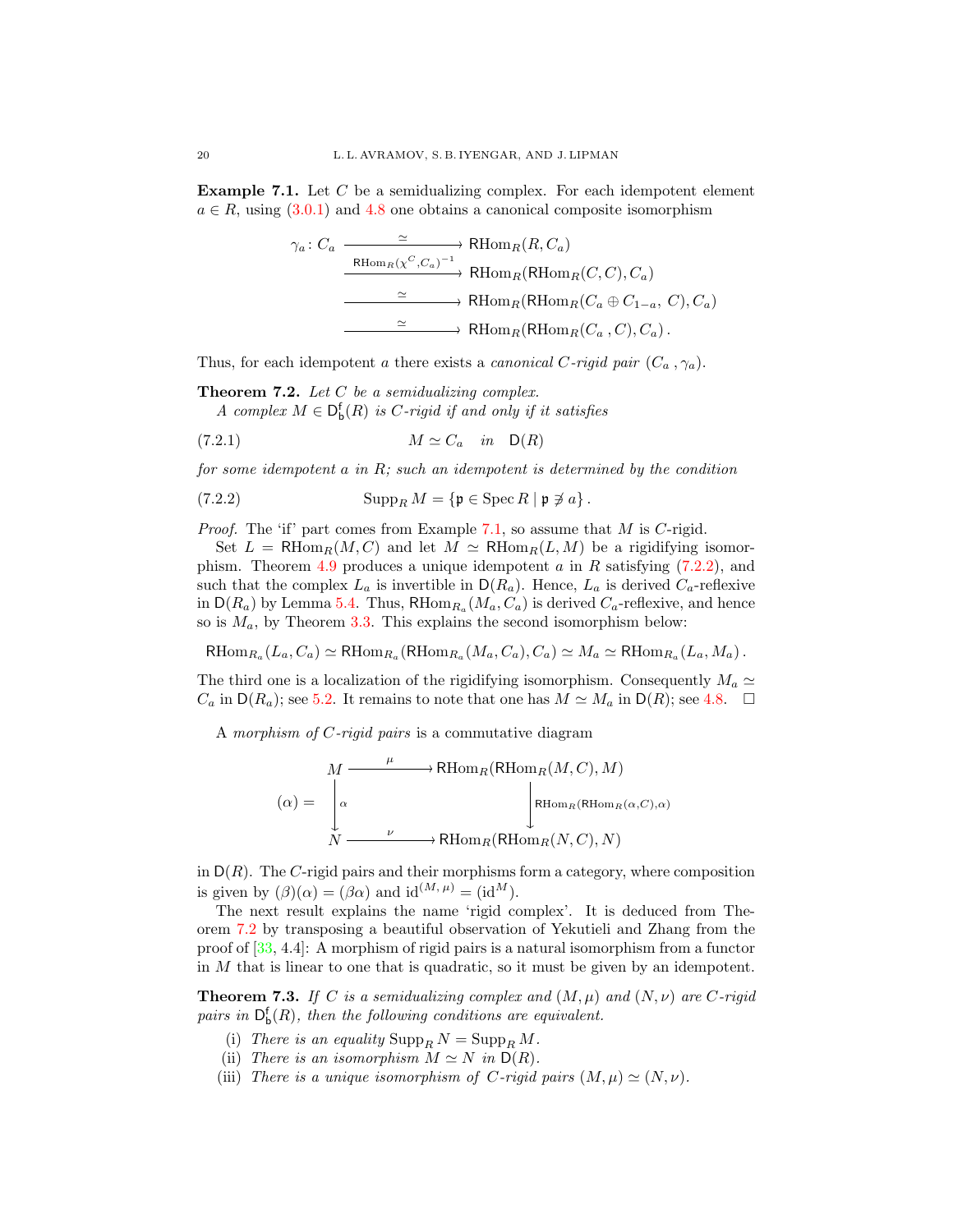**Example 7.1.** Let $C$ be a semidualizing complex. For each idempotent element $a \in R$, using (3.0.1) and 4.8 one obtains a canonical composite isomorphism

$$
\begin{aligned}
\gamma_a \colon C_a &\xrightarrow{\ \simeq\ } \mathsf{R}\mathrm{Hom}_R(R, C_a) \\
&\xrightarrow{\mathsf{R}\mathrm{Hom}_R(\chi^C, C_a)^{-1}} \mathsf{R}\mathrm{Hom}_R(\mathsf{R}\mathrm{Hom}_R(C, C), C_a) \\
&\xrightarrow{\ \simeq\ } \mathsf{R}\mathrm{Hom}_R(\mathsf{R}\mathrm{Hom}_R(C_a \oplus C_{1-a},\ C), C_a) \\
&\xrightarrow{\ \simeq\ } \mathsf{R}\mathrm{Hom}_R(\mathsf{R}\mathrm{Hom}_R(C_a\, , C), C_a)\,.
\end{aligned}
$$

Thus, for each idempotent $a$ there exists a *canonical $C$-rigid pair* $(C_a\, , \gamma_a)$.

**Theorem 7.2.** *Let $C$ be a semidualizing complex.*
*A complex $M \in \mathsf{D}^{\mathsf{f}}_{\mathsf{b}}(R)$ is $C$-rigid if and only if it satisfies*

$$M \simeq C_a \quad \textit{in} \quad \mathsf{D}(R) \tag{7.2.1}$$

*for some idempotent $a$ in $R$; such an idempotent is determined by the condition*

$$\mathrm{Supp}_R\, M = \{\mathfrak{p} \in \mathrm{Spec}\, R \mid \mathfrak{p} \not\ni a\}\,. \tag{7.2.2}$$

*Proof.* The 'if' part comes from Example 7.1, so assume that $M$ is $C$-rigid.

Set $L = \mathsf{R}\mathrm{Hom}_R(M, C)$ and let $M \simeq \mathsf{R}\mathrm{Hom}_R(L, M)$ be a rigidifying isomorphism. Theorem 4.9 produces a unique idempotent $a$ in $R$ satisfying (7.2.2), and such that the complex $L_a$ is invertible in $\mathsf{D}(R_a)$. Hence, $L_a$ is derived $C_a$-reflexive in $\mathsf{D}(R_a)$ by Lemma 5.4. Thus, $\mathsf{R}\mathrm{Hom}_{R_a}(M_a, C_a)$ is derived $C_a$-reflexive, and hence so is $M_a$, by Theorem 3.3. This explains the second isomorphism below:

$$\mathsf{R}\mathrm{Hom}_{R_a}(L_a, C_a) \simeq \mathsf{R}\mathrm{Hom}_{R_a}(\mathsf{R}\mathrm{Hom}_{R_a}(M_a, C_a), C_a) \simeq M_a \simeq \mathsf{R}\mathrm{Hom}_{R_a}(L_a, M_a)\,.$$

The third one is a localization of the rigidifying isomorphism. Consequently $M_a \simeq C_a$ in $\mathsf{D}(R_a)$; see 5.2. It remains to note that one has $M \simeq M_a$ in $\mathsf{D}(R)$; see 4.8. $\square$

A *morphism of $C$-rigid pairs* is a commutative diagram

$$
(\alpha) = \quad
\begin{array}{ccc}
M & \xrightarrow{\ \mu\ } & \mathsf{R}\mathrm{Hom}_R(\mathsf{R}\mathrm{Hom}_R(M, C), M) \\
\Big\downarrow{\scriptstyle \alpha} & & \Big\downarrow{\scriptstyle \mathsf{R}\mathrm{Hom}_R(\mathsf{R}\mathrm{Hom}_R(\alpha, C), \alpha)} \\
N & \xrightarrow{\ \nu\ } & \mathsf{R}\mathrm{Hom}_R(\mathsf{R}\mathrm{Hom}_R(N, C), N)
\end{array}
$$

in $\mathsf{D}(R)$. The $C$-rigid pairs and their morphisms form a category, where composition is given by $(\beta)(\alpha) = (\beta\alpha)$ and $\mathrm{id}^{(M,\,\mu)} = (\mathrm{id}^M)$.

The next result explains the name 'rigid complex'. It is deduced from Theorem 7.2 by transposing a beautiful observation of Yekutieli and Zhang from the proof of [33, 4.4]: A morphism of rigid pairs is a natural isomorphism from a functor in $M$ that is linear to one that is quadratic, so it must be given by an idempotent.

**Theorem 7.3.** *If $C$ is a semidualizing complex and $(M, \mu)$ and $(N, \nu)$ are $C$-rigid pairs in $\mathsf{D}^{\mathsf{f}}_{\mathsf{b}}(R)$, then the following conditions are equivalent.*

(i) *There is an equality $\mathrm{Supp}_R\, N = \mathrm{Supp}_R\, M$.*
(ii) *There is an isomorphism $M \simeq N$ in $\mathsf{D}(R)$.*
(iii) *There is a unique isomorphism of $C$-rigid pairs $(M, \mu) \simeq (N, \nu)$.*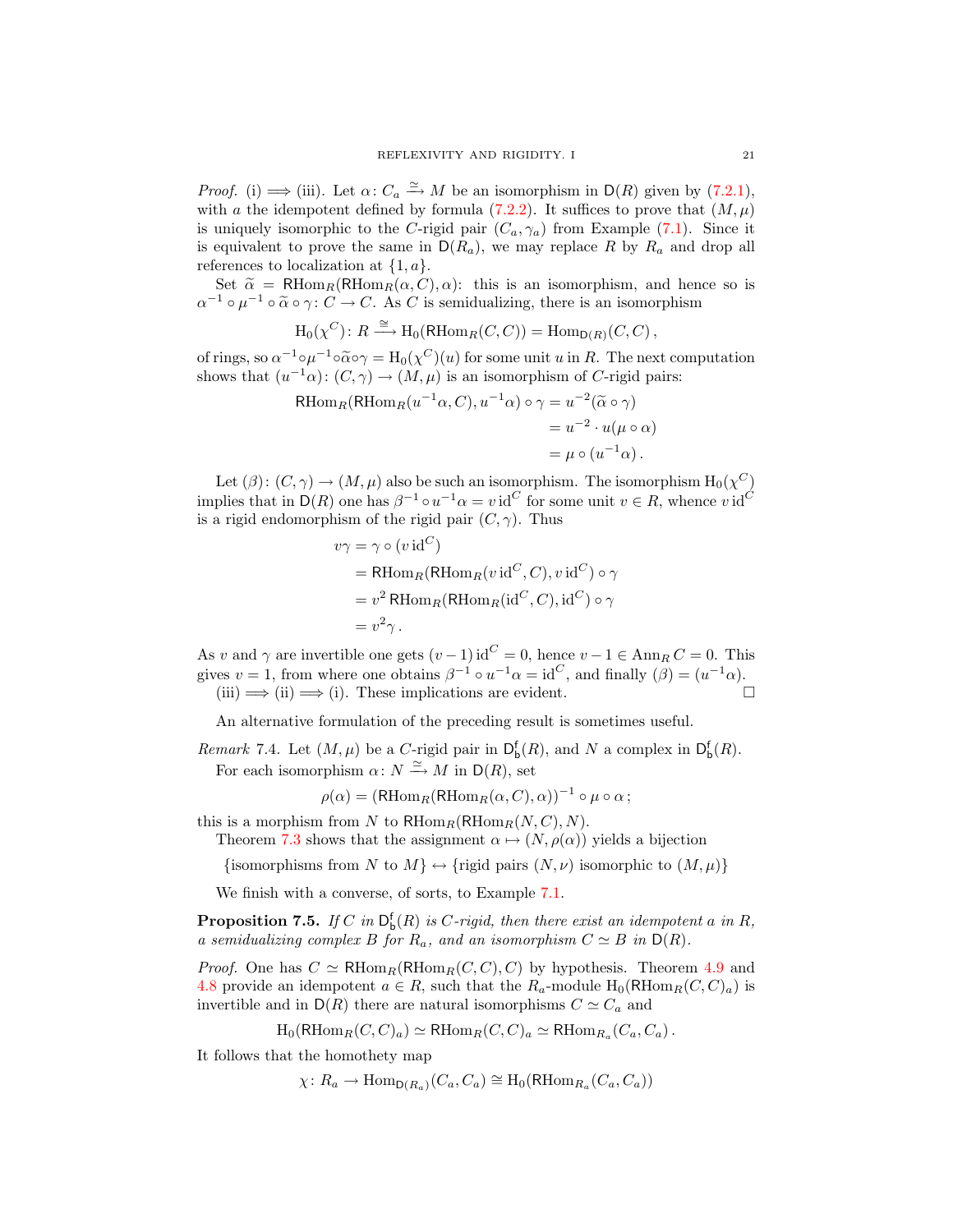*Proof.* (i) $\Longrightarrow$ (iii). Let $\alpha\colon C_a \xrightarrow{\simeq} M$ be an isomorphism in $\mathsf{D}(R)$ given by (7.2.1), with $a$ the idempotent defined by formula (7.2.2). It suffices to prove that $(M,\mu)$ is uniquely isomorphic to the $C$-rigid pair $(C_a,\gamma_a)$ from Example (7.1). Since it is equivalent to prove the same in $\mathsf{D}(R_a)$, we may replace $R$ by $R_a$ and drop all references to localization at $\{1,a\}$.

Set $\widetilde{\alpha} = \mathsf{RHom}_R(\mathsf{RHom}_R(\alpha,C),\alpha)$: this is an isomorphism, and hence so is $\alpha^{-1}\circ\mu^{-1}\circ\widetilde{\alpha}\circ\gamma\colon C\to C$. As $C$ is semidualizing, there is an isomorphism

$$\mathrm{H}_0(\chi^C)\colon R \xrightarrow{\cong} \mathrm{H}_0(\mathsf{RHom}_R(C,C)) = \mathrm{Hom}_{\mathsf{D}(R)}(C,C)\,,$$

of rings, so $\alpha^{-1}\circ\mu^{-1}\circ\widetilde{\alpha}\circ\gamma = \mathrm{H}_0(\chi^C)(u)$ for some unit $u$ in $R$. The next computation shows that $(u^{-1}\alpha)\colon (C,\gamma)\to(M,\mu)$ is an isomorphism of $C$-rigid pairs:

$$\begin{aligned}
\mathsf{RHom}_R(\mathsf{RHom}_R(u^{-1}\alpha,C),u^{-1}\alpha)\circ\gamma &= u^{-2}(\widetilde{\alpha}\circ\gamma)\\
&= u^{-2}\cdot u(\mu\circ\alpha)\\
&= \mu\circ(u^{-1}\alpha)\,.
\end{aligned}$$

Let $(\beta)\colon (C,\gamma)\to(M,\mu)$ also be such an isomorphism. The isomorphism $\mathrm{H}_0(\chi^C)$ implies that in $\mathsf{D}(R)$ one has $\beta^{-1}\circ u^{-1}\alpha = v\,\mathrm{id}^C$ for some unit $v\in R$, whence $v\,\mathrm{id}^C$ is a rigid endomorphism of the rigid pair $(C,\gamma)$. Thus

$$\begin{aligned}
v\gamma &= \gamma\circ(v\,\mathrm{id}^C)\\
&= \mathsf{RHom}_R(\mathsf{RHom}_R(v\,\mathrm{id}^C,C),v\,\mathrm{id}^C)\circ\gamma\\
&= v^2\,\mathsf{RHom}_R(\mathsf{RHom}_R(\mathrm{id}^C,C),\mathrm{id}^C)\circ\gamma\\
&= v^2\gamma\,.
\end{aligned}$$

As $v$ and $\gamma$ are invertible one gets $(v-1)\,\mathrm{id}^C=0$, hence $v-1\in\mathrm{Ann}_R\,C=0$. This gives $v=1$, from where one obtains $\beta^{-1}\circ u^{-1}\alpha=\mathrm{id}^C$, and finally $(\beta)=(u^{-1}\alpha)$.

(iii) $\Longrightarrow$ (ii) $\Longrightarrow$ (i). These implications are evident. $\square$

An alternative formulation of the preceding result is sometimes useful.

*Remark* 7.4. Let $(M,\mu)$ be a $C$-rigid pair in $\mathsf{D}^{\mathsf{f}}_{\mathsf{b}}(R)$, and $N$ a complex in $\mathsf{D}^{\mathsf{f}}_{\mathsf{b}}(R)$.

For each isomorphism $\alpha\colon N\xrightarrow{\simeq} M$ in $\mathsf{D}(R)$, set

$$\rho(\alpha) = (\mathsf{RHom}_R(\mathsf{RHom}_R(\alpha,C),\alpha))^{-1}\circ\mu\circ\alpha\,;$$

this is a morphism from $N$ to $\mathsf{RHom}_R(\mathsf{RHom}_R(N,C),N)$.

Theorem 7.3 shows that the assignment $\alpha\mapsto(N,\rho(\alpha))$ yields a bijection

$$\{\text{isomorphisms from } N \text{ to } M\} \leftrightarrow \{\text{rigid pairs } (N,\nu) \text{ isomorphic to } (M,\mu)\}$$

We finish with a converse, of sorts, to Example 7.1.

**Proposition 7.5.** *If $C$ in $\mathsf{D}^{\mathsf{f}}_{\mathsf{b}}(R)$ is $C$-rigid, then there exist an idempotent $a$ in $R$, a semidualizing complex $B$ for $R_a$, and an isomorphism $C\simeq B$ in $\mathsf{D}(R)$.*

*Proof.* One has $C\simeq\mathsf{RHom}_R(\mathsf{RHom}_R(C,C),C)$ by hypothesis. Theorem 4.9 and 4.8 provide an idempotent $a\in R$, such that the $R_a$-module $\mathrm{H}_0(\mathsf{RHom}_R(C,C)_a)$ is invertible and in $\mathsf{D}(R)$ there are natural isomorphisms $C\simeq C_a$ and

$$\mathrm{H}_0(\mathsf{RHom}_R(C,C)_a)\simeq\mathsf{RHom}_R(C,C)_a\simeq\mathsf{RHom}_{R_a}(C_a,C_a)\,.$$

It follows that the homothety map

$$\chi\colon R_a\to\mathrm{Hom}_{\mathsf{D}(R_a)}(C_a,C_a)\cong\mathrm{H}_0(\mathsf{RHom}_{R_a}(C_a,C_a))$$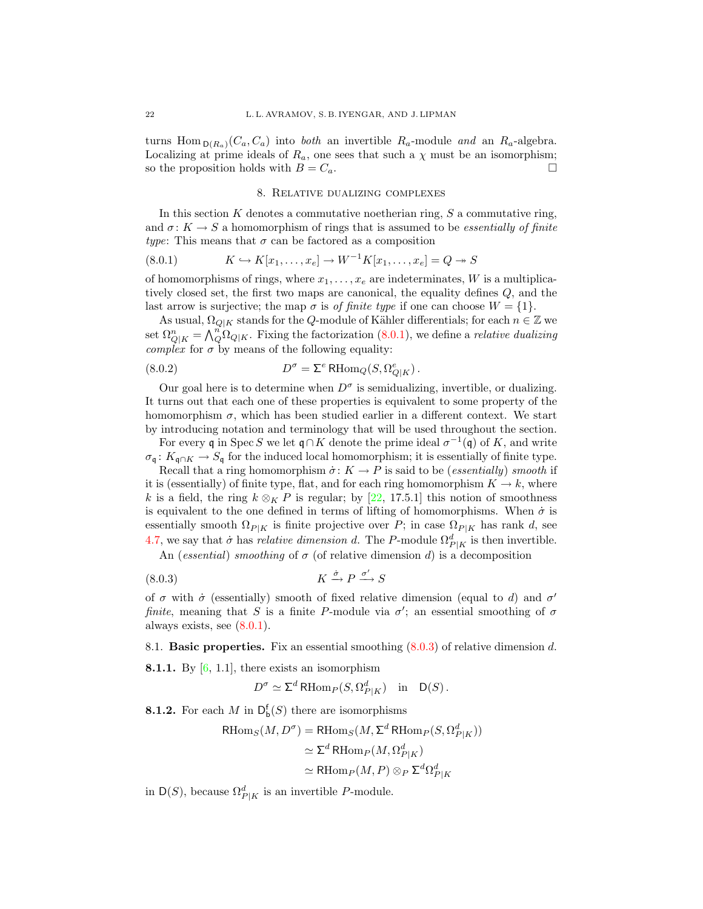turns $\operatorname{Hom}_{\mathsf{D}(R_a)}(C_a, C_a)$ into *both* an invertible $R_a$-module *and* an $R_a$-algebra. Localizing at prime ideals of $R_a$, one sees that such a $\chi$ must be an isomorphism; so the proposition holds with $B = C_a$. □

## 8. Relative dualizing complexes

In this section $K$ denotes a commutative noetherian ring, $S$ a commutative ring, and $\sigma\colon K \to S$ a homomorphism of rings that is assumed to be *essentially of finite type*: This means that $\sigma$ can be factored as a composition

$$K \hookrightarrow K[x_1, \dots, x_e] \to W^{-1}K[x_1, \dots, x_e] = Q \twoheadrightarrow S \tag{8.0.1}$$

of homomorphisms of rings, where $x_1, \dots, x_e$ are indeterminates, $W$ is a multiplicatively closed set, the first two maps are canonical, the equality defines $Q$, and the last arrow is surjective; the map $\sigma$ is *of finite type* if one can choose $W = \{1\}$.

As usual, $\Omega_{Q|K}$ stands for the $Q$-module of Kähler differentials; for each $n \in \mathbb{Z}$ we set $\Omega^n_{Q|K} = \bigwedge^n_Q \Omega_{Q|K}$. Fixing the factorization (8.0.1), we define a *relative dualizing complex* for $\sigma$ by means of the following equality:

$$D^\sigma = \Sigma^e \operatorname{\mathsf{R}Hom}_Q(S, \Omega^e_{Q|K}). \tag{8.0.2}$$

Our goal here is to determine when $D^\sigma$ is semidualizing, invertible, or dualizing. It turns out that each one of these properties is equivalent to some property of the homomorphism $\sigma$, which has been studied earlier in a different context. We start by introducing notation and terminology that will be used throughout the section.

For every $\mathfrak{q}$ in $\operatorname{Spec} S$ we let $\mathfrak{q} \cap K$ denote the prime ideal $\sigma^{-1}(\mathfrak{q})$ of $K$, and write $\sigma_{\mathfrak{q}}\colon K_{\mathfrak{q}\cap K} \to S_{\mathfrak{q}}$ for the induced local homomorphism; it is essentially of finite type.

Recall that a ring homomorphism $\dot\sigma\colon K \to P$ is said to be (*essentially*) *smooth* if it is (essentially) of finite type, flat, and for each ring homomorphism $K \to k$, where $k$ is a field, the ring $k \otimes_K P$ is regular; by [22, 17.5.1] this notion of smoothness is equivalent to the one defined in terms of lifting of homomorphisms. When $\dot\sigma$ is essentially smooth $\Omega_{P|K}$ is finite projective over $P$; in case $\Omega_{P|K}$ has rank $d$, see 4.7, we say that $\dot\sigma$ has *relative dimension* $d$. The $P$-module $\Omega^d_{P|K}$ is then invertible.

An (*essential*) *smoothing* of $\sigma$ (of relative dimension $d$) is a decomposition

$$K \xrightarrow{\dot\sigma} P \xrightarrow{\sigma'} S \tag{8.0.3}$$

of $\sigma$ with $\dot\sigma$ (essentially) smooth of fixed relative dimension (equal to $d$) and $\sigma'$ *finite*, meaning that $S$ is a finite $P$-module via $\sigma'$; an essential smoothing of $\sigma$ always exists, see (8.0.1).

### 8.1. **Basic properties.** Fix an essential smoothing (8.0.3) of relative dimension $d$.

**8.1.1.** By [6, 1.1], there exists an isomorphism

$$D^\sigma \simeq \Sigma^d \operatorname{\mathsf{R}Hom}_P(S, \Omega^d_{P|K}) \quad \text{in} \quad \mathsf{D}(S).$$

**8.1.2.** For each $M$ in $\mathsf{D}^{\mathsf{f}}_{\mathsf{b}}(S)$ there are isomorphisms

$$\begin{aligned}
\operatorname{\mathsf{R}Hom}_S(M, D^\sigma) &= \operatorname{\mathsf{R}Hom}_S(M, \Sigma^d \operatorname{\mathsf{R}Hom}_P(S, \Omega^d_{P|K})) \\
&\simeq \Sigma^d \operatorname{\mathsf{R}Hom}_P(M, \Omega^d_{P|K}) \\
&\simeq \operatorname{\mathsf{R}Hom}_P(M, P) \otimes_P \Sigma^d \Omega^d_{P|K}
\end{aligned}$$

in $\mathsf{D}(S)$, because $\Omega^d_{P|K}$ is an invertible $P$-module.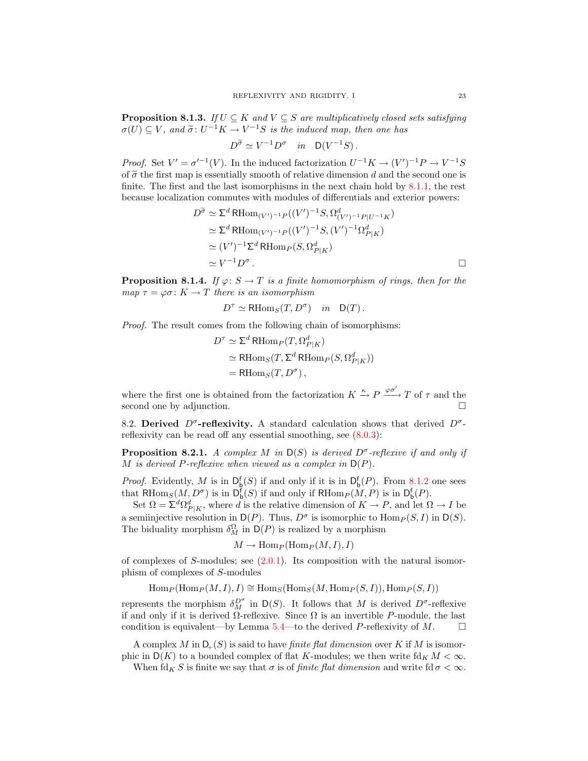**Proposition 8.1.3.** *If $U \subseteq K$ and $V \subseteq S$ are multiplicatively closed sets satisfying $\sigma(U) \subseteq V$, and $\widetilde{\sigma}\colon U^{-1}K \to V^{-1}S$ is the induced map, then one has*

$$D^{\widetilde{\sigma}} \simeq V^{-1}D^{\sigma} \quad \text{in} \quad \mathsf{D}(V^{-1}S)\,.$$

*Proof.* Set $V' = \sigma'^{-1}(V)$. In the induced factorization $U^{-1}K \to (V')^{-1}P \to V^{-1}S$ of $\widetilde{\sigma}$ the first map is essentially smooth of relative dimension $d$ and the second one is finite. The first and the last isomorphisms in the next chain hold by 8.1.1, the rest because localization commutes with modules of differentials and exterior powers:

$$\begin{aligned}
D^{\widetilde{\sigma}} &\simeq \Sigma^d \operatorname{\mathsf{R}Hom}_{(V')^{-1}P}((V')^{-1}S, \Omega^d_{(V')^{-1}P|U^{-1}K}) \\
&\simeq \Sigma^d \operatorname{\mathsf{R}Hom}_{(V')^{-1}P}((V')^{-1}S, (V')^{-1}\Omega^d_{P|K}) \\
&\simeq (V')^{-1}\Sigma^d \operatorname{\mathsf{R}Hom}_P(S, \Omega^d_{P|K}) \\
&\simeq V^{-1}D^{\sigma}\,.
\end{aligned}$$

$\square$

**Proposition 8.1.4.** *If $\varphi\colon S \to T$ is a finite homomorphism of rings, then for the map $\tau = \varphi\sigma\colon K \to T$ there is an isomorphism*

$$D^{\tau} \simeq \operatorname{\mathsf{R}Hom}_S(T, D^{\sigma}) \quad \text{in} \quad \mathsf{D}(T)\,.$$

*Proof.* The result comes from the following chain of isomorphisms:

$$\begin{aligned}
D^{\tau} &\simeq \Sigma^d \operatorname{\mathsf{R}Hom}_P(T, \Omega^d_{P|K}) \\
&\simeq \operatorname{\mathsf{R}Hom}_S(T, \Sigma^d \operatorname{\mathsf{R}Hom}_P(S, \Omega^d_{P|K})) \\
&= \operatorname{\mathsf{R}Hom}_S(T, D^{\sigma})\,,
\end{aligned}$$

where the first one is obtained from the factorization $K \xrightarrow{\kappa} P \xrightarrow{\varphi\sigma'} T$ of $\tau$ and the second one by adjunction. $\square$

8.2. **Derived $D^{\sigma}$-reflexivity.** A standard calculation shows that derived $D^{\sigma}$-reflexivity can be read off any essential smoothing, see (8.0.3):

**Proposition 8.2.1.** *A complex $M$ in $\mathsf{D}(S)$ is derived $D^{\sigma}$-reflexive if and only if $M$ is derived $P$-reflexive when viewed as a complex in $\mathsf{D}(P)$.*

*Proof.* Evidently, $M$ is in $\mathsf{D}^{\mathsf{f}}_{\mathsf{b}}(S)$ if and only if it is in $\mathsf{D}^{\mathsf{f}}_{\mathsf{b}}(P)$. From 8.1.2 one sees that $\operatorname{\mathsf{R}Hom}_S(M, D^{\sigma})$ is in $\mathsf{D}^{\mathsf{f}}_{\mathsf{b}}(S)$ if and only if $\operatorname{\mathsf{R}Hom}_P(M, P)$ is in $\mathsf{D}^{\mathsf{f}}_{\mathsf{b}}(P)$.

Set $\Omega = \Sigma^d\Omega^d_{P|K}$, where $d$ is the relative dimension of $K \to P$, and let $\Omega \to I$ be a semiinjective resolution in $\mathsf{D}(P)$. Thus, $D^{\sigma}$ is isomorphic to $\operatorname{Hom}_P(S, I)$ in $\mathsf{D}(S)$. The biduality morphism $\delta^{\Omega}_M$ in $\mathsf{D}(P)$ is realized by a morphism

$$M \to \operatorname{Hom}_P(\operatorname{Hom}_P(M, I), I)$$

of complexes of $S$-modules; see (2.0.1). Its composition with the natural isomorphism of complexes of $S$-modules

$$\operatorname{Hom}_P(\operatorname{Hom}_P(M, I), I) \cong \operatorname{Hom}_S(\operatorname{Hom}_S(M, \operatorname{Hom}_P(S, I)), \operatorname{Hom}_P(S, I))$$

represents the morphism $\delta^{D^{\sigma}}_M$ in $\mathsf{D}(S)$. It follows that $M$ is derived $D^{\sigma}$-reflexive if and only if it is derived $\Omega$-reflexive. Since $\Omega$ is an invertible $P$-module, the last condition is equivalent—by Lemma 5.4—to the derived $P$-reflexivity of $M$. $\square$

A complex $M$ in $\mathsf{D}_{+}(S)$ is said to have *finite flat dimension* over $K$ if $M$ is isomorphic in $\mathsf{D}(K)$ to a bounded complex of flat $K$-modules; we then write $\operatorname{fd}_K M < \infty$.

When $\operatorname{fd}_K S$ is finite we say that $\sigma$ is of *finite flat dimension* and write $\operatorname{fd}\sigma < \infty$.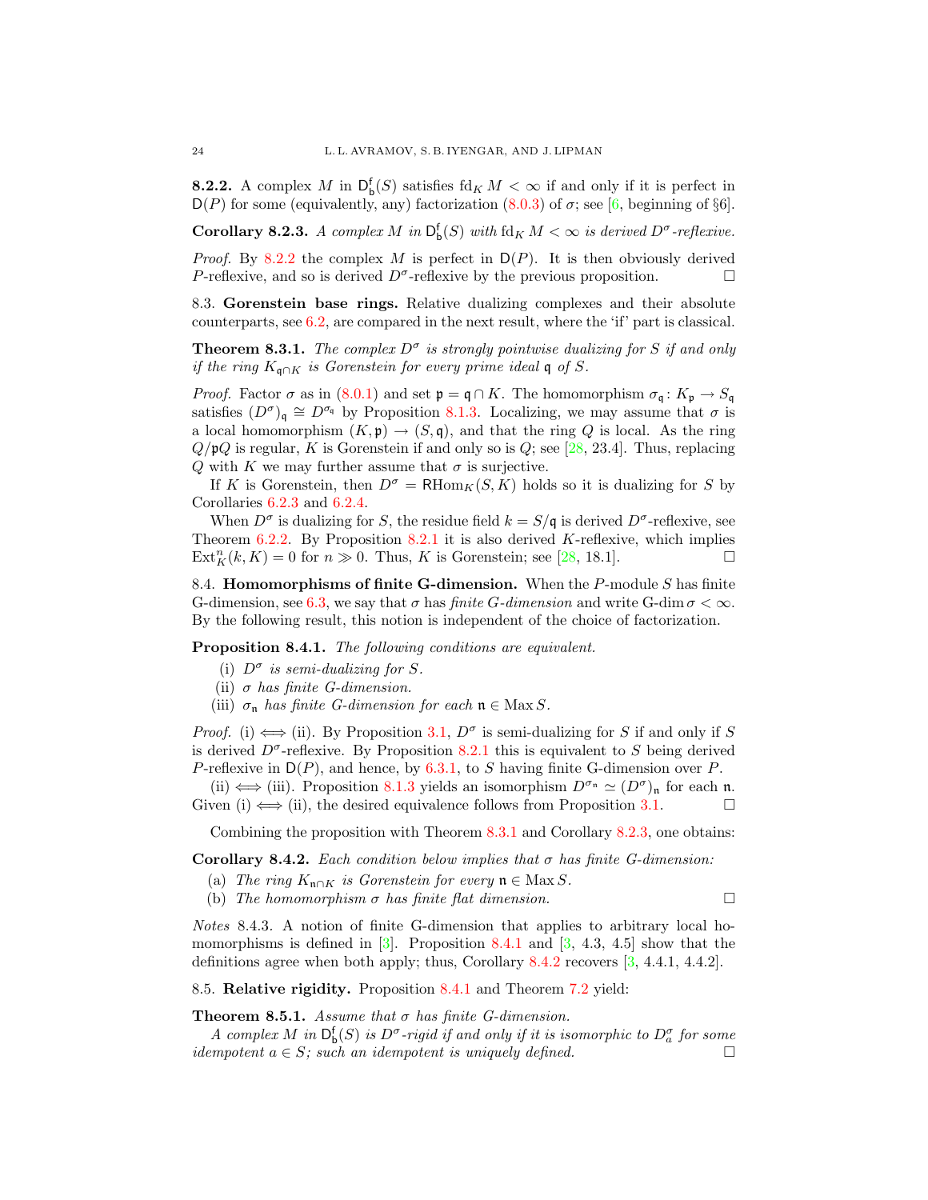**8.2.2.** A complex $M$ in $\mathsf{D}^{\mathsf{f}}_{\mathsf{b}}(S)$ satisfies $\operatorname{fd}_K M < \infty$ if and only if it is perfect in $\mathsf{D}(P)$ for some (equivalently, any) factorization (8.0.3) of $\sigma$; see [6, beginning of §6].

**Corollary 8.2.3.** *A complex $M$ in $\mathsf{D}^{\mathsf{f}}_{\mathsf{b}}(S)$ with $\operatorname{fd}_K M < \infty$ is derived $D^\sigma$-reflexive.*

*Proof.* By 8.2.2 the complex $M$ is perfect in $\mathsf{D}(P)$. It is then obviously derived $P$-reflexive, and so is derived $D^\sigma$-reflexive by the previous proposition. □

8.3. **Gorenstein base rings.** Relative dualizing complexes and their absolute counterparts, see 6.2, are compared in the next result, where the 'if' part is classical.

**Theorem 8.3.1.** *The complex $D^\sigma$ is strongly pointwise dualizing for $S$ if and only if the ring $K_{\mathfrak{q}\cap K}$ is Gorenstein for every prime ideal $\mathfrak{q}$ of $S$.*

*Proof.* Factor $\sigma$ as in (8.0.1) and set $\mathfrak{p} = \mathfrak{q} \cap K$. The homomorphism $\sigma_{\mathfrak{q}} \colon K_{\mathfrak{p}} \to S_{\mathfrak{q}}$ satisfies $(D^\sigma)_{\mathfrak{q}} \cong D^{\sigma_{\mathfrak{q}}}$ by Proposition 8.1.3. Localizing, we may assume that $\sigma$ is a local homomorphism $(K,\mathfrak{p}) \to (S,\mathfrak{q})$, and that the ring $Q$ is local. As the ring $Q/\mathfrak{p}Q$ is regular, $K$ is Gorenstein if and only so is $Q$; see [28, 23.4]. Thus, replacing $Q$ with $K$ we may further assume that $\sigma$ is surjective.

If $K$ is Gorenstein, then $D^\sigma = \mathsf{R}\mathrm{Hom}_K(S,K)$ holds so it is dualizing for $S$ by Corollaries 6.2.3 and 6.2.4.

When $D^\sigma$ is dualizing for $S$, the residue field $k = S/\mathfrak{q}$ is derived $D^\sigma$-reflexive, see Theorem 6.2.2. By Proposition 8.2.1 it is also derived $K$-reflexive, which implies $\operatorname{Ext}^n_K(k,K) = 0$ for $n \gg 0$. Thus, $K$ is Gorenstein; see [28, 18.1]. □

8.4. **Homomorphisms of finite G-dimension.** When the $P$-module $S$ has finite G-dimension, see 6.3, we say that $\sigma$ has *finite G-dimension* and write $\operatorname{G-dim} \sigma < \infty$. By the following result, this notion is independent of the choice of factorization.

**Proposition 8.4.1.** *The following conditions are equivalent.*

(i) *$D^\sigma$ is semi-dualizing for $S$.*
(ii) *$\sigma$ has finite G-dimension.*
(iii) *$\sigma_{\mathfrak{n}}$ has finite G-dimension for each $\mathfrak{n} \in \operatorname{Max} S$.*

*Proof.* (i) $\iff$ (ii). By Proposition 3.1, $D^\sigma$ is semi-dualizing for $S$ if and only if $S$ is derived $D^\sigma$-reflexive. By Proposition 8.2.1 this is equivalent to $S$ being derived $P$-reflexive in $\mathsf{D}(P)$, and hence, by 6.3.1, to $S$ having finite G-dimension over $P$.

(ii) $\iff$ (iii). Proposition 8.1.3 yields an isomorphism $D^{\sigma_{\mathfrak{n}}} \simeq (D^\sigma)_{\mathfrak{n}}$ for each $\mathfrak{n}$. Given (i) $\iff$ (ii), the desired equivalence follows from Proposition 3.1. □

Combining the proposition with Theorem 8.3.1 and Corollary 8.2.3, one obtains:

**Corollary 8.4.2.** *Each condition below implies that $\sigma$ has finite G-dimension:*

(a) *The ring $K_{\mathfrak{n}\cap K}$ is Gorenstein for every $\mathfrak{n} \in \operatorname{Max} S$.*
(b) *The homomorphism $\sigma$ has finite flat dimension.* □

*Notes* 8.4.3. A notion of finite G-dimension that applies to arbitrary local homomorphisms is defined in [3]. Proposition 8.4.1 and [3, 4.3, 4.5] show that the definitions agree when both apply; thus, Corollary 8.4.2 recovers [3, 4.4.1, 4.4.2].

8.5. **Relative rigidity.** Proposition 8.4.1 and Theorem 7.2 yield:

**Theorem 8.5.1.** *Assume that $\sigma$ has finite G-dimension.*

*A complex $M$ in $\mathsf{D}^{\mathsf{f}}_{\mathsf{b}}(S)$ is $D^\sigma$-rigid if and only if it is isomorphic to $D^\sigma_a$ for some idempotent $a \in S$; such an idempotent is uniquely defined.* □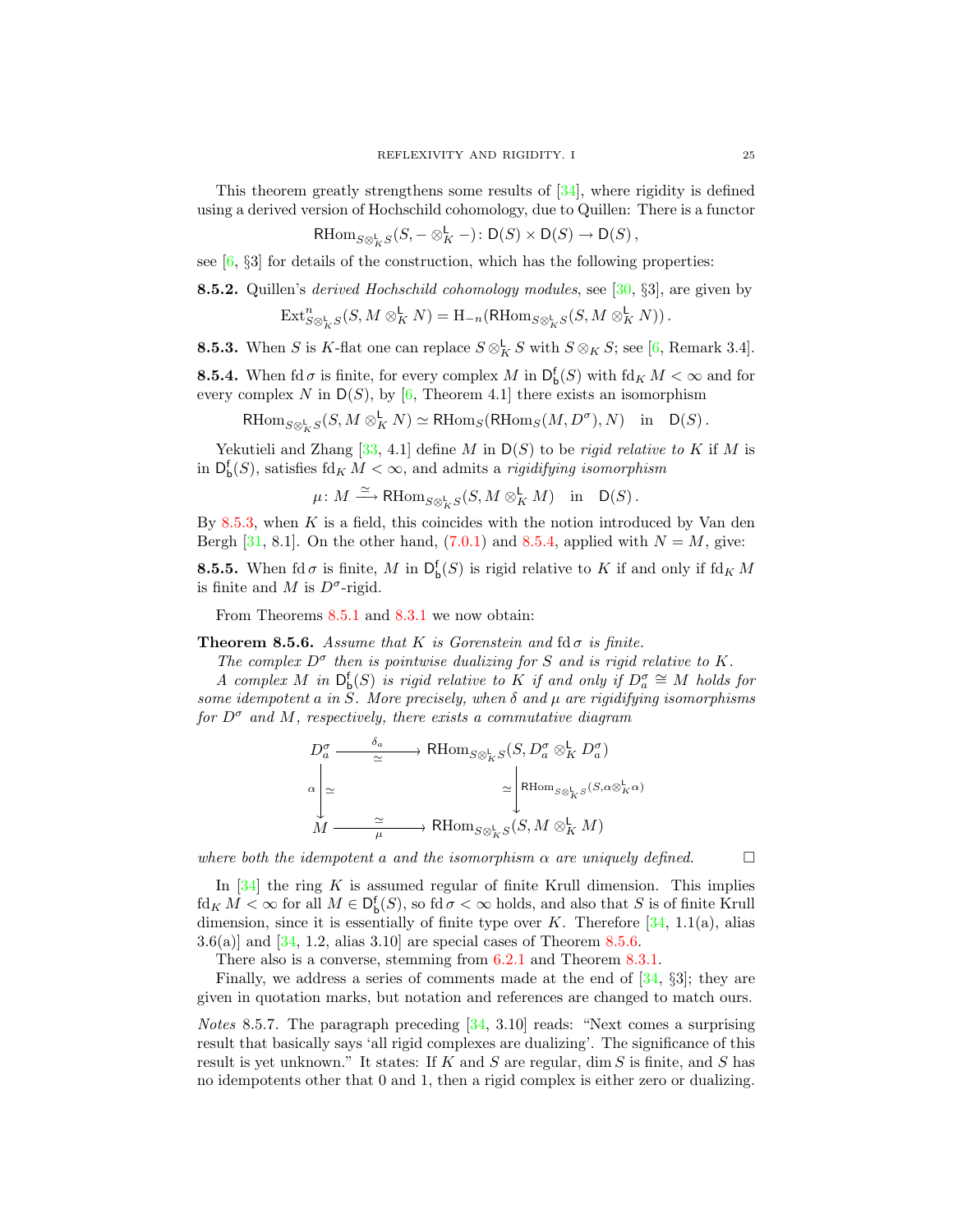This theorem greatly strengthens some results of [34], where rigidity is defined using a derived version of Hochschild cohomology, due to Quillen: There is a functor

$$\mathsf{RHom}_{S\otimes^{\mathsf{L}}_K S}(S, -\otimes^{\mathsf{L}}_K -)\colon \mathsf{D}(S)\times\mathsf{D}(S)\to\mathsf{D}(S)\,,$$

see [6, §3] for details of the construction, which has the following properties:

**8.5.2.** Quillen's *derived Hochschild cohomology modules*, see [30, §3], are given by

$$\operatorname{Ext}^n_{S\otimes^{\mathsf{L}}_K S}(S, M\otimes^{\mathsf{L}}_K N) = \mathrm{H}_{-n}(\mathsf{RHom}_{S\otimes^{\mathsf{L}}_K S}(S, M\otimes^{\mathsf{L}}_K N))\,.$$

**8.5.3.** When $S$ is $K$-flat one can replace $S\otimes^{\mathsf{L}}_K S$ with $S\otimes_K S$; see [6, Remark 3.4].

**8.5.4.** When $\operatorname{fd}\sigma$ is finite, for every complex $M$ in $\mathsf{D}^{\mathsf{f}}_{\mathsf{b}}(S)$ with $\operatorname{fd}_K M<\infty$ and for every complex $N$ in $\mathsf{D}(S)$, by [6, Theorem 4.1] there exists an isomorphism

$$\mathsf{RHom}_{S\otimes^{\mathsf{L}}_K S}(S, M\otimes^{\mathsf{L}}_K N)\simeq \mathsf{RHom}_S(\mathsf{RHom}_S(M,D^\sigma),N)\quad\text{in}\quad \mathsf{D}(S)\,.$$

Yekutieli and Zhang [33, 4.1] define $M$ in $\mathsf{D}(S)$ to be *rigid relative to* $K$ if $M$ is in $\mathsf{D}^{\mathsf{f}}_{\mathsf{b}}(S)$, satisfies $\operatorname{fd}_K M<\infty$, and admits a *rigidifying isomorphism*

$$\mu\colon M\xrightarrow{\simeq}\mathsf{RHom}_{S\otimes^{\mathsf{L}}_K S}(S, M\otimes^{\mathsf{L}}_K M)\quad\text{in}\quad\mathsf{D}(S)\,.$$

By 8.5.3, when $K$ is a field, this coincides with the notion introduced by Van den Bergh [31, 8.1]. On the other hand, (7.0.1) and 8.5.4, applied with $N=M$, give:

**8.5.5.** When $\operatorname{fd}\sigma$ is finite, $M$ in $\mathsf{D}^{\mathsf{f}}_{\mathsf{b}}(S)$ is rigid relative to $K$ if and only if $\operatorname{fd}_K M$ is finite and $M$ is $D^\sigma$-rigid.

From Theorems 8.5.1 and 8.3.1 we now obtain:

**Theorem 8.5.6.** *Assume that $K$ is Gorenstein and $\operatorname{fd}\sigma$ is finite.*

*The complex $D^\sigma$ then is pointwise dualizing for $S$ and is rigid relative to $K$.*

*A complex $M$ in $\mathsf{D}^{\mathsf{f}}_{\mathsf{b}}(S)$ is rigid relative to $K$ if and only if $D^\sigma_a\cong M$ holds for some idempotent $a$ in $S$. More precisely, when $\delta$ and $\mu$ are rigidifying isomorphisms for $D^\sigma$ and $M$, respectively, there exists a commutative diagram*

$$\begin{array}{ccc}
D^\sigma_a & \xrightarrow[\simeq]{\ \delta_a\ } & \mathsf{RHom}_{S\otimes^{\mathsf{L}}_K S}(S, D^\sigma_a\otimes^{\mathsf{L}}_K D^\sigma_a)\\
{\scriptstyle\alpha}\Big\downarrow{\scriptstyle\simeq} & & {\scriptstyle\simeq}\Big\downarrow{\scriptstyle \mathrm{RHom}_{S\otimes^{\mathsf{L}}_K S}(S,\alpha\otimes^{\mathsf{L}}_K\alpha)}\\
M & \xrightarrow[\mu]{\ \simeq\ } & \mathsf{RHom}_{S\otimes^{\mathsf{L}}_K S}(S, M\otimes^{\mathsf{L}}_K M)
\end{array}$$

*where both the idempotent $a$ and the isomorphism $\alpha$ are uniquely defined.* □

In [34] the ring $K$ is assumed regular of finite Krull dimension. This implies $\operatorname{fd}_K M<\infty$ for all $M\in\mathsf{D}^{\mathsf{f}}_{\mathsf{b}}(S)$, so $\operatorname{fd}\sigma<\infty$ holds, and also that $S$ is of finite Krull dimension, since it is essentially of finite type over $K$. Therefore [34, 1.1(a), alias 3.6(a)] and [34, 1.2, alias 3.10] are special cases of Theorem 8.5.6.

There also is a converse, stemming from 6.2.1 and Theorem 8.3.1.

Finally, we address a series of comments made at the end of [34, §3]; they are given in quotation marks, but notation and references are changed to match ours.

*Notes* 8.5.7. The paragraph preceding [34, 3.10] reads: "Next comes a surprising result that basically says 'all rigid complexes are dualizing'. The significance of this result is yet unknown." It states: If $K$ and $S$ are regular, $\dim S$ is finite, and $S$ has no idempotents other that 0 and 1, then a rigid complex is either zero or dualizing.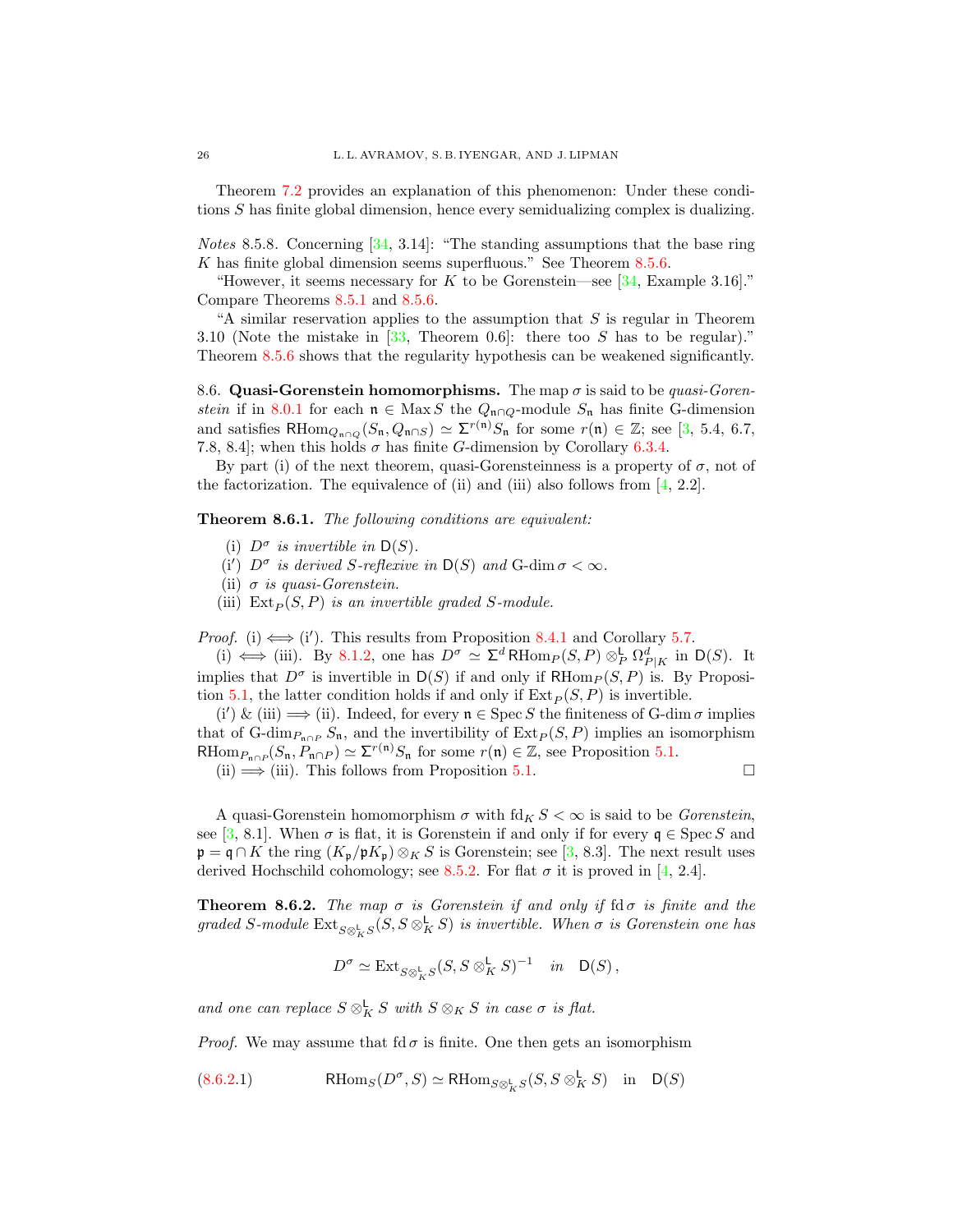Theorem 7.2 provides an explanation of this phenomenon: Under these conditions $S$ has finite global dimension, hence every semidualizing complex is dualizing.

*Notes* 8.5.8. Concerning [34, 3.14]: "The standing assumptions that the base ring $K$ has finite global dimension seems superfluous." See Theorem 8.5.6.

"However, it seems necessary for $K$ to be Gorenstein—see [34, Example 3.16]." Compare Theorems 8.5.1 and 8.5.6.

"A similar reservation applies to the assumption that $S$ is regular in Theorem 3.10 (Note the mistake in [33, Theorem 0.6]: there too $S$ has to be regular)." Theorem 8.5.6 shows that the regularity hypothesis can be weakened significantly.

8.6. **Quasi-Gorenstein homomorphisms.** The map $\sigma$ is said to be *quasi-Gorenstein* if in 8.0.1 for each $\mathfrak{n} \in \operatorname{Max} S$ the $Q_{\mathfrak{n}\cap Q}$-module $S_{\mathfrak{n}}$ has finite G-dimension and satisfies $\mathsf{R}\mathrm{Hom}_{Q_{\mathfrak{n}\cap Q}}(S_{\mathfrak{n}}, Q_{\mathfrak{n}\cap S}) \simeq \Sigma^{r(\mathfrak{n})} S_{\mathfrak{n}}$ for some $r(\mathfrak{n}) \in \mathbb{Z}$; see [3, 5.4, 6.7, 7.8, 8.4]; when this holds $\sigma$ has finite $G$-dimension by Corollary 6.3.4.

By part (i) of the next theorem, quasi-Gorensteinness is a property of $\sigma$, not of the factorization. The equivalence of (ii) and (iii) also follows from [4, 2.2].

**Theorem 8.6.1.** *The following conditions are equivalent:*

(i) *$D^{\sigma}$ is invertible in $\mathsf{D}(S)$.*
(i′) *$D^{\sigma}$ is derived $S$-reflexive in $\mathsf{D}(S)$ and $\operatorname{G-dim} \sigma < \infty$.*
(ii) *$\sigma$ is quasi-Gorenstein.*
(iii) *$\operatorname{Ext}_P(S, P)$ is an invertible graded $S$-module.*

*Proof.* (i) $\iff$ (i′). This results from Proposition 8.4.1 and Corollary 5.7.

(i) $\iff$ (iii). By 8.1.2, one has $D^{\sigma} \simeq \Sigma^{d} \mathsf{R}\mathrm{Hom}_P(S, P) \otimes^{\mathsf{L}}_P \Omega^{d}_{P|K}$ in $\mathsf{D}(S)$. It implies that $D^{\sigma}$ is invertible in $\mathsf{D}(S)$ if and only if $\mathsf{R}\mathrm{Hom}_P(S, P)$ is. By Proposition 5.1, the latter condition holds if and only if $\operatorname{Ext}_P(S, P)$ is invertible.

(i′) & (iii) $\Longrightarrow$ (ii). Indeed, for every $\mathfrak{n} \in \operatorname{Spec} S$ the finiteness of $\operatorname{G-dim} \sigma$ implies that of $\operatorname{G-dim}_{P_{\mathfrak{n}\cap P}} S_{\mathfrak{n}}$, and the invertibility of $\operatorname{Ext}_P(S, P)$ implies an isomorphism $\mathsf{R}\mathrm{Hom}_{P_{\mathfrak{n}\cap P}}(S_{\mathfrak{n}}, P_{\mathfrak{n}\cap P}) \simeq \Sigma^{r(\mathfrak{n})} S_{\mathfrak{n}}$ for some $r(\mathfrak{n}) \in \mathbb{Z}$, see Proposition 5.1.

(ii) $\Longrightarrow$ (iii). This follows from Proposition 5.1. $\square$

A quasi-Gorenstein homomorphism $\sigma$ with $\operatorname{fd}_K S < \infty$ is said to be *Gorenstein*, see [3, 8.1]. When $\sigma$ is flat, it is Gorenstein if and only if for every $\mathfrak{q} \in \operatorname{Spec} S$ and $\mathfrak{p} = \mathfrak{q} \cap K$ the ring $(K_{\mathfrak{p}}/\mathfrak{p}K_{\mathfrak{p}}) \otimes_K S$ is Gorenstein; see [3, 8.3]. The next result uses derived Hochschild cohomology; see 8.5.2. For flat $\sigma$ it is proved in [4, 2.4].

**Theorem 8.6.2.** *The map $\sigma$ is Gorenstein if and only if $\operatorname{fd} \sigma$ is finite and the graded $S$-module $\operatorname{Ext}_{S\otimes^{\mathsf{L}}_K S}(S, S \otimes^{\mathsf{L}}_K S)$ is invertible. When $\sigma$ is Gorenstein one has*

$$D^{\sigma} \simeq \operatorname{Ext}_{S\otimes^{\mathsf{L}}_K S}(S, S \otimes^{\mathsf{L}}_K S)^{-1} \quad \text{in} \quad \mathsf{D}(S)\,,$$

*and one can replace $S \otimes^{\mathsf{L}}_K S$ with $S \otimes_K S$ in case $\sigma$ is flat.*

*Proof.* We may assume that $\operatorname{fd} \sigma$ is finite. One then gets an isomorphism

$$\mathsf{R}\mathrm{Hom}_S(D^{\sigma}, S) \simeq \mathsf{R}\mathrm{Hom}_{S\otimes^{\mathsf{L}}_K S}(S, S \otimes^{\mathsf{L}}_K S) \quad \text{in} \quad \mathsf{D}(S) \tag{8.6.2.1}$$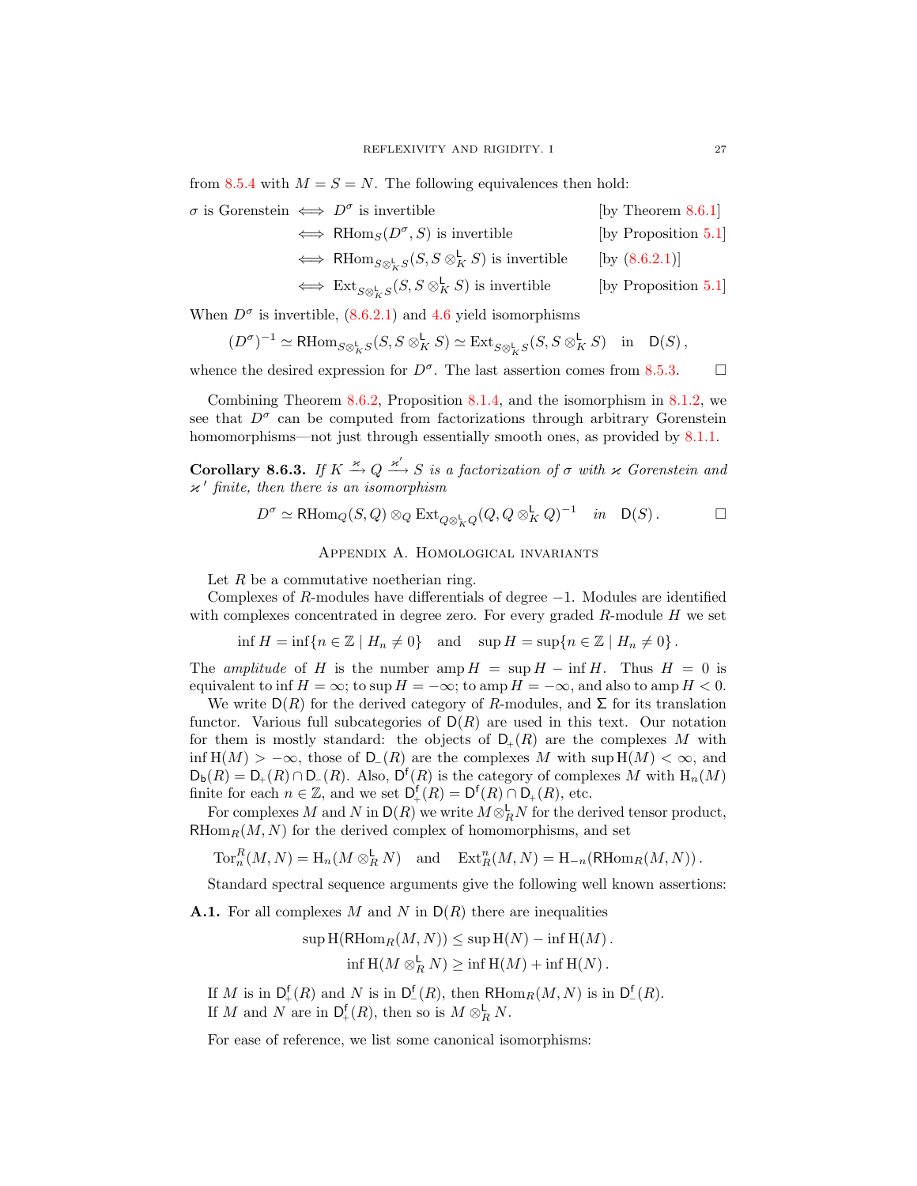from 8.5.4 with $M = S = N$. The following equivalences then hold:

$$
\begin{aligned}
\sigma \text{ is Gorenstein} &\iff D^\sigma \text{ is invertible} && \text{[by Theorem 8.6.1]}\\
&\iff \mathsf{RHom}_S(D^\sigma, S) \text{ is invertible} && \text{[by Proposition 5.1]}\\
&\iff \mathsf{RHom}_{S\otimes^{\mathsf{L}}_K S}(S, S\otimes^{\mathsf{L}}_K S) \text{ is invertible} && \text{[by (8.6.2.1)]}\\
&\iff \operatorname{Ext}_{S\otimes^{\mathsf{L}}_K S}(S, S\otimes^{\mathsf{L}}_K S) \text{ is invertible} && \text{[by Proposition 5.1]}
\end{aligned}
$$

When $D^\sigma$ is invertible, (8.6.2.1) and 4.6 yield isomorphisms

$$
(D^\sigma)^{-1} \simeq \mathsf{RHom}_{S\otimes^{\mathsf{L}}_K S}(S, S\otimes^{\mathsf{L}}_K S) \simeq \operatorname{Ext}_{S\otimes^{\mathsf{L}}_K S}(S, S\otimes^{\mathsf{L}}_K S) \quad \text{in} \quad \mathsf{D}(S)\,,
$$

whence the desired expression for $D^\sigma$. The last assertion comes from 8.5.3. □

Combining Theorem 8.6.2, Proposition 8.1.4, and the isomorphism in 8.1.2, we see that $D^\sigma$ can be computed from factorizations through arbitrary Gorenstein homomorphisms—not just through essentially smooth ones, as provided by 8.1.1.

**Corollary 8.6.3.** *If $K \xrightarrow{\varkappa} Q \xrightarrow{\varkappa'} S$ is a factorization of $\sigma$ with $\varkappa$ Gorenstein and $\varkappa'$ finite, then there is an isomorphism*

$$
D^\sigma \simeq \mathsf{RHom}_Q(S, Q) \otimes_Q \operatorname{Ext}_{Q\otimes^{\mathsf{L}}_K Q}(Q, Q\otimes^{\mathsf{L}}_K Q)^{-1} \quad \textit{in} \quad \mathsf{D}(S)\,. \qquad \square
$$

## Appendix A. Homological invariants

Let $R$ be a commutative noetherian ring.

Complexes of $R$-modules have differentials of degree $-1$. Modules are identified with complexes concentrated in degree zero. For every graded $R$-module $H$ we set

$$
\inf H = \inf\{n \in \mathbb{Z} \mid H_n \neq 0\} \quad \text{and} \quad \sup H = \sup\{n \in \mathbb{Z} \mid H_n \neq 0\}\,.
$$

The *amplitude* of $H$ is the number $\operatorname{amp} H = \sup H - \inf H$. Thus $H = 0$ is equivalent to $\inf H = \infty$; to $\sup H = -\infty$; to $\operatorname{amp} H = -\infty$, and also to $\operatorname{amp} H < 0$.

We write $\mathsf{D}(R)$ for the derived category of $R$-modules, and $\Sigma$ for its translation functor. Various full subcategories of $\mathsf{D}(R)$ are used in this text. Our notation for them is mostly standard: the objects of $\mathsf{D}_+(R)$ are the complexes $M$ with $\inf \mathrm{H}(M) > -\infty$, those of $\mathsf{D}_-(R)$ are the complexes $M$ with $\sup \mathrm{H}(M) < \infty$, and $\mathsf{D}_{\mathsf{b}}(R) = \mathsf{D}_+(R) \cap \mathsf{D}_-(R)$. Also, $\mathsf{D}^{\mathsf{f}}(R)$ is the category of complexes $M$ with $\mathrm{H}_n(M)$ finite for each $n \in \mathbb{Z}$, and we set $\mathsf{D}^{\mathsf{f}}_+(R) = \mathsf{D}^{\mathsf{f}}(R) \cap \mathsf{D}_+(R)$, etc.

For complexes $M$ and $N$ in $\mathsf{D}(R)$ we write $M \otimes^{\mathsf{L}}_R N$ for the derived tensor product, $\mathsf{RHom}_R(M, N)$ for the derived complex of homomorphisms, and set

$$
\operatorname{Tor}^R_n(M, N) = \mathrm{H}_n(M \otimes^{\mathsf{L}}_R N) \quad \text{and} \quad \operatorname{Ext}^n_R(M, N) = \mathrm{H}_{-n}(\mathsf{RHom}_R(M, N))\,.
$$

Standard spectral sequence arguments give the following well known assertions:

**A.1.** For all complexes $M$ and $N$ in $\mathsf{D}(R)$ there are inequalities

$$
\sup \mathrm{H}(\mathsf{RHom}_R(M, N)) \leq \sup \mathrm{H}(N) - \inf \mathrm{H}(M)\,.
$$

$$
\inf \mathrm{H}(M \otimes^{\mathsf{L}}_R N) \geq \inf \mathrm{H}(M) + \inf \mathrm{H}(N)\,.
$$

If $M$ is in $\mathsf{D}^{\mathsf{f}}_+(R)$ and $N$ is in $\mathsf{D}^{\mathsf{f}}_-(R)$, then $\mathsf{RHom}_R(M, N)$ is in $\mathsf{D}^{\mathsf{f}}_-(R)$.
If $M$ and $N$ are in $\mathsf{D}^{\mathsf{f}}_+(R)$, then so is $M \otimes^{\mathsf{L}}_R N$.

For ease of reference, we list some canonical isomorphisms: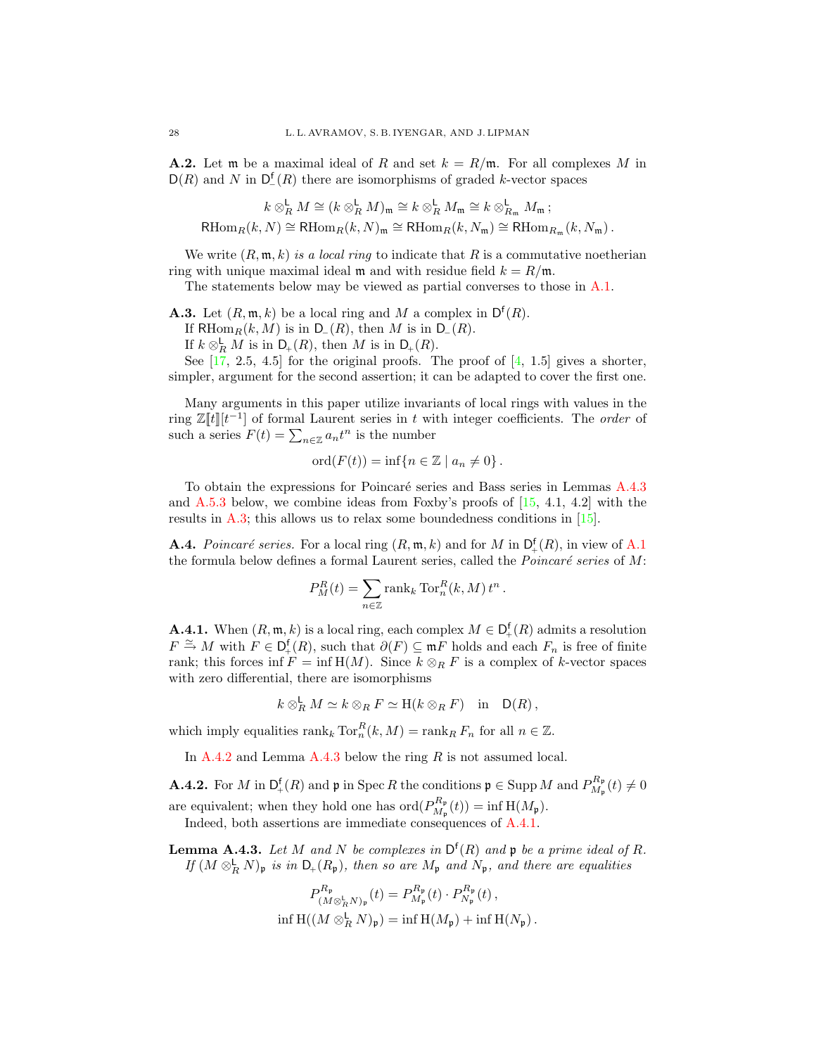**A.2.** Let $\mathfrak{m}$ be a maximal ideal of $R$ and set $k = R/\mathfrak{m}$. For all complexes $M$ in $\mathsf{D}(R)$ and $N$ in $\mathsf{D}^{\mathsf{f}}_{-}(R)$ there are isomorphisms of graded $k$-vector spaces

$$k \otimes^{\mathsf{L}}_R M \cong (k \otimes^{\mathsf{L}}_R M)_{\mathfrak{m}} \cong k \otimes^{\mathsf{L}}_R M_{\mathfrak{m}} \cong k \otimes^{\mathsf{L}}_{R_{\mathfrak{m}}} M_{\mathfrak{m}}\,;$$
$$\mathsf{RHom}_R(k, N) \cong \mathsf{RHom}_R(k, N)_{\mathfrak{m}} \cong \mathsf{RHom}_R(k, N_{\mathfrak{m}}) \cong \mathsf{RHom}_{R_{\mathfrak{m}}}(k, N_{\mathfrak{m}})\,.$$

We write $(R, \mathfrak{m}, k)$ *is a local ring* to indicate that $R$ is a commutative noetherian ring with unique maximal ideal $\mathfrak{m}$ and with residue field $k = R/\mathfrak{m}$.

The statements below may be viewed as partial converses to those in A.1.

**A.3.** Let $(R, \mathfrak{m}, k)$ be a local ring and $M$ a complex in $\mathsf{D}^{\mathsf{f}}(R)$.

If $\mathsf{RHom}_R(k, M)$ is in $\mathsf{D}_{-}(R)$, then $M$ is in $\mathsf{D}_{-}(R)$.

If $k \otimes^{\mathsf{L}}_R M$ is in $\mathsf{D}_{+}(R)$, then $M$ is in $\mathsf{D}_{+}(R)$.

See [17, 2.5, 4.5] for the original proofs. The proof of [4, 1.5] gives a shorter, simpler, argument for the second assertion; it can be adapted to cover the first one.

Many arguments in this paper utilize invariants of local rings with values in the ring $\mathbb{Z}[\![t]\!][t^{-1}]$ of formal Laurent series in $t$ with integer coefficients. The *order* of such a series $F(t) = \sum_{n\in\mathbb{Z}} a_n t^n$ is the number

$$\operatorname{ord}(F(t)) = \inf\{n \in \mathbb{Z} \mid a_n \neq 0\}\,.$$

To obtain the expressions for Poincaré series and Bass series in Lemmas A.4.3 and A.5.3 below, we combine ideas from Foxby's proofs of [15, 4.1, 4.2] with the results in A.3; this allows us to relax some boundedness conditions in [15].

**A.4.** *Poincaré series.* For a local ring $(R, \mathfrak{m}, k)$ and for $M$ in $\mathsf{D}^{\mathsf{f}}_{+}(R)$, in view of A.1 the formula below defines a formal Laurent series, called the *Poincaré series* of $M$:

$$P^R_M(t) = \sum_{n\in\mathbb{Z}} \operatorname{rank}_k \operatorname{Tor}^R_n(k, M)\, t^n\,.$$

**A.4.1.** When $(R, \mathfrak{m}, k)$ is a local ring, each complex $M \in \mathsf{D}^{\mathsf{f}}_{+}(R)$ admits a resolution $F \xrightarrow{\simeq} M$ with $F \in \mathsf{D}^{\mathsf{f}}_{+}(R)$, such that $\partial(F) \subseteq \mathfrak{m}F$ holds and each $F_n$ is free of finite rank; this forces $\inf F = \inf \mathrm{H}(M)$. Since $k \otimes_R F$ is a complex of $k$-vector spaces with zero differential, there are isomorphisms

$$k \otimes^{\mathsf{L}}_R M \simeq k \otimes_R F \simeq \mathrm{H}(k \otimes_R F) \quad \text{in} \quad \mathsf{D}(R)\,,$$

which imply equalities $\operatorname{rank}_k \operatorname{Tor}^R_n(k, M) = \operatorname{rank}_R F_n$ for all $n \in \mathbb{Z}$.

In A.4.2 and Lemma A.4.3 below the ring $R$ is not assumed local.

**A.4.2.** For $M$ in $\mathsf{D}^{\mathsf{f}}_{+}(R)$ and $\mathfrak{p}$ in $\operatorname{Spec} R$ the conditions $\mathfrak{p} \in \operatorname{Supp} M$ and $P^{R_{\mathfrak{p}}}_{M_{\mathfrak{p}}}(t) \neq 0$ are equivalent; when they hold one has $\operatorname{ord}(P^{R_{\mathfrak{p}}}_{M_{\mathfrak{p}}}(t)) = \inf \mathrm{H}(M_{\mathfrak{p}})$.

Indeed, both assertions are immediate consequences of A.4.1.

**Lemma A.4.3.** *Let $M$ and $N$ be complexes in $\mathsf{D}^{\mathsf{f}}(R)$ and $\mathfrak{p}$ be a prime ideal of $R$. If $(M \otimes^{\mathsf{L}}_R N)_{\mathfrak{p}}$ is in $\mathsf{D}_{+}(R_{\mathfrak{p}})$, then so are $M_{\mathfrak{p}}$ and $N_{\mathfrak{p}}$, and there are equalities*

$$P^{R_{\mathfrak{p}}}_{(M\otimes^{\mathsf{L}}_R N)_{\mathfrak{p}}}(t) = P^{R_{\mathfrak{p}}}_{M_{\mathfrak{p}}}(t) \cdot P^{R_{\mathfrak{p}}}_{N_{\mathfrak{p}}}(t)\,,$$
$$\inf \mathrm{H}((M \otimes^{\mathsf{L}}_R N)_{\mathfrak{p}}) = \inf \mathrm{H}(M_{\mathfrak{p}}) + \inf \mathrm{H}(N_{\mathfrak{p}})\,.$$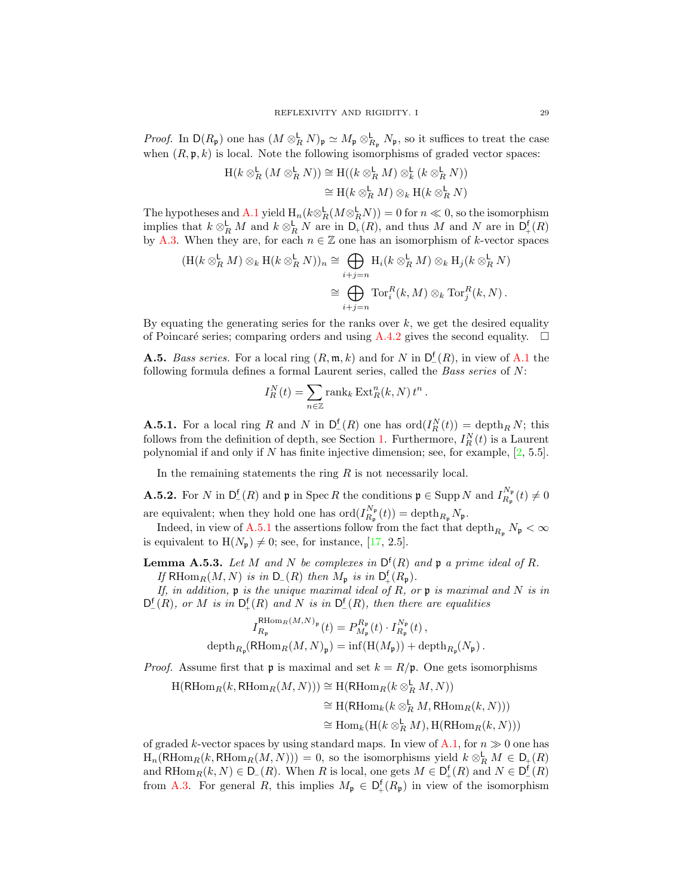*Proof.* In $\mathsf{D}(R_{\mathfrak p})$ one has $(M \otimes^{\mathsf L}_R N)_{\mathfrak p} \simeq M_{\mathfrak p} \otimes^{\mathsf L}_{R_{\mathfrak p}} N_{\mathfrak p}$, so it suffices to treat the case when $(R, \mathfrak p, k)$ is local. Note the following isomorphisms of graded vector spaces:

$$
\begin{aligned}
\mathrm{H}(k \otimes^{\mathsf L}_R (M \otimes^{\mathsf L}_R N)) &\cong \mathrm{H}((k \otimes^{\mathsf L}_R M) \otimes^{\mathsf L}_k (k \otimes^{\mathsf L}_R N)) \\
&\cong \mathrm{H}(k \otimes^{\mathsf L}_R M) \otimes_k \mathrm{H}(k \otimes^{\mathsf L}_R N)
\end{aligned}
$$

The hypotheses and A.1 yield $\mathrm{H}_n(k \otimes^{\mathsf L}_R (M \otimes^{\mathsf L}_R N)) = 0$ for $n \ll 0$, so the isomorphism implies that $k \otimes^{\mathsf L}_R M$ and $k \otimes^{\mathsf L}_R N$ are in $\mathsf{D}_+(R)$, and thus $M$ and $N$ are in $\mathsf{D}^{\mathsf f}_+(R)$ by A.3. When they are, for each $n \in \mathbb{Z}$ one has an isomorphism of $k$-vector spaces

$$
\begin{aligned}
(\mathrm{H}(k \otimes^{\mathsf L}_R M) \otimes_k \mathrm{H}(k \otimes^{\mathsf L}_R N))_n &\cong \bigoplus_{i+j=n} \mathrm{H}_i(k \otimes^{\mathsf L}_R M) \otimes_k \mathrm{H}_j(k \otimes^{\mathsf L}_R N) \\
&\cong \bigoplus_{i+j=n} \mathrm{Tor}^R_i(k, M) \otimes_k \mathrm{Tor}^R_j(k, N)\,.
\end{aligned}
$$

By equating the generating series for the ranks over $k$, we get the desired equality of Poincaré series; comparing orders and using A.4.2 gives the second equality. $\square$

**A.5.** *Bass series.* For a local ring $(R, \mathfrak m, k)$ and for $N$ in $\mathsf{D}^{\mathsf f}_-(R)$, in view of A.1 the following formula defines a formal Laurent series, called the *Bass series* of $N$:

$$
I^N_R(t) = \sum_{n \in \mathbb{Z}} \mathrm{rank}_k \, \mathrm{Ext}^n_R(k, N)\, t^n\,.
$$

**A.5.1.** For a local ring $R$ and $N$ in $\mathsf{D}^{\mathsf f}_-(R)$ one has $\mathrm{ord}(I^N_R(t)) = \mathrm{depth}_R N$; this follows from the definition of depth, see Section 1. Furthermore, $I^N_R(t)$ is a Laurent polynomial if and only if $N$ has finite injective dimension; see, for example, [2, 5.5].

In the remaining statements the ring $R$ is not necessarily local.

**A.5.2.** For $N$ in $\mathsf{D}^{\mathsf f}_-(R)$ and $\mathfrak p$ in $\mathrm{Spec}\, R$ the conditions $\mathfrak p \in \mathrm{Supp}\, N$ and $I^{N_{\mathfrak p}}_{R_{\mathfrak p}}(t) \neq 0$ are equivalent; when they hold one has $\mathrm{ord}(I^{N_{\mathfrak p}}_{R_{\mathfrak p}}(t)) = \mathrm{depth}_{R_{\mathfrak p}} N_{\mathfrak p}$.

Indeed, in view of A.5.1 the assertions follow from the fact that $\mathrm{depth}_{R_{\mathfrak p}} N_{\mathfrak p} < \infty$ is equivalent to $\mathrm{H}(N_{\mathfrak p}) \neq 0$; see, for instance, [17, 2.5].

**Lemma A.5.3.** *Let $M$ and $N$ be complexes in $\mathsf{D}^{\mathsf f}(R)$ and $\mathfrak p$ a prime ideal of $R$.*

*If $\mathsf{RHom}_R(M, N)$ is in $\mathsf{D}_-(R)$ then $M_{\mathfrak p}$ is in $\mathsf{D}^{\mathsf f}_+(R_{\mathfrak p})$.*

*If, in addition, $\mathfrak p$ is the unique maximal ideal of $R$, or $\mathfrak p$ is maximal and $N$ is in $\mathsf{D}^{\mathsf f}_-(R)$, or $M$ is in $\mathsf{D}^{\mathsf f}_+(R)$ and $N$ is in $\mathsf{D}^{\mathsf f}_-(R)$, then there are equalities*

$$
\begin{aligned}
I^{\mathsf{RHom}_R(M,N)_{\mathfrak p}}_{R_{\mathfrak p}}(t) &= P^{R_{\mathfrak p}}_{M_{\mathfrak p}}(t) \cdot I^{N_{\mathfrak p}}_{R_{\mathfrak p}}(t)\,, \\
\mathrm{depth}_{R_{\mathfrak p}}(\mathsf{RHom}_R(M, N)_{\mathfrak p}) &= \inf(\mathrm{H}(M_{\mathfrak p})) + \mathrm{depth}_{R_{\mathfrak p}}(N_{\mathfrak p})\,.
\end{aligned}
$$

*Proof.* Assume first that $\mathfrak p$ is maximal and set $k = R/\mathfrak p$. One gets isomorphisms

$$
\begin{aligned}
\mathrm{H}(\mathsf{RHom}_R(k, \mathsf{RHom}_R(M, N))) &\cong \mathrm{H}(\mathsf{RHom}_R(k \otimes^{\mathsf L}_R M, N)) \\
&\cong \mathrm{H}(\mathsf{RHom}_k(k \otimes^{\mathsf L}_R M, \mathsf{RHom}_R(k, N))) \\
&\cong \mathrm{Hom}_k(\mathrm{H}(k \otimes^{\mathsf L}_R M), \mathrm{H}(\mathsf{RHom}_R(k, N)))
\end{aligned}
$$

of graded $k$-vector spaces by using standard maps. In view of A.1, for $n \gg 0$ one has $\mathrm{H}_n(\mathsf{RHom}_R(k, \mathsf{RHom}_R(M, N))) = 0$, so the isomorphisms yield $k \otimes^{\mathsf L}_R M \in \mathsf{D}_+(R)$ and $\mathsf{RHom}_R(k, N) \in \mathsf{D}_-(R)$. When $R$ is local, one gets $M \in \mathsf{D}^{\mathsf f}_+(R)$ and $N \in \mathsf{D}^{\mathsf f}_-(R)$ from A.3. For general $R$, this implies $M_{\mathfrak p} \in \mathsf{D}^{\mathsf f}_+(R_{\mathfrak p})$ in view of the isomorphism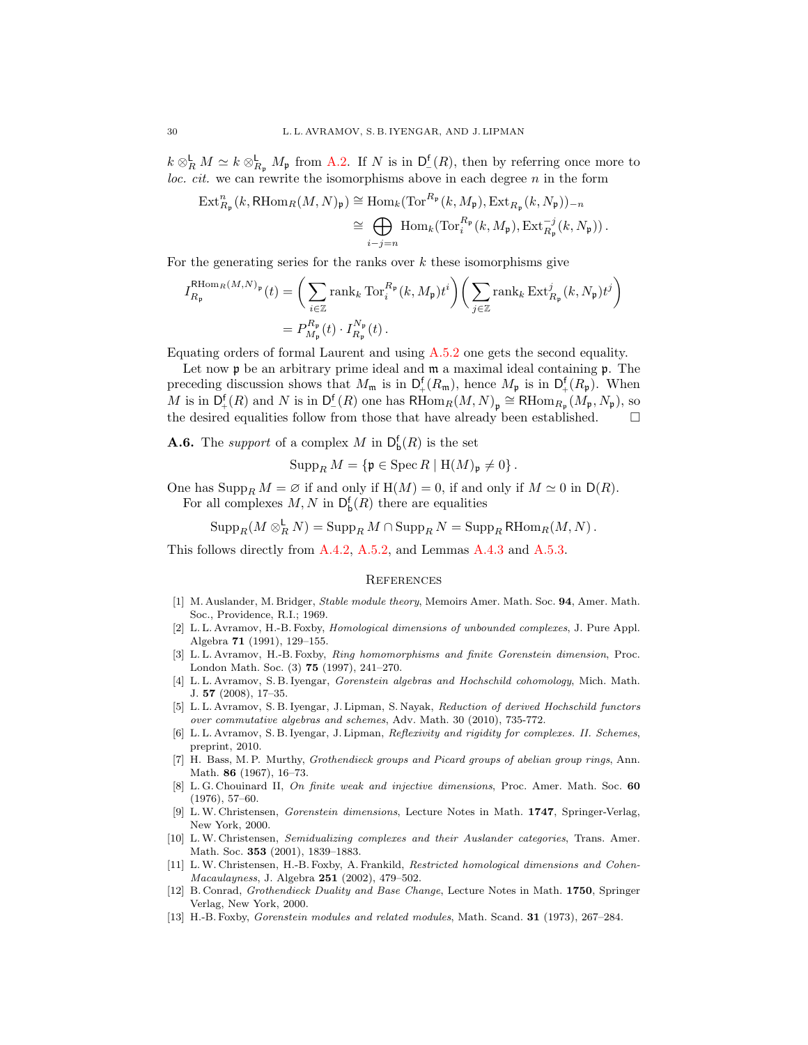$k \otimes^{\mathsf{L}}_R M \simeq k \otimes^{\mathsf{L}}_{R_\mathfrak{p}} M_\mathfrak{p}$ from A.2. If $N$ is in $\mathsf{D}^{\mathsf{f}}_{-}(R)$, then by referring once more to *loc. cit.* we can rewrite the isomorphisms above in each degree $n$ in the form

$$
\begin{aligned}
\operatorname{Ext}^n_{R_\mathfrak{p}}(k, \mathsf{RHom}_R(M,N)_\mathfrak{p}) &\cong \operatorname{Hom}_k(\operatorname{Tor}^{R_\mathfrak{p}}(k, M_\mathfrak{p}), \operatorname{Ext}_{R_\mathfrak{p}}(k, N_\mathfrak{p}))_{-n} \\
&\cong \bigoplus_{i-j=n} \operatorname{Hom}_k(\operatorname{Tor}^{R_\mathfrak{p}}_i(k, M_\mathfrak{p}), \operatorname{Ext}^{-j}_{R_\mathfrak{p}}(k, N_\mathfrak{p}))\,.
\end{aligned}
$$

For the generating series for the ranks over $k$ these isomorphisms give

$$
\begin{aligned}
I^{\mathsf{RHom}_R(M,N)_\mathfrak{p}}_{R_\mathfrak{p}}(t) &= \left(\sum_{i\in\mathbb{Z}} \operatorname{rank}_k \operatorname{Tor}^{R_\mathfrak{p}}_i(k, M_\mathfrak{p}) t^i\right)\left(\sum_{j\in\mathbb{Z}} \operatorname{rank}_k \operatorname{Ext}^j_{R_\mathfrak{p}}(k, N_\mathfrak{p}) t^j\right) \\
&= P^{R_\mathfrak{p}}_{M_\mathfrak{p}}(t)\cdot I^{N_\mathfrak{p}}_{R_\mathfrak{p}}(t)\,.
\end{aligned}
$$

Equating orders of formal Laurent and using A.5.2 one gets the second equality.

Let now $\mathfrak{p}$ be an arbitrary prime ideal and $\mathfrak{m}$ a maximal ideal containing $\mathfrak{p}$. The preceding discussion shows that $M_\mathfrak{m}$ is in $\mathsf{D}^{\mathsf{f}}_{+}(R_\mathfrak{m})$, hence $M_\mathfrak{p}$ is in $\mathsf{D}^{\mathsf{f}}_{+}(R_\mathfrak{p})$. When $M$ is in $\mathsf{D}^{\mathsf{f}}_{+}(R)$ and $N$ is in $\mathsf{D}^{\mathsf{f}}_{-}(R)$ one has $\mathsf{RHom}_R(M,N)_\mathfrak{p} \cong \mathsf{RHom}_{R_\mathfrak{p}}(M_\mathfrak{p}, N_\mathfrak{p})$, so the desired equalities follow from those that have already been established. $\square$

**A.6.** The *support* of a complex $M$ in $\mathsf{D}^{\mathsf{f}}_{\mathsf{b}}(R)$ is the set

$$
\operatorname{Supp}_R M = \{\mathfrak{p} \in \operatorname{Spec} R \mid \operatorname{H}(M)_\mathfrak{p} \neq 0\}\,.
$$

One has $\operatorname{Supp}_R M = \varnothing$ if and only if $\operatorname{H}(M) = 0$, if and only if $M \simeq 0$ in $\mathsf{D}(R)$.

For all complexes $M, N$ in $\mathsf{D}^{\mathsf{f}}_{\mathsf{b}}(R)$ there are equalities

$$
\operatorname{Supp}_R(M \otimes^{\mathsf{L}}_R N) = \operatorname{Supp}_R M \cap \operatorname{Supp}_R N = \operatorname{Supp}_R \mathsf{RHom}_R(M,N)\,.
$$

This follows directly from A.4.2, A.5.2, and Lemmas A.4.3 and A.5.3.

## References

[1] M. Auslander, M. Bridger, *Stable module theory*, Memoirs Amer. Math. Soc. **94**, Amer. Math. Soc., Providence, R.I.; 1969.

[2] L. L. Avramov, H.-B. Foxby, *Homological dimensions of unbounded complexes*, J. Pure Appl. Algebra **71** (1991), 129–155.

[3] L. L. Avramov, H.-B. Foxby, *Ring homomorphisms and finite Gorenstein dimension*, Proc. London Math. Soc. (3) **75** (1997), 241–270.

[4] L. L. Avramov, S. B. Iyengar, *Gorenstein algebras and Hochschild cohomology*, Mich. Math. J. **57** (2008), 17–35.

[5] L. L. Avramov, S. B. Iyengar, J. Lipman, S. Nayak, *Reduction of derived Hochschild functors over commutative algebras and schemes*, Adv. Math. 30 (2010), 735-772.

[6] L. L. Avramov, S. B. Iyengar, J. Lipman, *Reflexivity and rigidity for complexes. II. Schemes*, preprint, 2010.

[7] H. Bass, M. P. Murthy, *Grothendieck groups and Picard groups of abelian group rings*, Ann. Math. **86** (1967), 16–73.

[8] L. G. Chouinard II, *On finite weak and injective dimensions*, Proc. Amer. Math. Soc. **60** (1976), 57–60.

[9] L. W. Christensen, *Gorenstein dimensions*, Lecture Notes in Math. **1747**, Springer-Verlag, New York, 2000.

[10] L. W. Christensen, *Semidualizing complexes and their Auslander categories*, Trans. Amer. Math. Soc. **353** (2001), 1839–1883.

[11] L. W. Christensen, H.-B. Foxby, A. Frankild, *Restricted homological dimensions and Cohen-Macaulayness*, J. Algebra **251** (2002), 479–502.

[12] B. Conrad, *Grothendieck Duality and Base Change*, Lecture Notes in Math. **1750**, Springer Verlag, New York, 2000.

[13] H.-B. Foxby, *Gorenstein modules and related modules*, Math. Scand. **31** (1973), 267–284.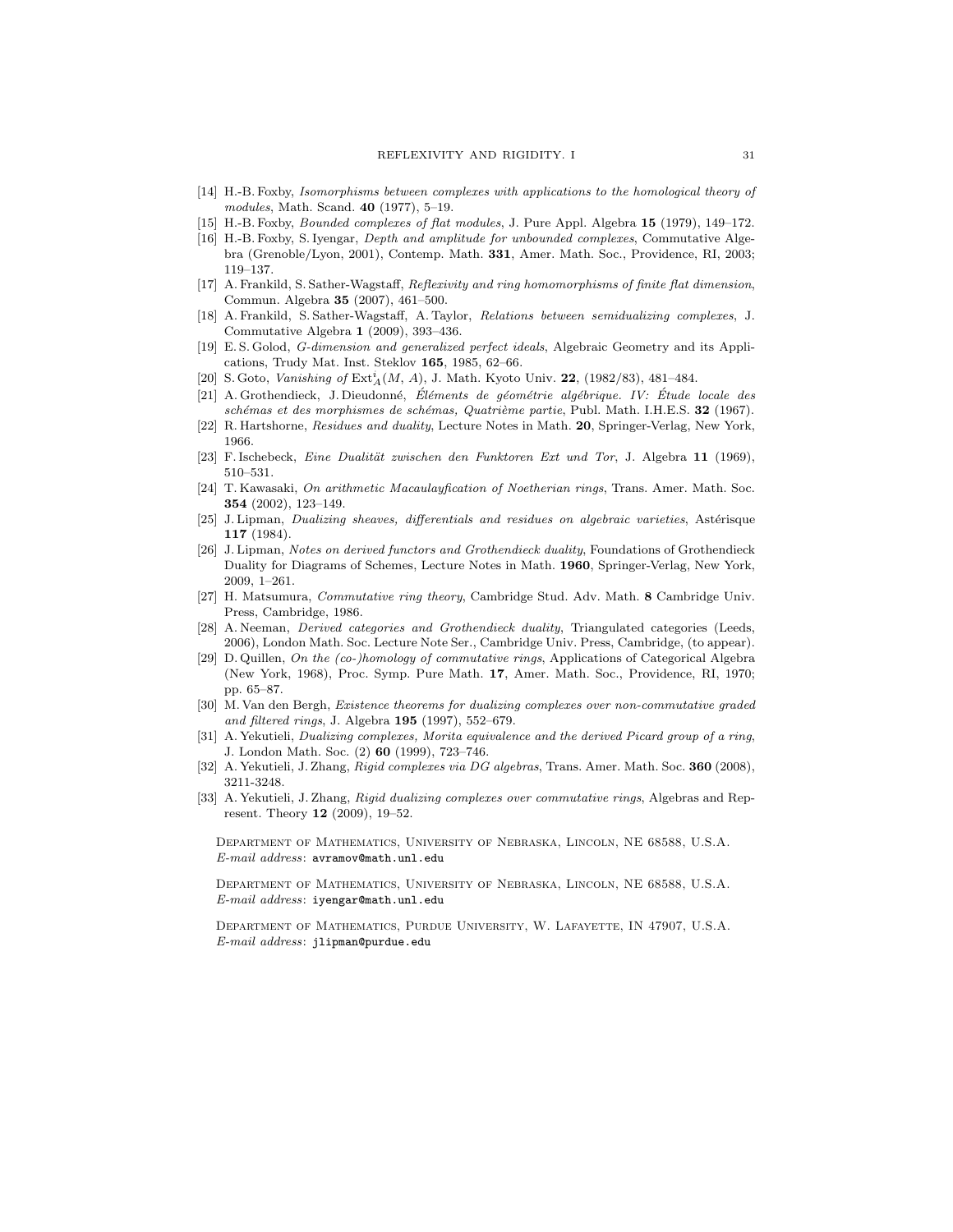[14] H.-B. Foxby, *Isomorphisms between complexes with applications to the homological theory of modules*, Math. Scand. **40** (1977), 5–19.

[15] H.-B. Foxby, *Bounded complexes of flat modules*, J. Pure Appl. Algebra **15** (1979), 149–172.

[16] H.-B. Foxby, S. Iyengar, *Depth and amplitude for unbounded complexes*, Commutative Algebra (Grenoble/Lyon, 2001), Contemp. Math. **331**, Amer. Math. Soc., Providence, RI, 2003; 119–137.

[17] A. Frankild, S. Sather-Wagstaff, *Reflexivity and ring homomorphisms of finite flat dimension*, Commun. Algebra **35** (2007), 461–500.

[18] A. Frankild, S. Sather-Wagstaff, A. Taylor, *Relations between semidualizing complexes*, J. Commutative Algebra **1** (2009), 393–436.

[19] E. S. Golod, *G-dimension and generalized perfect ideals*, Algebraic Geometry and its Applications, Trudy Mat. Inst. Steklov **165**, 1985, 62–66.

[20] S. Goto, *Vanishing of* $\mathrm{Ext}^i_A(M,\, A)$, J. Math. Kyoto Univ. **22**, (1982/83), 481–484.

[21] A. Grothendieck, J. Dieudonné, *Éléments de géométrie algébrique. IV: Étude locale des schémas et des morphismes de schémas, Quatrième partie*, Publ. Math. I.H.E.S. **32** (1967).

[22] R. Hartshorne, *Residues and duality*, Lecture Notes in Math. **20**, Springer-Verlag, New York, 1966.

[23] F. Ischebeck, *Eine Dualität zwischen den Funktoren Ext und Tor*, J. Algebra **11** (1969), 510–531.

[24] T. Kawasaki, *On arithmetic Macaulayfication of Noetherian rings*, Trans. Amer. Math. Soc. **354** (2002), 123–149.

[25] J. Lipman, *Dualizing sheaves, differentials and residues on algebraic varieties*, Astérisque **117** (1984).

[26] J. Lipman, *Notes on derived functors and Grothendieck duality*, Foundations of Grothendieck Duality for Diagrams of Schemes, Lecture Notes in Math. **1960**, Springer-Verlag, New York, 2009, 1–261.

[27] H. Matsumura, *Commutative ring theory*, Cambridge Stud. Adv. Math. **8** Cambridge Univ. Press, Cambridge, 1986.

[28] A. Neeman, *Derived categories and Grothendieck duality*, Triangulated categories (Leeds, 2006), London Math. Soc. Lecture Note Ser., Cambridge Univ. Press, Cambridge, (to appear).

[29] D. Quillen, *On the (co-)homology of commutative rings*, Applications of Categorical Algebra (New York, 1968), Proc. Symp. Pure Math. **17**, Amer. Math. Soc., Providence, RI, 1970; pp. 65–87.

[30] M. Van den Bergh, *Existence theorems for dualizing complexes over non-commutative graded and filtered rings*, J. Algebra **195** (1997), 552–679.

[31] A. Yekutieli, *Dualizing complexes, Morita equivalence and the derived Picard group of a ring*, J. London Math. Soc. (2) **60** (1999), 723–746.

[32] A. Yekutieli, J. Zhang, *Rigid complexes via DG algebras*, Trans. Amer. Math. Soc. **360** (2008), 3211-3248.

[33] A. Yekutieli, J. Zhang, *Rigid dualizing complexes over commutative rings*, Algebras and Represent. Theory **12** (2009), 19–52.

Department of Mathematics, University of Nebraska, Lincoln, NE 68588, U.S.A.
*E-mail address*: `avramov@math.unl.edu`

Department of Mathematics, University of Nebraska, Lincoln, NE 68588, U.S.A.
*E-mail address*: `iyengar@math.unl.edu`

Department of Mathematics, Purdue University, W. Lafayette, IN 47907, U.S.A.
*E-mail address*: `jlipman@purdue.edu`